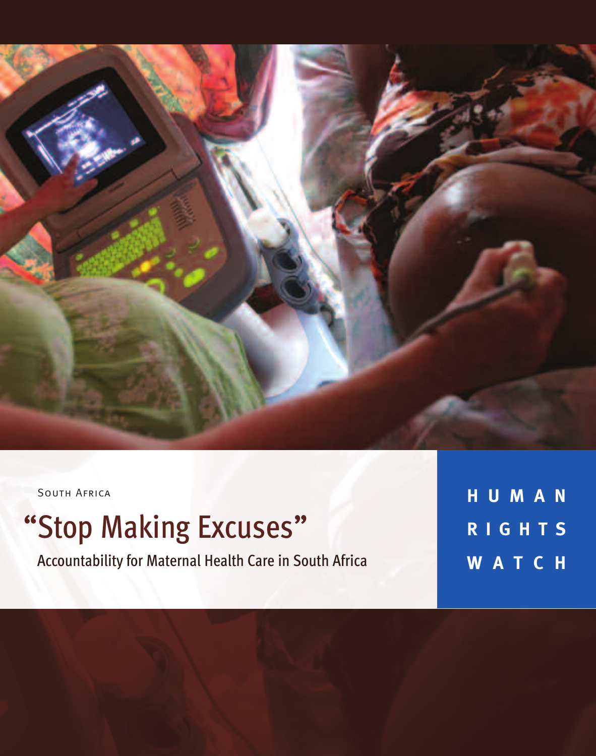South Africa

# "Stop Making Excuses"

## Accountability for Maternal Health Care in South Africa

**HUMAN RIGHTS WATCH**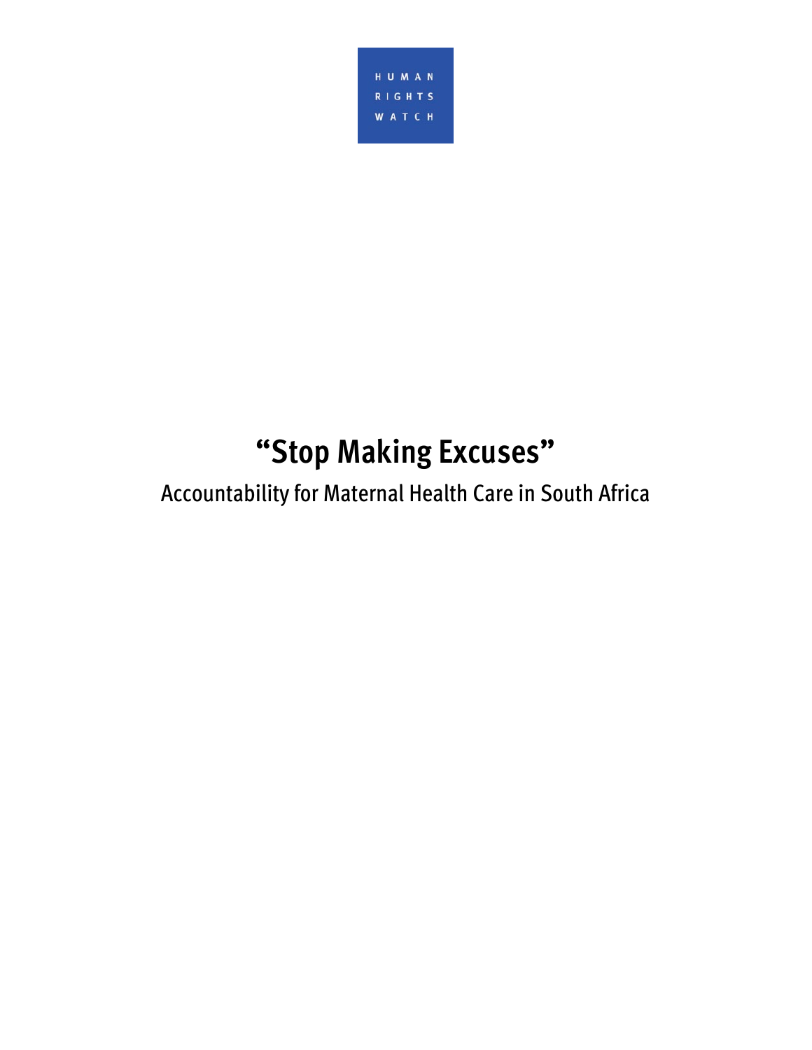HUMAN RIGHTS WATCH

# "Stop Making Excuses"

## Accountability for Maternal Health Care in South Africa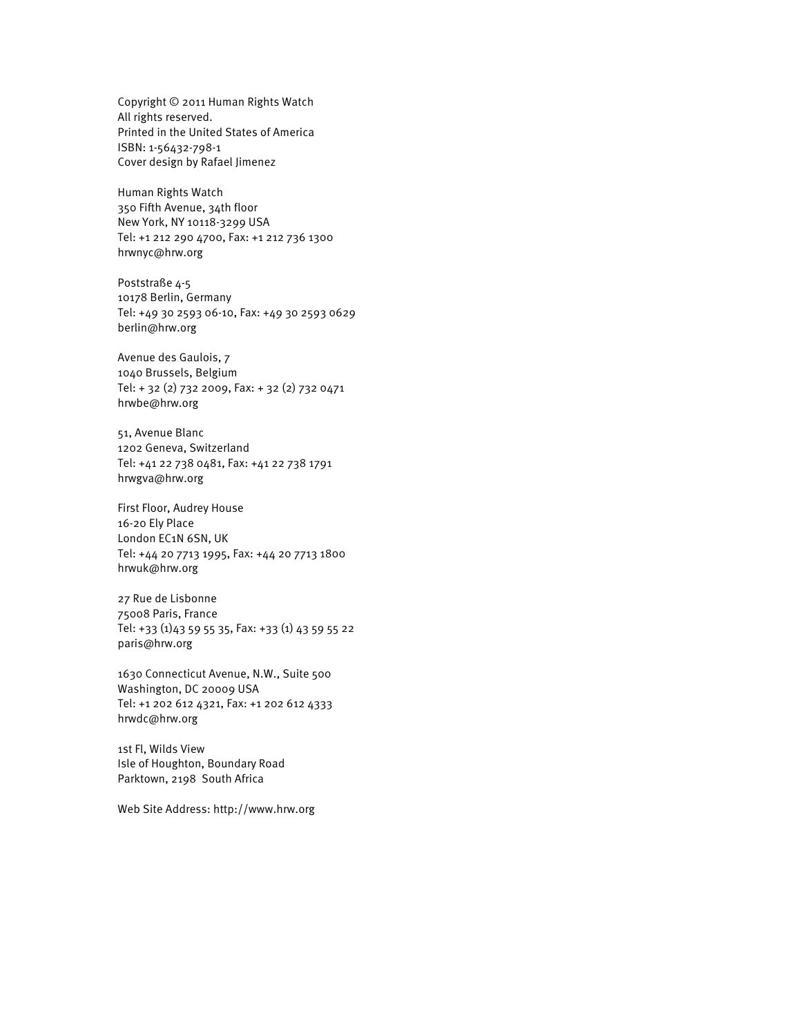Copyright © 2011 Human Rights Watch
All rights reserved.
Printed in the United States of America
ISBN: 1-56432-798-1
Cover design by Rafael Jimenez

Human Rights Watch
350 Fifth Avenue, 34th floor
New York, NY 10118-3299 USA
Tel: +1 212 290 4700, Fax: +1 212 736 1300
hrwnyc@hrw.org

Poststraße 4-5
10178 Berlin, Germany
Tel: +49 30 2593 06-10, Fax: +49 30 2593 0629
berlin@hrw.org

Avenue des Gaulois, 7
1040 Brussels, Belgium
Tel: + 32 (2) 732 2009, Fax: + 32 (2) 732 0471
hrwbe@hrw.org

51, Avenue Blanc
1202 Geneva, Switzerland
Tel: +41 22 738 0481, Fax: +41 22 738 1791
hrwgva@hrw.org

First Floor, Audrey House
16-20 Ely Place
London EC1N 6SN, UK
Tel: +44 20 7713 1995, Fax: +44 20 7713 1800
hrwuk@hrw.org

27 Rue de Lisbonne
75008 Paris, France
Tel: +33 (1)43 59 55 35, Fax: +33 (1) 43 59 55 22
paris@hrw.org

1630 Connecticut Avenue, N.W., Suite 500
Washington, DC 20009 USA
Tel: +1 202 612 4321, Fax: +1 202 612 4333
hrwdc@hrw.org

1st Fl, Wilds View
Isle of Houghton, Boundary Road
Parktown, 2198 South Africa

Web Site Address: http://www.hrw.org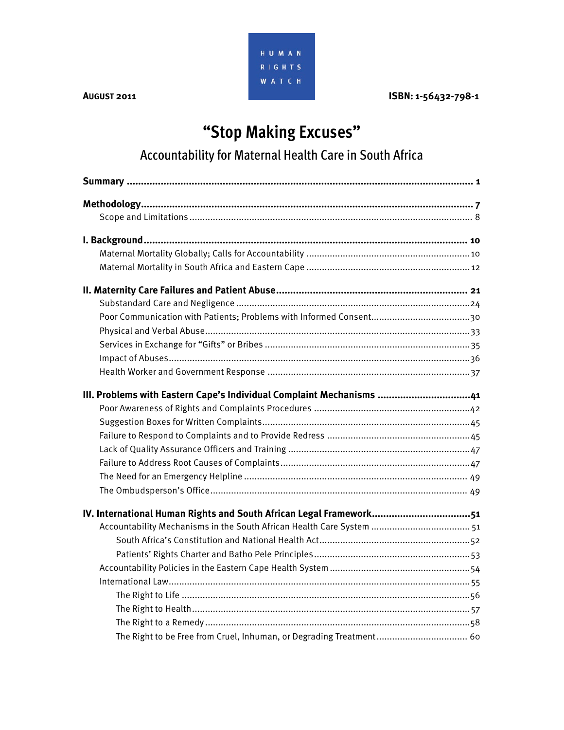HUMAN RIGHTS WATCH

**AUGUST 2011**

**ISBN: 1-56432-798-1**

# "Stop Making Excuses"

## Accountability for Maternal Health Care in South Africa

**Summary** .......... **1**

**Methodology** .......... **7**

- Scope and Limitations .......... 8

**I. Background** .......... **10**

- Maternal Mortality Globally; Calls for Accountability .......... 10
- Maternal Mortality in South Africa and Eastern Cape .......... 12

**II. Maternity Care Failures and Patient Abuse** .......... **21**

- Substandard Care and Negligence .......... 24
- Poor Communication with Patients; Problems with Informed Consent .......... 30
- Physical and Verbal Abuse .......... 33
- Services in Exchange for "Gifts" or Bribes .......... 35
- Impact of Abuses .......... 36
- Health Worker and Government Response .......... 37

**III. Problems with Eastern Cape's Individual Complaint Mechanisms** .......... **41**

- Poor Awareness of Rights and Complaints Procedures .......... 42
- Suggestion Boxes for Written Complaints .......... 45
- Failure to Respond to Complaints and to Provide Redress .......... 45
- Lack of Quality Assurance Officers and Training .......... 47
- Failure to Address Root Causes of Complaints .......... 47
- The Need for an Emergency Helpline .......... 49
- The Ombudsperson's Office .......... 49

**IV. International Human Rights and South African Legal Framework** .......... **51**

- Accountability Mechanisms in the South African Health Care System .......... 51
  - South Africa's Constitution and National Health Act .......... 52
  - Patients' Rights Charter and Batho Pele Principles .......... 53
- Accountability Policies in the Eastern Cape Health System .......... 54
- International Law .......... 55
  - The Right to Life .......... 56
  - The Right to Health .......... 57
  - The Right to a Remedy .......... 58
  - The Right to be Free from Cruel, Inhuman, or Degrading Treatment .......... 60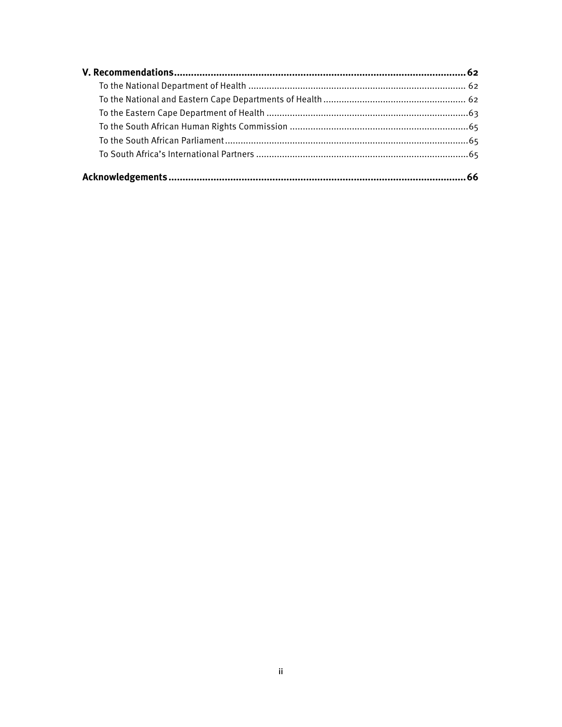**V. Recommendations** .......... **62**

To the National Department of Health .......... 62

To the National and Eastern Cape Departments of Health .......... 62

To the Eastern Cape Department of Health .......... 63

To the South African Human Rights Commission .......... 65

To the South African Parliament .......... 65

To South Africa's International Partners .......... 65

**Acknowledgements** .......... **66**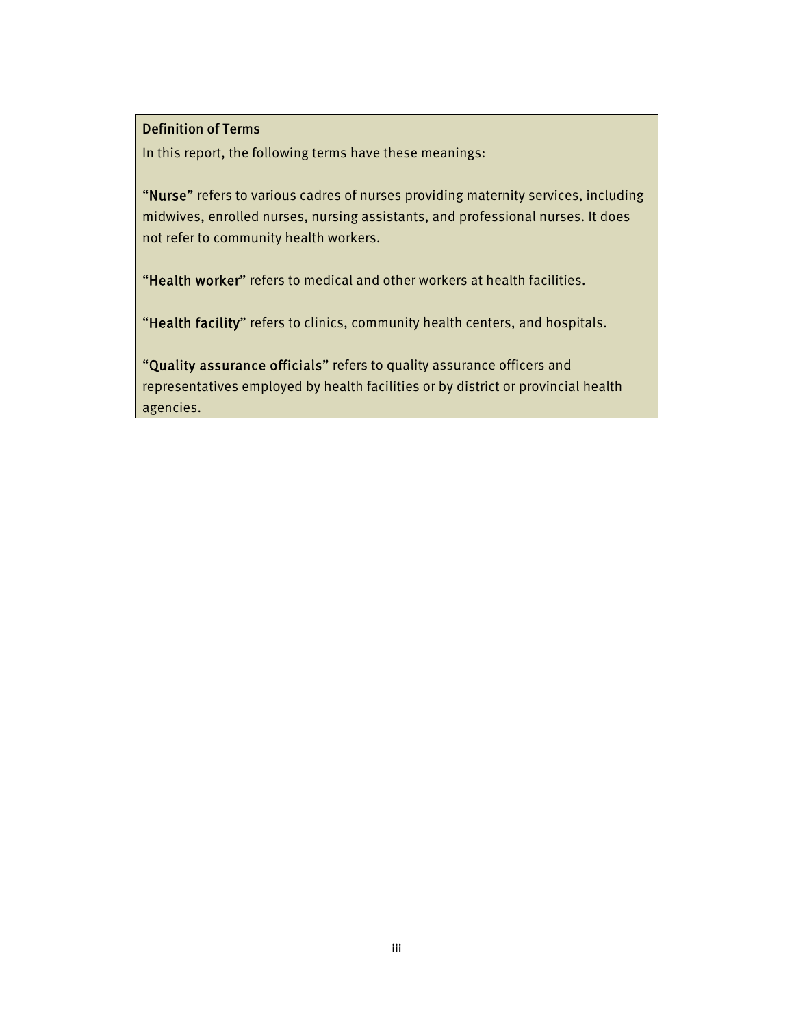### Definition of Terms

In this report, the following terms have these meanings:

"**Nurse**" refers to various cadres of nurses providing maternity services, including midwives, enrolled nurses, nursing assistants, and professional nurses. It does not refer to community health workers.

"**Health worker**" refers to medical and other workers at health facilities.

"**Health facility**" refers to clinics, community health centers, and hospitals.

"**Quality assurance officials**" refers to quality assurance officers and representatives employed by health facilities or by district or provincial health agencies.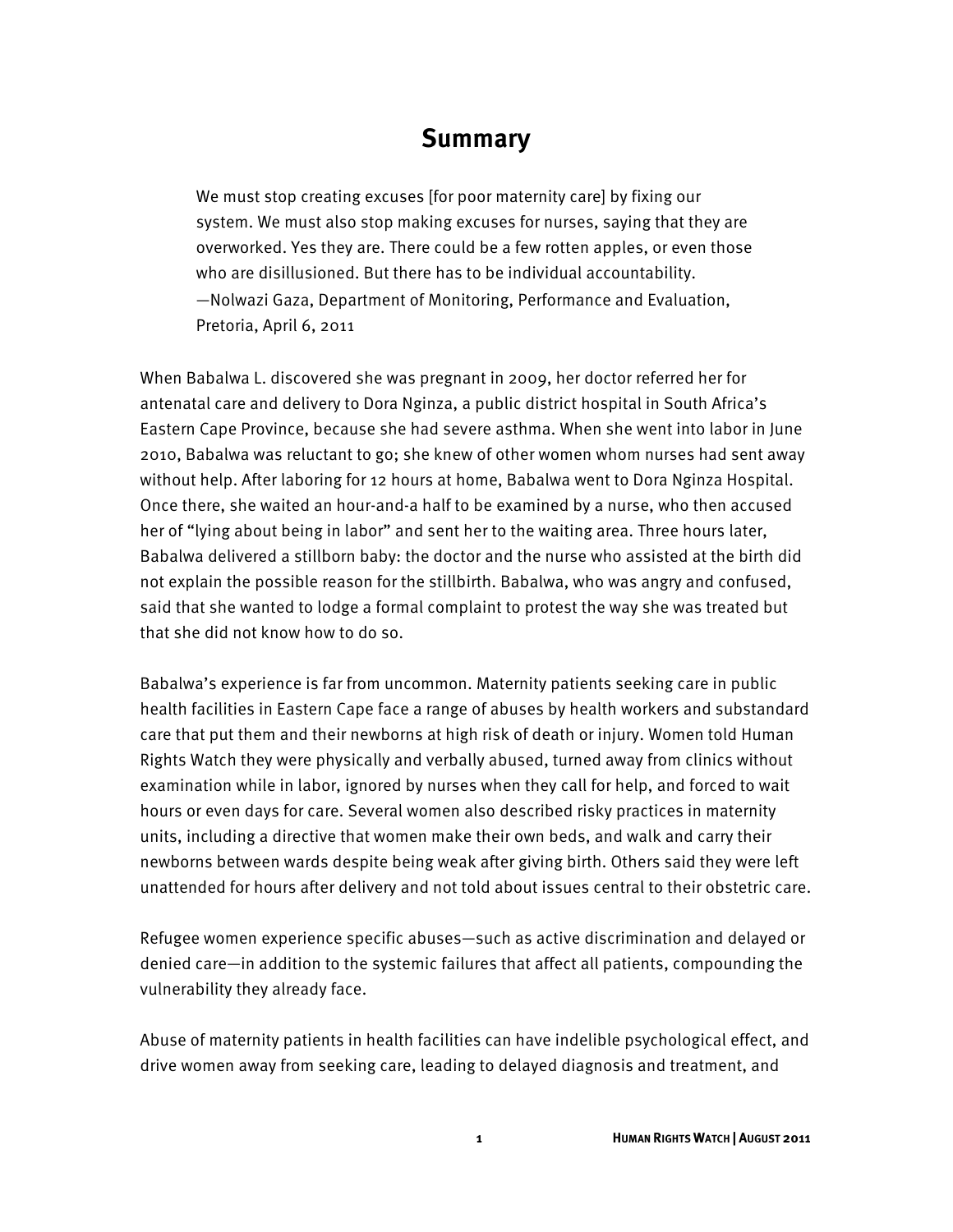# Summary

> We must stop creating excuses [for poor maternity care] by fixing our system. We must also stop making excuses for nurses, saying that they are overworked. Yes they are. There could be a few rotten apples, or even those who are disillusioned. But there has to be individual accountability.
> —Nolwazi Gaza, Department of Monitoring, Performance and Evaluation, Pretoria, April 6, 2011

When Babalwa L. discovered she was pregnant in 2009, her doctor referred her for antenatal care and delivery to Dora Nginza, a public district hospital in South Africa's Eastern Cape Province, because she had severe asthma. When she went into labor in June 2010, Babalwa was reluctant to go; she knew of other women whom nurses had sent away without help. After laboring for 12 hours at home, Babalwa went to Dora Nginza Hospital. Once there, she waited an hour-and-a half to be examined by a nurse, who then accused her of "lying about being in labor" and sent her to the waiting area. Three hours later, Babalwa delivered a stillborn baby: the doctor and the nurse who assisted at the birth did not explain the possible reason for the stillbirth. Babalwa, who was angry and confused, said that she wanted to lodge a formal complaint to protest the way she was treated but that she did not know how to do so.

Babalwa's experience is far from uncommon. Maternity patients seeking care in public health facilities in Eastern Cape face a range of abuses by health workers and substandard care that put them and their newborns at high risk of death or injury. Women told Human Rights Watch they were physically and verbally abused, turned away from clinics without examination while in labor, ignored by nurses when they call for help, and forced to wait hours or even days for care. Several women also described risky practices in maternity units, including a directive that women make their own beds, and walk and carry their newborns between wards despite being weak after giving birth. Others said they were left unattended for hours after delivery and not told about issues central to their obstetric care.

Refugee women experience specific abuses—such as active discrimination and delayed or denied care—in addition to the systemic failures that affect all patients, compounding the vulnerability they already face.

Abuse of maternity patients in health facilities can have indelible psychological effect, and drive women away from seeking care, leading to delayed diagnosis and treatment, and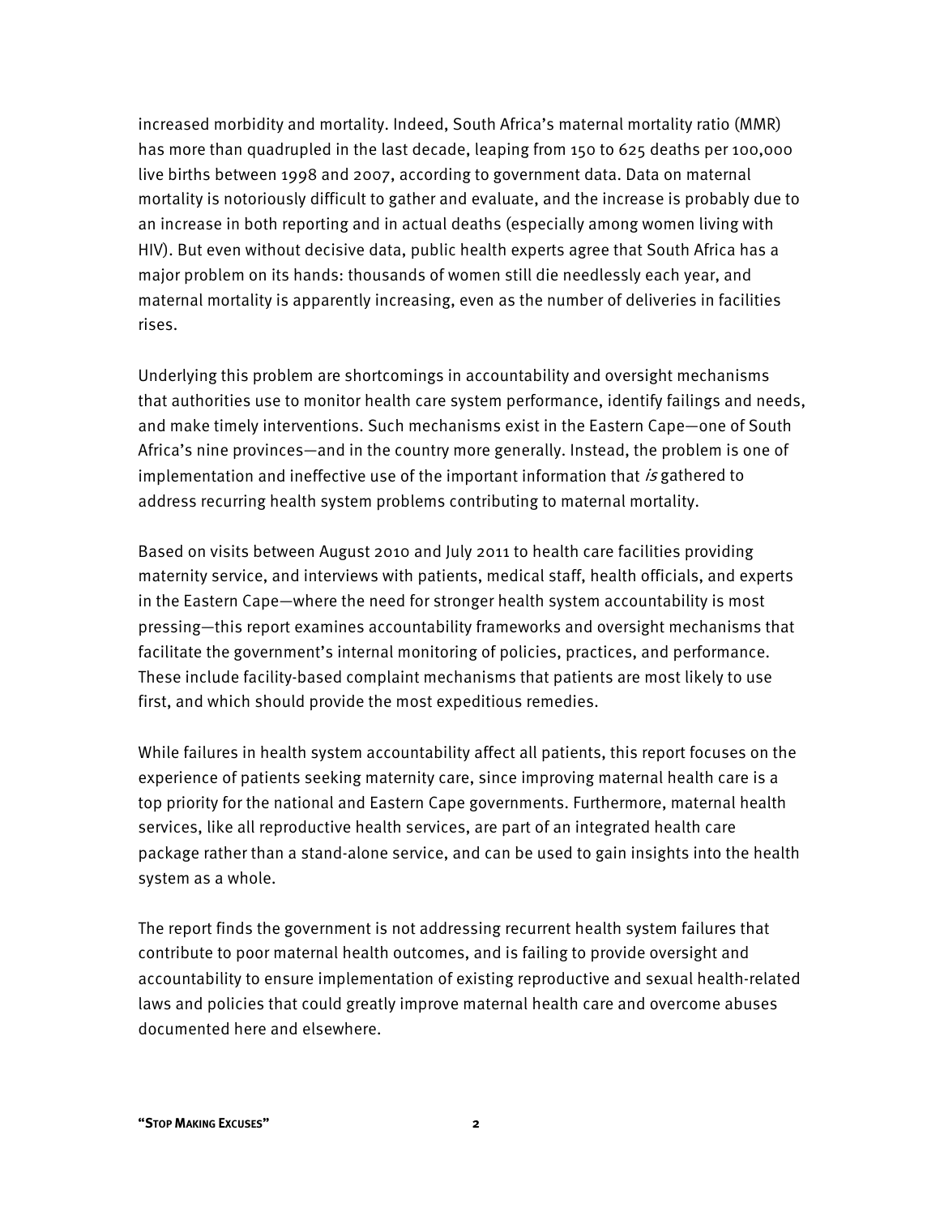increased morbidity and mortality. Indeed, South Africa's maternal mortality ratio (MMR) has more than quadrupled in the last decade, leaping from 150 to 625 deaths per 100,000 live births between 1998 and 2007, according to government data. Data on maternal mortality is notoriously difficult to gather and evaluate, and the increase is probably due to an increase in both reporting and in actual deaths (especially among women living with HIV). But even without decisive data, public health experts agree that South Africa has a major problem on its hands: thousands of women still die needlessly each year, and maternal mortality is apparently increasing, even as the number of deliveries in facilities rises.

Underlying this problem are shortcomings in accountability and oversight mechanisms that authorities use to monitor health care system performance, identify failings and needs, and make timely interventions. Such mechanisms exist in the Eastern Cape—one of South Africa's nine provinces—and in the country more generally. Instead, the problem is one of implementation and ineffective use of the important information that *is* gathered to address recurring health system problems contributing to maternal mortality.

Based on visits between August 2010 and July 2011 to health care facilities providing maternity service, and interviews with patients, medical staff, health officials, and experts in the Eastern Cape—where the need for stronger health system accountability is most pressing—this report examines accountability frameworks and oversight mechanisms that facilitate the government's internal monitoring of policies, practices, and performance. These include facility-based complaint mechanisms that patients are most likely to use first, and which should provide the most expeditious remedies.

While failures in health system accountability affect all patients, this report focuses on the experience of patients seeking maternity care, since improving maternal health care is a top priority for the national and Eastern Cape governments. Furthermore, maternal health services, like all reproductive health services, are part of an integrated health care package rather than a stand-alone service, and can be used to gain insights into the health system as a whole.

The report finds the government is not addressing recurrent health system failures that contribute to poor maternal health outcomes, and is failing to provide oversight and accountability to ensure implementation of existing reproductive and sexual health-related laws and policies that could greatly improve maternal health care and overcome abuses documented here and elsewhere.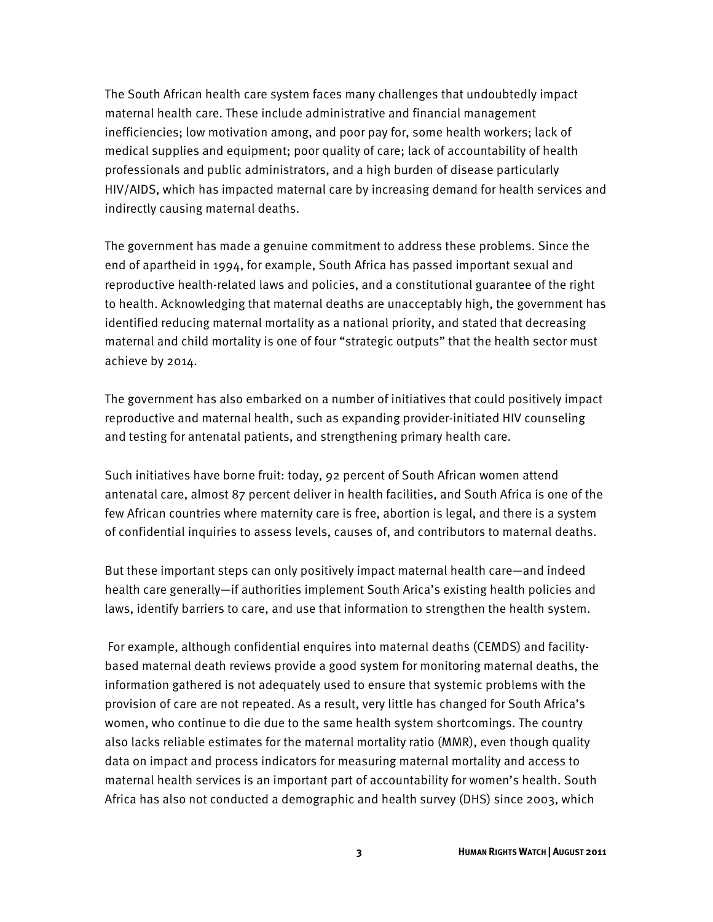The South African health care system faces many challenges that undoubtedly impact maternal health care. These include administrative and financial management inefficiencies; low motivation among, and poor pay for, some health workers; lack of medical supplies and equipment; poor quality of care; lack of accountability of health professionals and public administrators, and a high burden of disease particularly HIV/AIDS, which has impacted maternal care by increasing demand for health services and indirectly causing maternal deaths.

The government has made a genuine commitment to address these problems. Since the end of apartheid in 1994, for example, South Africa has passed important sexual and reproductive health-related laws and policies, and a constitutional guarantee of the right to health. Acknowledging that maternal deaths are unacceptably high, the government has identified reducing maternal mortality as a national priority, and stated that decreasing maternal and child mortality is one of four "strategic outputs" that the health sector must achieve by 2014.

The government has also embarked on a number of initiatives that could positively impact reproductive and maternal health, such as expanding provider-initiated HIV counseling and testing for antenatal patients, and strengthening primary health care.

Such initiatives have borne fruit: today, 92 percent of South African women attend antenatal care, almost 87 percent deliver in health facilities, and South Africa is one of the few African countries where maternity care is free, abortion is legal, and there is a system of confidential inquiries to assess levels, causes of, and contributors to maternal deaths.

But these important steps can only positively impact maternal health care—and indeed health care generally—if authorities implement South Arica's existing health policies and laws, identify barriers to care, and use that information to strengthen the health system.

For example, although confidential enquires into maternal deaths (CEMDS) and facility-based maternal death reviews provide a good system for monitoring maternal deaths, the information gathered is not adequately used to ensure that systemic problems with the provision of care are not repeated. As a result, very little has changed for South Africa's women, who continue to die due to the same health system shortcomings. The country also lacks reliable estimates for the maternal mortality ratio (MMR), even though quality data on impact and process indicators for measuring maternal mortality and access to maternal health services is an important part of accountability for women's health. South Africa has also not conducted a demographic and health survey (DHS) since 2003, which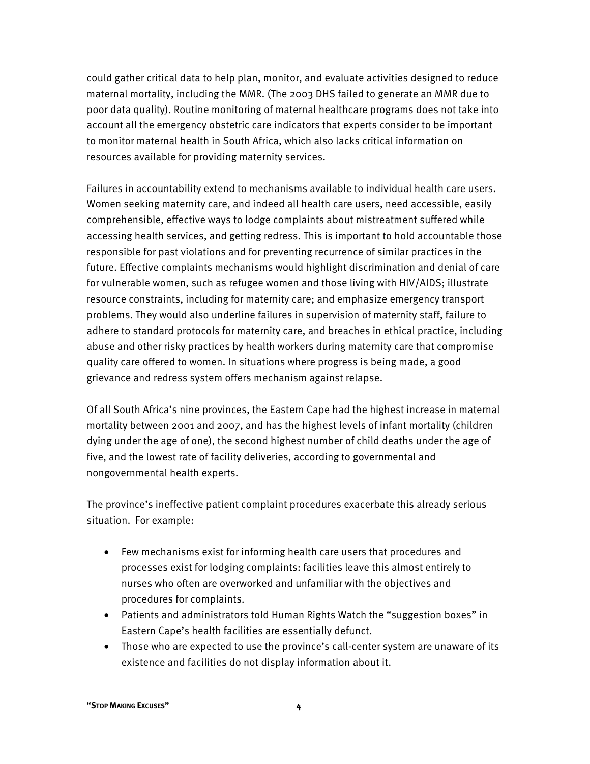could gather critical data to help plan, monitor, and evaluate activities designed to reduce maternal mortality, including the MMR. (The 2003 DHS failed to generate an MMR due to poor data quality). Routine monitoring of maternal healthcare programs does not take into account all the emergency obstetric care indicators that experts consider to be important to monitor maternal health in South Africa, which also lacks critical information on resources available for providing maternity services.

Failures in accountability extend to mechanisms available to individual health care users. Women seeking maternity care, and indeed all health care users, need accessible, easily comprehensible, effective ways to lodge complaints about mistreatment suffered while accessing health services, and getting redress. This is important to hold accountable those responsible for past violations and for preventing recurrence of similar practices in the future. Effective complaints mechanisms would highlight discrimination and denial of care for vulnerable women, such as refugee women and those living with HIV/AIDS; illustrate resource constraints, including for maternity care; and emphasize emergency transport problems. They would also underline failures in supervision of maternity staff, failure to adhere to standard protocols for maternity care, and breaches in ethical practice, including abuse and other risky practices by health workers during maternity care that compromise quality care offered to women. In situations where progress is being made, a good grievance and redress system offers mechanism against relapse.

Of all South Africa's nine provinces, the Eastern Cape had the highest increase in maternal mortality between 2001 and 2007, and has the highest levels of infant mortality (children dying under the age of one), the second highest number of child deaths under the age of five, and the lowest rate of facility deliveries, according to governmental and nongovernmental health experts.

The province's ineffective patient complaint procedures exacerbate this already serious situation. For example:

- Few mechanisms exist for informing health care users that procedures and processes exist for lodging complaints: facilities leave this almost entirely to nurses who often are overworked and unfamiliar with the objectives and procedures for complaints.
- Patients and administrators told Human Rights Watch the "suggestion boxes" in Eastern Cape's health facilities are essentially defunct.
- Those who are expected to use the province's call-center system are unaware of its existence and facilities do not display information about it.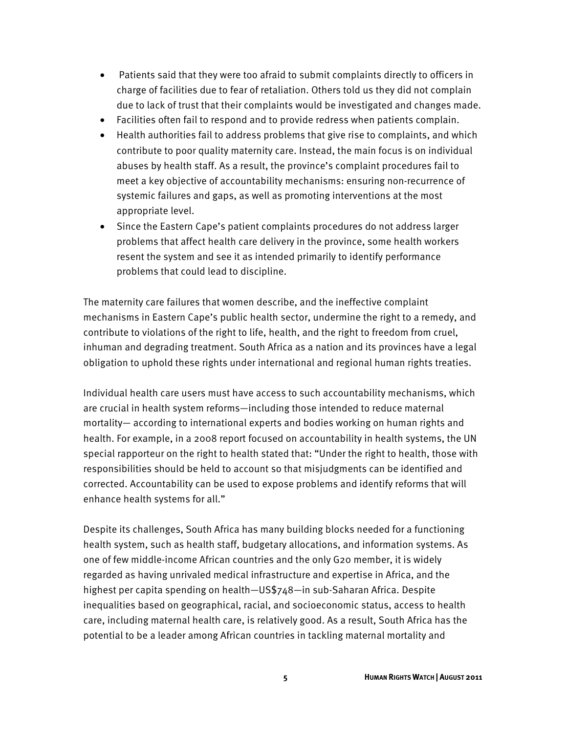- Patients said that they were too afraid to submit complaints directly to officers in charge of facilities due to fear of retaliation. Others told us they did not complain due to lack of trust that their complaints would be investigated and changes made.
- Facilities often fail to respond and to provide redress when patients complain.
- Health authorities fail to address problems that give rise to complaints, and which contribute to poor quality maternity care. Instead, the main focus is on individual abuses by health staff. As a result, the province's complaint procedures fail to meet a key objective of accountability mechanisms: ensuring non-recurrence of systemic failures and gaps, as well as promoting interventions at the most appropriate level.
- Since the Eastern Cape's patient complaints procedures do not address larger problems that affect health care delivery in the province, some health workers resent the system and see it as intended primarily to identify performance problems that could lead to discipline.

The maternity care failures that women describe, and the ineffective complaint mechanisms in Eastern Cape's public health sector, undermine the right to a remedy, and contribute to violations of the right to life, health, and the right to freedom from cruel, inhuman and degrading treatment. South Africa as a nation and its provinces have a legal obligation to uphold these rights under international and regional human rights treaties.

Individual health care users must have access to such accountability mechanisms, which are crucial in health system reforms—including those intended to reduce maternal mortality— according to international experts and bodies working on human rights and health. For example, in a 2008 report focused on accountability in health systems, the UN special rapporteur on the right to health stated that: "Under the right to health, those with responsibilities should be held to account so that misjudgments can be identified and corrected. Accountability can be used to expose problems and identify reforms that will enhance health systems for all."

Despite its challenges, South Africa has many building blocks needed for a functioning health system, such as health staff, budgetary allocations, and information systems. As one of few middle-income African countries and the only G20 member, it is widely regarded as having unrivaled medical infrastructure and expertise in Africa, and the highest per capita spending on health—US$748—in sub-Saharan Africa. Despite inequalities based on geographical, racial, and socioeconomic status, access to health care, including maternal health care, is relatively good. As a result, South Africa has the potential to be a leader among African countries in tackling maternal mortality and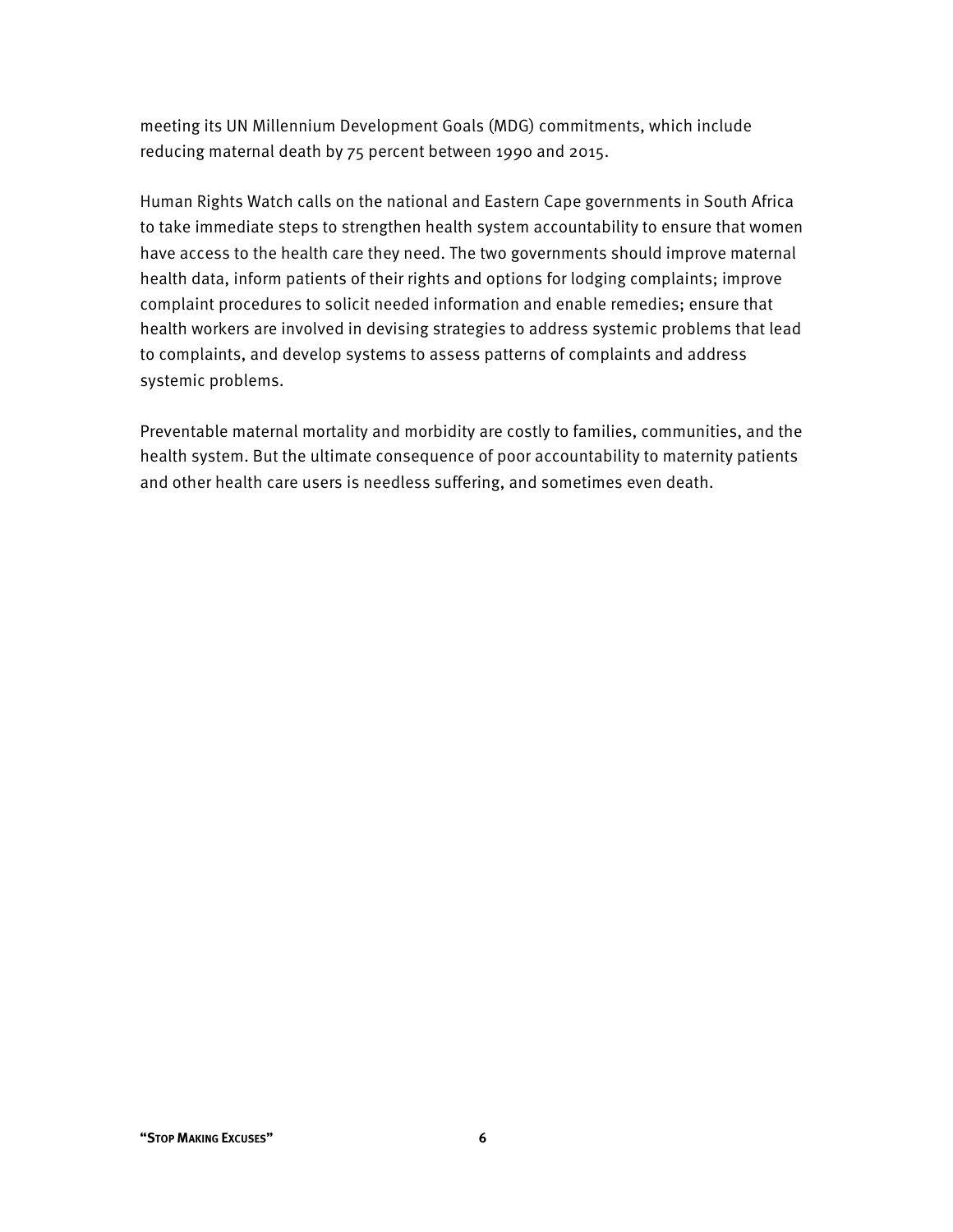meeting its UN Millennium Development Goals (MDG) commitments, which include reducing maternal death by 75 percent between 1990 and 2015.

Human Rights Watch calls on the national and Eastern Cape governments in South Africa to take immediate steps to strengthen health system accountability to ensure that women have access to the health care they need. The two governments should improve maternal health data, inform patients of their rights and options for lodging complaints; improve complaint procedures to solicit needed information and enable remedies; ensure that health workers are involved in devising strategies to address systemic problems that lead to complaints, and develop systems to assess patterns of complaints and address systemic problems.

Preventable maternal mortality and morbidity are costly to families, communities, and the health system. But the ultimate consequence of poor accountability to maternity patients and other health care users is needless suffering, and sometimes even death.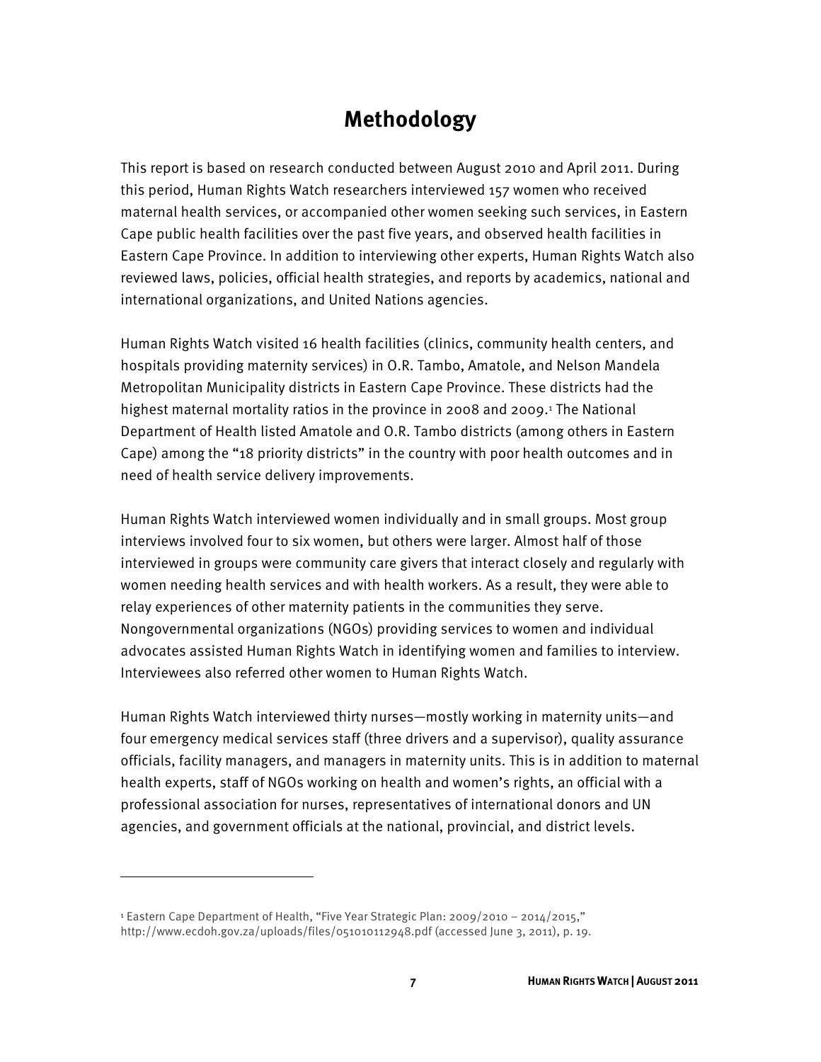# Methodology

This report is based on research conducted between August 2010 and April 2011. During this period, Human Rights Watch researchers interviewed 157 women who received maternal health services, or accompanied other women seeking such services, in Eastern Cape public health facilities over the past five years, and observed health facilities in Eastern Cape Province. In addition to interviewing other experts, Human Rights Watch also reviewed laws, policies, official health strategies, and reports by academics, national and international organizations, and United Nations agencies.

Human Rights Watch visited 16 health facilities (clinics, community health centers, and hospitals providing maternity services) in O.R. Tambo, Amatole, and Nelson Mandela Metropolitan Municipality districts in Eastern Cape Province. These districts had the highest maternal mortality ratios in the province in 2008 and 2009.[1] The National Department of Health listed Amatole and O.R. Tambo districts (among others in Eastern Cape) among the "18 priority districts" in the country with poor health outcomes and in need of health service delivery improvements.

Human Rights Watch interviewed women individually and in small groups. Most group interviews involved four to six women, but others were larger. Almost half of those interviewed in groups were community care givers that interact closely and regularly with women needing health services and with health workers. As a result, they were able to relay experiences of other maternity patients in the communities they serve. Nongovernmental organizations (NGOs) providing services to women and individual advocates assisted Human Rights Watch in identifying women and families to interview. Interviewees also referred other women to Human Rights Watch.

Human Rights Watch interviewed thirty nurses—mostly working in maternity units—and four emergency medical services staff (three drivers and a supervisor), quality assurance officials, facility managers, and managers in maternity units. This is in addition to maternal health experts, staff of NGOs working on health and women's rights, an official with a professional association for nurses, representatives of international donors and UN agencies, and government officials at the national, provincial, and district levels.

---

[1] Eastern Cape Department of Health, "Five Year Strategic Plan: 2009/2010 – 2014/2015," http://www.ecdoh.gov.za/uploads/files/051010112948.pdf (accessed June 3, 2011), p. 19.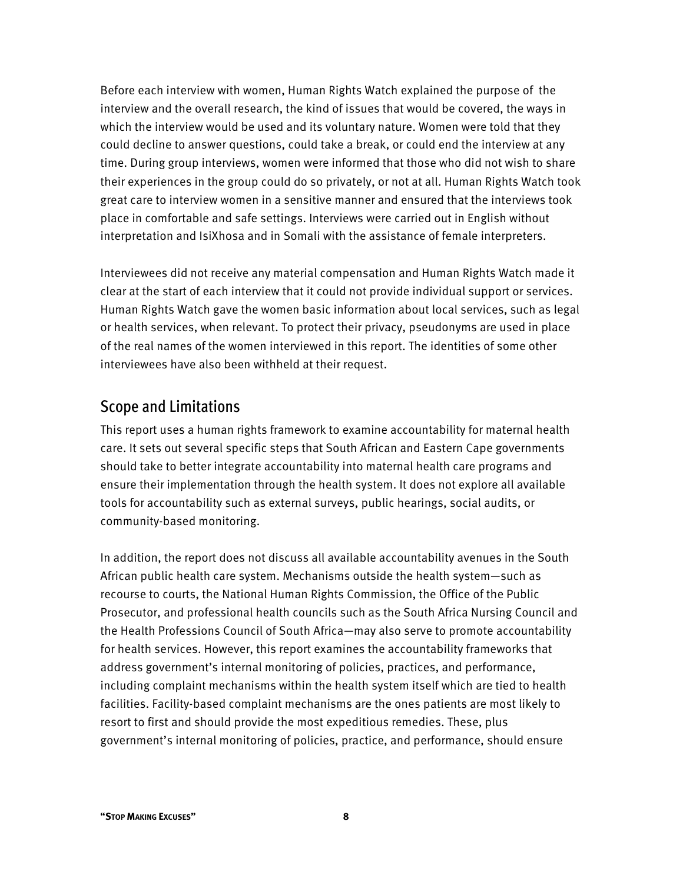Before each interview with women, Human Rights Watch explained the purpose of the interview and the overall research, the kind of issues that would be covered, the ways in which the interview would be used and its voluntary nature. Women were told that they could decline to answer questions, could take a break, or could end the interview at any time. During group interviews, women were informed that those who did not wish to share their experiences in the group could do so privately, or not at all. Human Rights Watch took great care to interview women in a sensitive manner and ensured that the interviews took place in comfortable and safe settings. Interviews were carried out in English without interpretation and IsiXhosa and in Somali with the assistance of female interpreters.

Interviewees did not receive any material compensation and Human Rights Watch made it clear at the start of each interview that it could not provide individual support or services. Human Rights Watch gave the women basic information about local services, such as legal or health services, when relevant. To protect their privacy, pseudonyms are used in place of the real names of the women interviewed in this report. The identities of some other interviewees have also been withheld at their request.

## Scope and Limitations

This report uses a human rights framework to examine accountability for maternal health care. It sets out several specific steps that South African and Eastern Cape governments should take to better integrate accountability into maternal health care programs and ensure their implementation through the health system. It does not explore all available tools for accountability such as external surveys, public hearings, social audits, or community-based monitoring.

In addition, the report does not discuss all available accountability avenues in the South African public health care system. Mechanisms outside the health system—such as recourse to courts, the National Human Rights Commission, the Office of the Public Prosecutor, and professional health councils such as the South Africa Nursing Council and the Health Professions Council of South Africa—may also serve to promote accountability for health services. However, this report examines the accountability frameworks that address government's internal monitoring of policies, practices, and performance, including complaint mechanisms within the health system itself which are tied to health facilities. Facility-based complaint mechanisms are the ones patients are most likely to resort to first and should provide the most expeditious remedies. These, plus government's internal monitoring of policies, practice, and performance, should ensure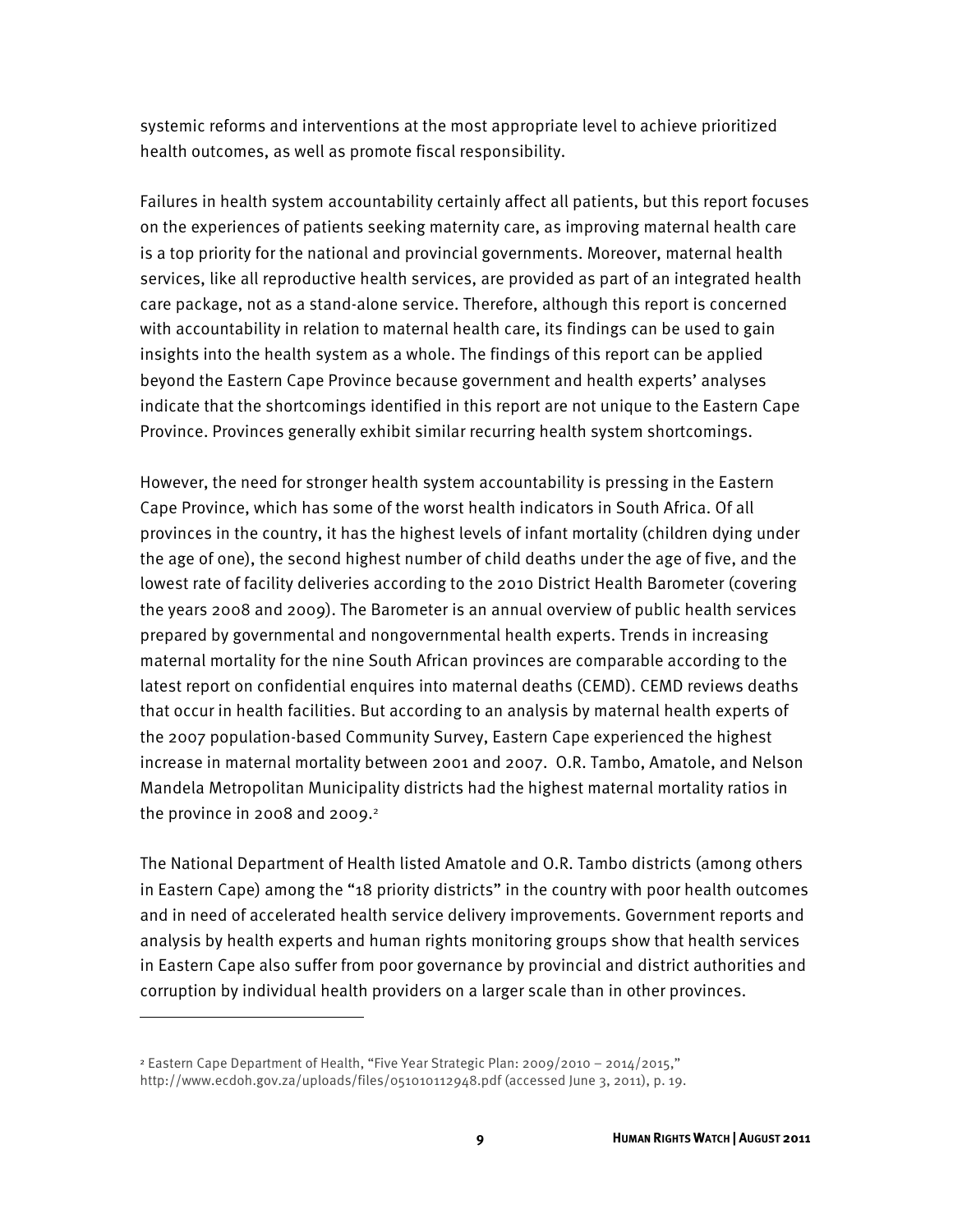systemic reforms and interventions at the most appropriate level to achieve prioritized health outcomes, as well as promote fiscal responsibility.

Failures in health system accountability certainly affect all patients, but this report focuses on the experiences of patients seeking maternity care, as improving maternal health care is a top priority for the national and provincial governments. Moreover, maternal health services, like all reproductive health services, are provided as part of an integrated health care package, not as a stand-alone service. Therefore, although this report is concerned with accountability in relation to maternal health care, its findings can be used to gain insights into the health system as a whole. The findings of this report can be applied beyond the Eastern Cape Province because government and health experts' analyses indicate that the shortcomings identified in this report are not unique to the Eastern Cape Province. Provinces generally exhibit similar recurring health system shortcomings.

However, the need for stronger health system accountability is pressing in the Eastern Cape Province, which has some of the worst health indicators in South Africa. Of all provinces in the country, it has the highest levels of infant mortality (children dying under the age of one), the second highest number of child deaths under the age of five, and the lowest rate of facility deliveries according to the 2010 District Health Barometer (covering the years 2008 and 2009). The Barometer is an annual overview of public health services prepared by governmental and nongovernmental health experts. Trends in increasing maternal mortality for the nine South African provinces are comparable according to the latest report on confidential enquires into maternal deaths (CEMD). CEMD reviews deaths that occur in health facilities. But according to an analysis by maternal health experts of the 2007 population-based Community Survey, Eastern Cape experienced the highest increase in maternal mortality between 2001 and 2007. O.R. Tambo, Amatole, and Nelson Mandela Metropolitan Municipality districts had the highest maternal mortality ratios in the province in 2008 and 2009.[2]

The National Department of Health listed Amatole and O.R. Tambo districts (among others in Eastern Cape) among the "18 priority districts" in the country with poor health outcomes and in need of accelerated health service delivery improvements. Government reports and analysis by health experts and human rights monitoring groups show that health services in Eastern Cape also suffer from poor governance by provincial and district authorities and corruption by individual health providers on a larger scale than in other provinces.

---

[2] Eastern Cape Department of Health, "Five Year Strategic Plan: 2009/2010 – 2014/2015," http://www.ecdoh.gov.za/uploads/files/051010112948.pdf (accessed June 3, 2011), p. 19.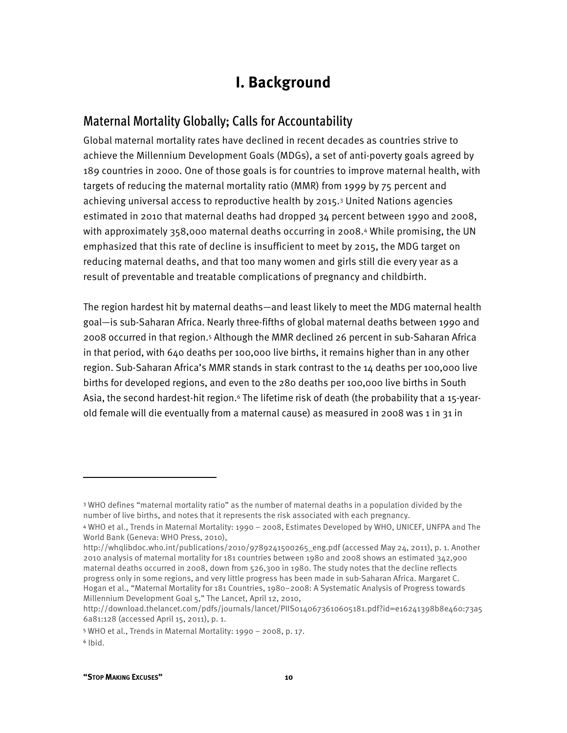# I. Background

## Maternal Mortality Globally; Calls for Accountability

Global maternal mortality rates have declined in recent decades as countries strive to achieve the Millennium Development Goals (MDGs), a set of anti-poverty goals agreed by 189 countries in 2000. One of those goals is for countries to improve maternal health, with targets of reducing the maternal mortality ratio (MMR) from 1999 by 75 percent and achieving universal access to reproductive health by 2015.[3] United Nations agencies estimated in 2010 that maternal deaths had dropped 34 percent between 1990 and 2008, with approximately 358,000 maternal deaths occurring in 2008.[4] While promising, the UN emphasized that this rate of decline is insufficient to meet by 2015, the MDG target on reducing maternal deaths, and that too many women and girls still die every year as a result of preventable and treatable complications of pregnancy and childbirth.

The region hardest hit by maternal deaths—and least likely to meet the MDG maternal health goal—is sub-Saharan Africa. Nearly three-fifths of global maternal deaths between 1990 and 2008 occurred in that region.[5] Although the MMR declined 26 percent in sub-Saharan Africa in that period, with 640 deaths per 100,000 live births, it remains higher than in any other region. Sub-Saharan Africa's MMR stands in stark contrast to the 14 deaths per 100,000 live births for developed regions, and even to the 280 deaths per 100,000 live births in South Asia, the second hardest-hit region.[6] The lifetime risk of death (the probability that a 15-year-old female will die eventually from a maternal cause) as measured in 2008 was 1 in 31 in

---

[3] WHO defines "maternal mortality ratio" as the number of maternal deaths in a population divided by the number of live births, and notes that it represents the risk associated with each pregnancy.

[4] WHO et al., Trends in Maternal Mortality: 1990 – 2008, Estimates Developed by WHO, UNICEF, UNFPA and The World Bank (Geneva: WHO Press, 2010), http://whqlibdoc.who.int/publications/2010/9789241500265_eng.pdf (accessed May 24, 2011), p. 1. Another 2010 analysis of maternal mortality for 181 countries between 1980 and 2008 shows an estimated 342,900 maternal deaths occurred in 2008, down from 526,300 in 1980. The study notes that the decline reflects progress only in some regions, and very little progress has been made in sub-Saharan Africa. Margaret C. Hogan et al., "Maternal Mortality for 181 Countries, 1980–2008: A Systematic Analysis of Progress towards Millennium Development Goal 5," The Lancet, April 12, 2010, http://download.thelancet.com/pdfs/journals/lancet/PIIS0140673610605181.pdf?id=e16241398b8e460:73a56a81:128 (accessed April 15, 2011), p. 1.

[5] WHO et al., Trends in Maternal Mortality: 1990 – 2008, p. 17.

[6] Ibid.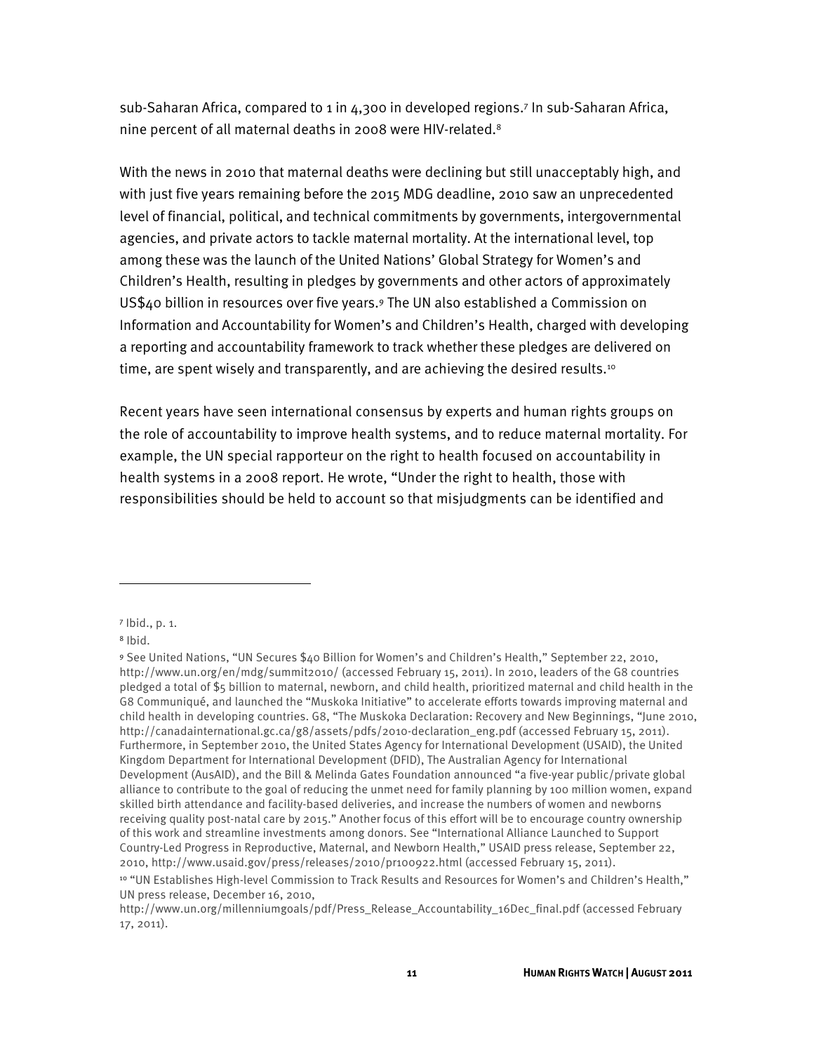sub-Saharan Africa, compared to 1 in 4,300 in developed regions.[7] In sub-Saharan Africa, nine percent of all maternal deaths in 2008 were HIV-related.[8]

With the news in 2010 that maternal deaths were declining but still unacceptably high, and with just five years remaining before the 2015 MDG deadline, 2010 saw an unprecedented level of financial, political, and technical commitments by governments, intergovernmental agencies, and private actors to tackle maternal mortality. At the international level, top among these was the launch of the United Nations' Global Strategy for Women's and Children's Health, resulting in pledges by governments and other actors of approximately US$40 billion in resources over five years.[9] The UN also established a Commission on Information and Accountability for Women's and Children's Health, charged with developing a reporting and accountability framework to track whether these pledges are delivered on time, are spent wisely and transparently, and are achieving the desired results.[10]

Recent years have seen international consensus by experts and human rights groups on the role of accountability to improve health systems, and to reduce maternal mortality. For example, the UN special rapporteur on the right to health focused on accountability in health systems in a 2008 report. He wrote, "Under the right to health, those with responsibilities should be held to account so that misjudgments can be identified and

---

[7] Ibid., p. 1.

[8] Ibid.

[9] See United Nations, "UN Secures $40 Billion for Women's and Children's Health," September 22, 2010, http://www.un.org/en/mdg/summit2010/ (accessed February 15, 2011). In 2010, leaders of the G8 countries pledged a total of $5 billion to maternal, newborn, and child health, prioritized maternal and child health in the G8 Communiqué, and launched the "Muskoka Initiative" to accelerate efforts towards improving maternal and child health in developing countries. G8, "The Muskoka Declaration: Recovery and New Beginnings, "June 2010, http://canadainternational.gc.ca/g8/assets/pdfs/2010-declaration_eng.pdf (accessed February 15, 2011). Furthermore, in September 2010, the United States Agency for International Development (USAID), the United Kingdom Department for International Development (DFID), The Australian Agency for International Development (AusAID), and the Bill & Melinda Gates Foundation announced "a five-year public/private global alliance to contribute to the goal of reducing the unmet need for family planning by 100 million women, expand skilled birth attendance and facility-based deliveries, and increase the numbers of women and newborns receiving quality post-natal care by 2015." Another focus of this effort will be to encourage country ownership of this work and streamline investments among donors. See "International Alliance Launched to Support Country-Led Progress in Reproductive, Maternal, and Newborn Health," USAID press release, September 22, 2010, http://www.usaid.gov/press/releases/2010/pr100922.html (accessed February 15, 2011).

[10] "UN Establishes High-level Commission to Track Results and Resources for Women's and Children's Health," UN press release, December 16, 2010, http://www.un.org/millenniumgoals/pdf/Press_Release_Accountability_16Dec_final.pdf (accessed February 17, 2011).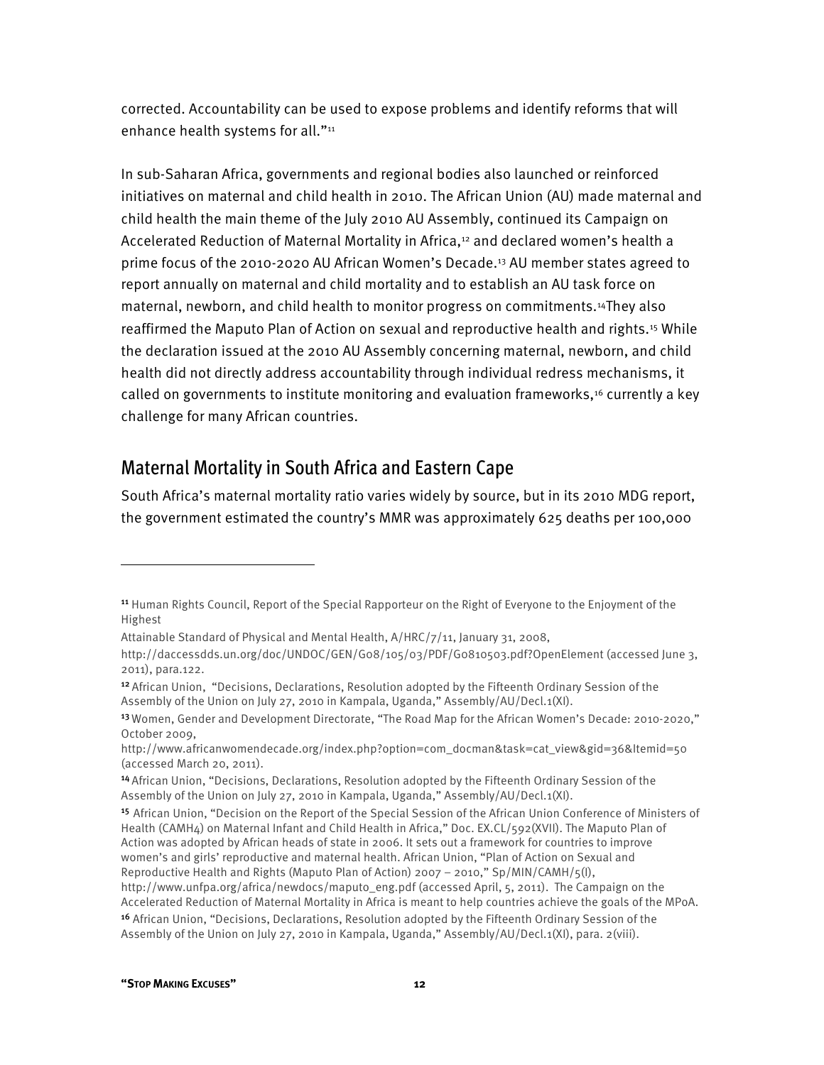corrected. Accountability can be used to expose problems and identify reforms that will enhance health systems for all."[11]

In sub-Saharan Africa, governments and regional bodies also launched or reinforced initiatives on maternal and child health in 2010. The African Union (AU) made maternal and child health the main theme of the July 2010 AU Assembly, continued its Campaign on Accelerated Reduction of Maternal Mortality in Africa,[12] and declared women's health a prime focus of the 2010-2020 AU African Women's Decade.[13] AU member states agreed to report annually on maternal and child mortality and to establish an AU task force on maternal, newborn, and child health to monitor progress on commitments.[14] They also reaffirmed the Maputo Plan of Action on sexual and reproductive health and rights.[15] While the declaration issued at the 2010 AU Assembly concerning maternal, newborn, and child health did not directly address accountability through individual redress mechanisms, it called on governments to institute monitoring and evaluation frameworks,[16] currently a key challenge for many African countries.

## Maternal Mortality in South Africa and Eastern Cape

South Africa's maternal mortality ratio varies widely by source, but in its 2010 MDG report, the government estimated the country's MMR was approximately 625 deaths per 100,000

---

[11] Human Rights Council, Report of the Special Rapporteur on the Right of Everyone to the Enjoyment of the Highest

Attainable Standard of Physical and Mental Health, A/HRC/7/11, January 31, 2008, http://daccessdds.un.org/doc/UNDOC/GEN/G08/105/03/PDF/G0810503.pdf?OpenElement (accessed June 3, 2011), para.122.

[12] African Union, "Decisions, Declarations, Resolution adopted by the Fifteenth Ordinary Session of the Assembly of the Union on July 27, 2010 in Kampala, Uganda," Assembly/AU/Decl.1(XI).

[13] Women, Gender and Development Directorate, "The Road Map for the African Women's Decade: 2010-2020," October 2009, http://www.africanwomendecade.org/index.php?option=com_docman&task=cat_view&gid=36&Itemid=50 (accessed March 20, 2011).

[14] African Union, "Decisions, Declarations, Resolution adopted by the Fifteenth Ordinary Session of the Assembly of the Union on July 27, 2010 in Kampala, Uganda," Assembly/AU/Decl.1(XI).

[15] African Union, "Decision on the Report of the Special Session of the African Union Conference of Ministers of Health (CAMH4) on Maternal Infant and Child Health in Africa," Doc. EX.CL/592(XVII). The Maputo Plan of Action was adopted by African heads of state in 2006. It sets out a framework for countries to improve women's and girls' reproductive and maternal health. African Union, "Plan of Action on Sexual and Reproductive Health and Rights (Maputo Plan of Action) 2007 – 2010," Sp/MIN/CAMH/5(I), http://www.unfpa.org/africa/newdocs/maputo_eng.pdf (accessed April, 5, 2011). The Campaign on the Accelerated Reduction of Maternal Mortality in Africa is meant to help countries achieve the goals of the MPoA.

[16] African Union, "Decisions, Declarations, Resolution adopted by the Fifteenth Ordinary Session of the Assembly of the Union on July 27, 2010 in Kampala, Uganda," Assembly/AU/Decl.1(XI), para. 2(viii).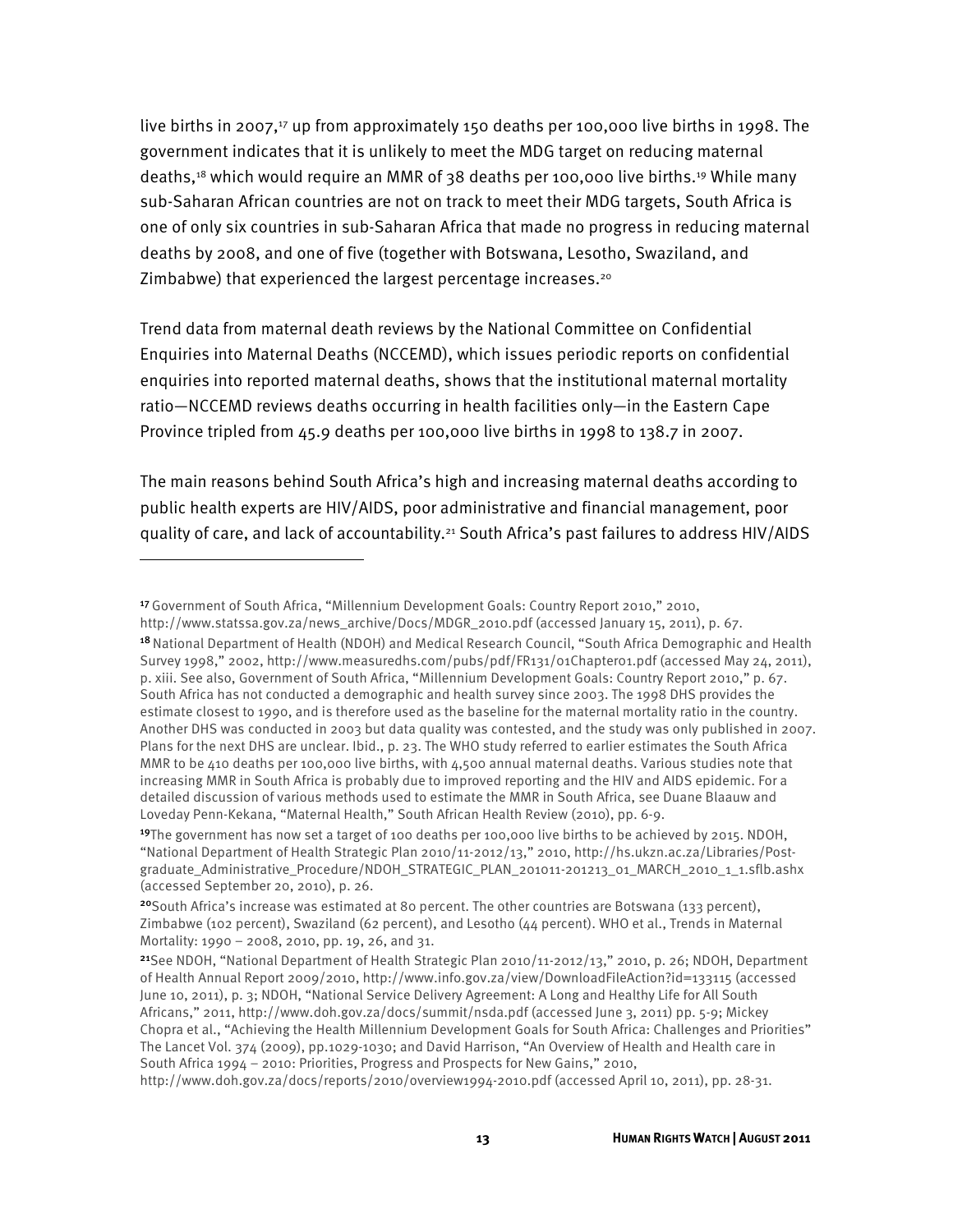live births in 2007,[17] up from approximately 150 deaths per 100,000 live births in 1998. The government indicates that it is unlikely to meet the MDG target on reducing maternal deaths,[18] which would require an MMR of 38 deaths per 100,000 live births.[19] While many sub-Saharan African countries are not on track to meet their MDG targets, South Africa is one of only six countries in sub-Saharan Africa that made no progress in reducing maternal deaths by 2008, and one of five (together with Botswana, Lesotho, Swaziland, and Zimbabwe) that experienced the largest percentage increases.[20]

Trend data from maternal death reviews by the National Committee on Confidential Enquiries into Maternal Deaths (NCCEMD), which issues periodic reports on confidential enquiries into reported maternal deaths, shows that the institutional maternal mortality ratio—NCCEMD reviews deaths occurring in health facilities only—in the Eastern Cape Province tripled from 45.9 deaths per 100,000 live births in 1998 to 138.7 in 2007.

The main reasons behind South Africa's high and increasing maternal deaths according to public health experts are HIV/AIDS, poor administrative and financial management, poor quality of care, and lack of accountability.[21] South Africa's past failures to address HIV/AIDS

---

[17] Government of South Africa, "Millennium Development Goals: Country Report 2010," 2010, http://www.statssa.gov.za/news_archive/Docs/MDGR_2010.pdf (accessed January 15, 2011), p. 67.

[18] National Department of Health (NDOH) and Medical Research Council, "South Africa Demographic and Health Survey 1998," 2002, http://www.measuredhs.com/pubs/pdf/FR131/01Chapter01.pdf (accessed May 24, 2011), p. xiii. See also, Government of South Africa, "Millennium Development Goals: Country Report 2010," p. 67. South Africa has not conducted a demographic and health survey since 2003. The 1998 DHS provides the estimate closest to 1990, and is therefore used as the baseline for the maternal mortality ratio in the country. Another DHS was conducted in 2003 but data quality was contested, and the study was only published in 2007. Plans for the next DHS are unclear. Ibid., p. 23. The WHO study referred to earlier estimates the South Africa MMR to be 410 deaths per 100,000 live births, with 4,500 annual maternal deaths. Various studies note that increasing MMR in South Africa is probably due to improved reporting and the HIV and AIDS epidemic. For a detailed discussion of various methods used to estimate the MMR in South Africa, see Duane Blaauw and Loveday Penn-Kekana, "Maternal Health," South African Health Review (2010), pp. 6-9.

[19] The government has now set a target of 100 deaths per 100,000 live births to be achieved by 2015. NDOH, "National Department of Health Strategic Plan 2010/11-2012/13," 2010, http://hs.ukzn.ac.za/Libraries/Post-graduate_Administrative_Procedure/NDOH_STRATEGIC_PLAN_201011-201213_01_MARCH_2010_1_1.sflb.ashx (accessed September 20, 2010), p. 26.

[20] South Africa's increase was estimated at 80 percent. The other countries are Botswana (133 percent), Zimbabwe (102 percent), Swaziland (62 percent), and Lesotho (44 percent). WHO et al., Trends in Maternal Mortality: 1990 – 2008, 2010, pp. 19, 26, and 31.

[21] See NDOH, "National Department of Health Strategic Plan 2010/11-2012/13," 2010, p. 26; NDOH, Department of Health Annual Report 2009/2010, http://www.info.gov.za/view/DownloadFileAction?id=133115 (accessed June 10, 2011), p. 3; NDOH, "National Service Delivery Agreement: A Long and Healthy Life for All South Africans," 2011, http://www.doh.gov.za/docs/summit/nsda.pdf (accessed June 3, 2011) pp. 5-9; Mickey Chopra et al., "Achieving the Health Millennium Development Goals for South Africa: Challenges and Priorities" The Lancet Vol. 374 (2009), pp.1029-1030; and David Harrison, "An Overview of Health and Health care in South Africa 1994 – 2010: Priorities, Progress and Prospects for New Gains," 2010, http://www.doh.gov.za/docs/reports/2010/overview1994-2010.pdf (accessed April 10, 2011), pp. 28-31.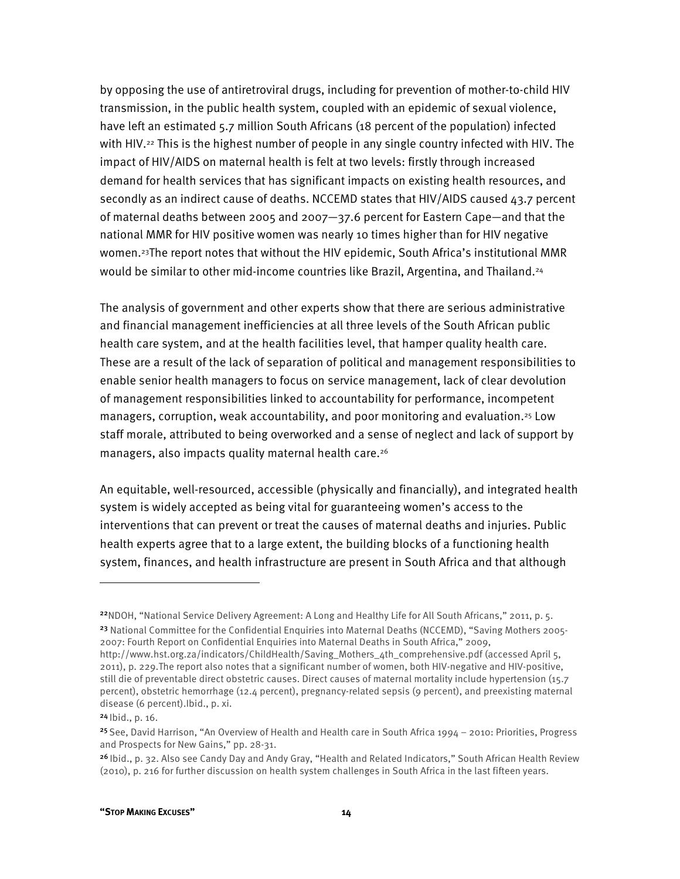by opposing the use of antiretroviral drugs, including for prevention of mother-to-child HIV transmission, in the public health system, coupled with an epidemic of sexual violence, have left an estimated 5.7 million South Africans (18 percent of the population) infected with HIV.[22] This is the highest number of people in any single country infected with HIV. The impact of HIV/AIDS on maternal health is felt at two levels: firstly through increased demand for health services that has significant impacts on existing health resources, and secondly as an indirect cause of deaths. NCCEMD states that HIV/AIDS caused 43.7 percent of maternal deaths between 2005 and 2007—37.6 percent for Eastern Cape—and that the national MMR for HIV positive women was nearly 10 times higher than for HIV negative women.[23]The report notes that without the HIV epidemic, South Africa's institutional MMR would be similar to other mid-income countries like Brazil, Argentina, and Thailand.[24]

The analysis of government and other experts show that there are serious administrative and financial management inefficiencies at all three levels of the South African public health care system, and at the health facilities level, that hamper quality health care. These are a result of the lack of separation of political and management responsibilities to enable senior health managers to focus on service management, lack of clear devolution of management responsibilities linked to accountability for performance, incompetent managers, corruption, weak accountability, and poor monitoring and evaluation.[25] Low staff morale, attributed to being overworked and a sense of neglect and lack of support by managers, also impacts quality maternal health care.[26]

An equitable, well-resourced, accessible (physically and financially), and integrated health system is widely accepted as being vital for guaranteeing women's access to the interventions that can prevent or treat the causes of maternal deaths and injuries. Public health experts agree that to a large extent, the building blocks of a functioning health system, finances, and health infrastructure are present in South Africa and that although

---

[22] NDOH, "National Service Delivery Agreement: A Long and Healthy Life for All South Africans," 2011, p. 5.

[23] National Committee for the Confidential Enquiries into Maternal Deaths (NCCEMD), "Saving Mothers 2005-2007: Fourth Report on Confidential Enquiries into Maternal Deaths in South Africa," 2009, http://www.hst.org.za/indicators/ChildHealth/Saving_Mothers_4th_comprehensive.pdf (accessed April 5, 2011), p. 229.The report also notes that a significant number of women, both HIV-negative and HIV-positive, still die of preventable direct obstetric causes. Direct causes of maternal mortality include hypertension (15.7 percent), obstetric hemorrhage (12.4 percent), pregnancy-related sepsis (9 percent), and preexisting maternal disease (6 percent).Ibid., p. xi.

[24] Ibid., p. 16.

[25] See, David Harrison, "An Overview of Health and Health care in South Africa 1994 – 2010: Priorities, Progress and Prospects for New Gains," pp. 28-31.

[26] Ibid., p. 32. Also see Candy Day and Andy Gray, "Health and Related Indicators," South African Health Review (2010), p. 216 for further discussion on health system challenges in South Africa in the last fifteen years.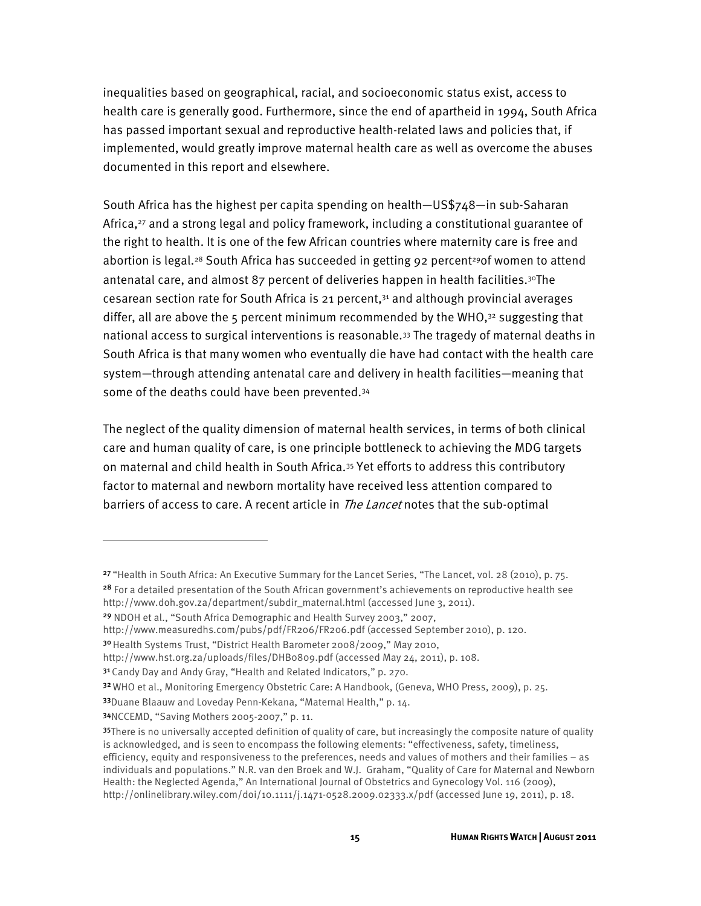inequalities based on geographical, racial, and socioeconomic status exist, access to health care is generally good. Furthermore, since the end of apartheid in 1994, South Africa has passed important sexual and reproductive health-related laws and policies that, if implemented, would greatly improve maternal health care as well as overcome the abuses documented in this report and elsewhere.

South Africa has the highest per capita spending on health—US$748—in sub-Saharan Africa,[27] and a strong legal and policy framework, including a constitutional guarantee of the right to health. It is one of the few African countries where maternity care is free and abortion is legal.[28] South Africa has succeeded in getting 92 percent[29]of women to attend antenatal care, and almost 87 percent of deliveries happen in health facilities.[30]The cesarean section rate for South Africa is 21 percent,[31] and although provincial averages differ, all are above the 5 percent minimum recommended by the WHO,[32] suggesting that national access to surgical interventions is reasonable.[33] The tragedy of maternal deaths in South Africa is that many women who eventually die have had contact with the health care system—through attending antenatal care and delivery in health facilities—meaning that some of the deaths could have been prevented.[34]

The neglect of the quality dimension of maternal health services, in terms of both clinical care and human quality of care, is one principle bottleneck to achieving the MDG targets on maternal and child health in South Africa.[35] Yet efforts to address this contributory factor to maternal and newborn mortality have received less attention compared to barriers of access to care. A recent article in *The Lancet* notes that the sub-optimal

---

[27] "Health in South Africa: An Executive Summary for the Lancet Series, "The Lancet, vol. 28 (2010), p. 75.

[28] For a detailed presentation of the South African government's achievements on reproductive health see http://www.doh.gov.za/department/subdir_maternal.html (accessed June 3, 2011).

[29] NDOH et al., "South Africa Demographic and Health Survey 2003," 2007, http://www.measuredhs.com/pubs/pdf/FR206/FR206.pdf (accessed September 2010), p. 120.

[30] Health Systems Trust, "District Health Barometer 2008/2009," May 2010, http://www.hst.org.za/uploads/files/DHB0809.pdf (accessed May 24, 2011), p. 108.

[31] Candy Day and Andy Gray, "Health and Related Indicators," p. 270.

[32] WHO et al., Monitoring Emergency Obstetric Care: A Handbook, (Geneva, WHO Press, 2009), p. 25.

[33] Duane Blaauw and Loveday Penn-Kekana, "Maternal Health," p. 14.

[34] NCCEMD, "Saving Mothers 2005-2007," p. 11.

[35] There is no universally accepted definition of quality of care, but increasingly the composite nature of quality is acknowledged, and is seen to encompass the following elements: "effectiveness, safety, timeliness, efficiency, equity and responsiveness to the preferences, needs and values of mothers and their families – as individuals and populations." N.R. van den Broek and W.J. Graham, "Quality of Care for Maternal and Newborn Health: the Neglected Agenda," An International Journal of Obstetrics and Gynecology Vol. 116 (2009), http://onlinelibrary.wiley.com/doi/10.1111/j.1471-0528.2009.02333.x/pdf (accessed June 19, 2011), p. 18.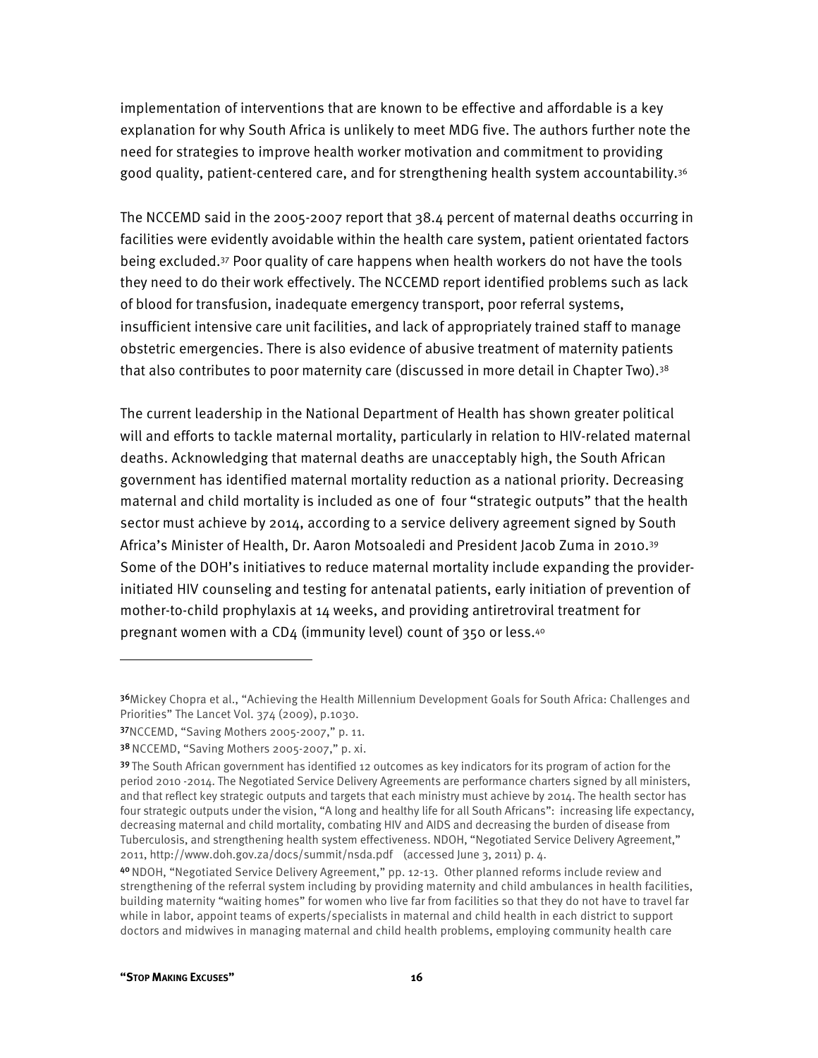implementation of interventions that are known to be effective and affordable is a key explanation for why South Africa is unlikely to meet MDG five. The authors further note the need for strategies to improve health worker motivation and commitment to providing good quality, patient-centered care, and for strengthening health system accountability.[36]

The NCCEMD said in the 2005-2007 report that 38.4 percent of maternal deaths occurring in facilities were evidently avoidable within the health care system, patient orientated factors being excluded.[37] Poor quality of care happens when health workers do not have the tools they need to do their work effectively. The NCCEMD report identified problems such as lack of blood for transfusion, inadequate emergency transport, poor referral systems, insufficient intensive care unit facilities, and lack of appropriately trained staff to manage obstetric emergencies. There is also evidence of abusive treatment of maternity patients that also contributes to poor maternity care (discussed in more detail in Chapter Two).[38]

The current leadership in the National Department of Health has shown greater political will and efforts to tackle maternal mortality, particularly in relation to HIV-related maternal deaths. Acknowledging that maternal deaths are unacceptably high, the South African government has identified maternal mortality reduction as a national priority. Decreasing maternal and child mortality is included as one of four "strategic outputs" that the health sector must achieve by 2014, according to a service delivery agreement signed by South Africa's Minister of Health, Dr. Aaron Motsoaledi and President Jacob Zuma in 2010.[39] Some of the DOH's initiatives to reduce maternal mortality include expanding the provider-initiated HIV counseling and testing for antenatal patients, early initiation of prevention of mother-to-child prophylaxis at 14 weeks, and providing antiretroviral treatment for pregnant women with a CD4 (immunity level) count of 350 or less.[40]

---

[36] Mickey Chopra et al., "Achieving the Health Millennium Development Goals for South Africa: Challenges and Priorities" The Lancet Vol. 374 (2009), p.1030.

[37] NCCEMD, "Saving Mothers 2005-2007," p. 11.

[38] NCCEMD, "Saving Mothers 2005-2007," p. xi.

[39] The South African government has identified 12 outcomes as key indicators for its program of action for the period 2010 -2014. The Negotiated Service Delivery Agreements are performance charters signed by all ministers, and that reflect key strategic outputs and targets that each ministry must achieve by 2014. The health sector has four strategic outputs under the vision, "A long and healthy life for all South Africans": increasing life expectancy, decreasing maternal and child mortality, combating HIV and AIDS and decreasing the burden of disease from Tuberculosis, and strengthening health system effectiveness. NDOH, "Negotiated Service Delivery Agreement," 2011, http://www.doh.gov.za/docs/summit/nsda.pdf (accessed June 3, 2011) p. 4.

[40] NDOH, "Negotiated Service Delivery Agreement," pp. 12-13. Other planned reforms include review and strengthening of the referral system including by providing maternity and child ambulances in health facilities, building maternity "waiting homes" for women who live far from facilities so that they do not have to travel far while in labor, appoint teams of experts/specialists in maternal and child health in each district to support doctors and midwives in managing maternal and child health problems, employing community health care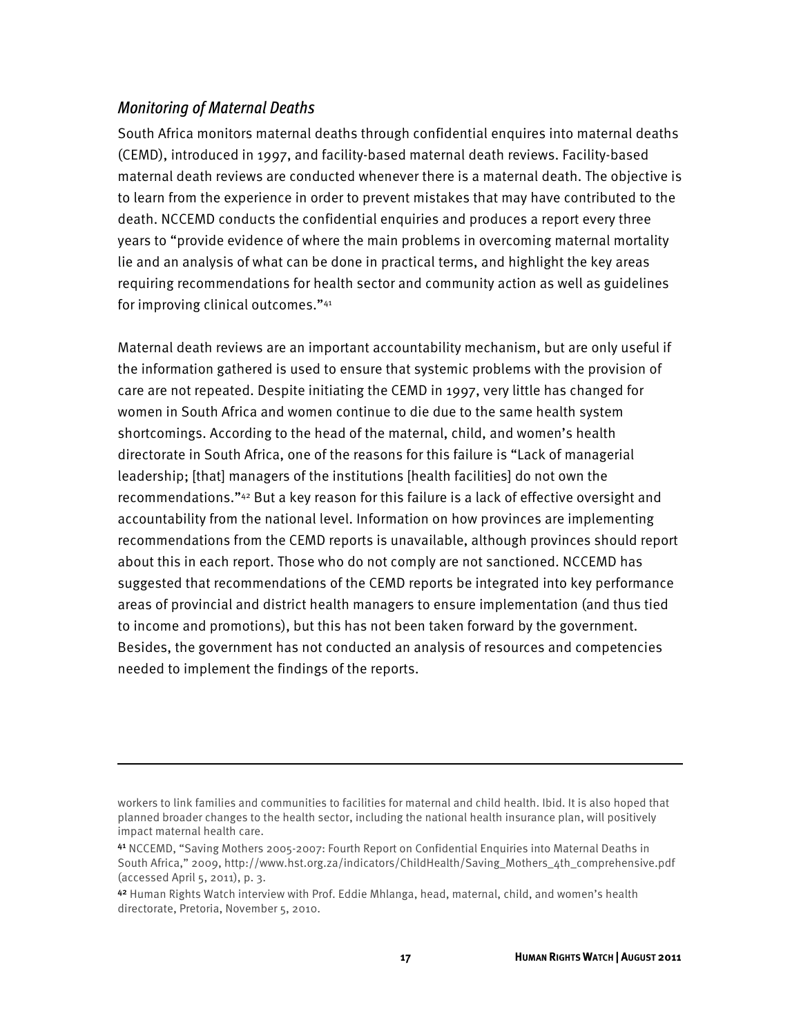### *Monitoring of Maternal Deaths*

South Africa monitors maternal deaths through confidential enquires into maternal deaths (CEMD), introduced in 1997, and facility-based maternal death reviews. Facility-based maternal death reviews are conducted whenever there is a maternal death. The objective is to learn from the experience in order to prevent mistakes that may have contributed to the death. NCCEMD conducts the confidential enquiries and produces a report every three years to "provide evidence of where the main problems in overcoming maternal mortality lie and an analysis of what can be done in practical terms, and highlight the key areas requiring recommendations for health sector and community action as well as guidelines for improving clinical outcomes."[41]

Maternal death reviews are an important accountability mechanism, but are only useful if the information gathered is used to ensure that systemic problems with the provision of care are not repeated. Despite initiating the CEMD in 1997, very little has changed for women in South Africa and women continue to die due to the same health system shortcomings. According to the head of the maternal, child, and women's health directorate in South Africa, one of the reasons for this failure is "Lack of managerial leadership; [that] managers of the institutions [health facilities] do not own the recommendations."[42] But a key reason for this failure is a lack of effective oversight and accountability from the national level. Information on how provinces are implementing recommendations from the CEMD reports is unavailable, although provinces should report about this in each report. Those who do not comply are not sanctioned. NCCEMD has suggested that recommendations of the CEMD reports be integrated into key performance areas of provincial and district health managers to ensure implementation (and thus tied to income and promotions), but this has not been taken forward by the government. Besides, the government has not conducted an analysis of resources and competencies needed to implement the findings of the reports.

---

workers to link families and communities to facilities for maternal and child health. Ibid. It is also hoped that planned broader changes to the health sector, including the national health insurance plan, will positively impact maternal health care.

[41] NCCEMD, "Saving Mothers 2005-2007: Fourth Report on Confidential Enquiries into Maternal Deaths in South Africa," 2009, http://www.hst.org.za/indicators/ChildHealth/Saving_Mothers_4th_comprehensive.pdf (accessed April 5, 2011), p. 3.

[42] Human Rights Watch interview with Prof. Eddie Mhlanga, head, maternal, child, and women's health directorate, Pretoria, November 5, 2010.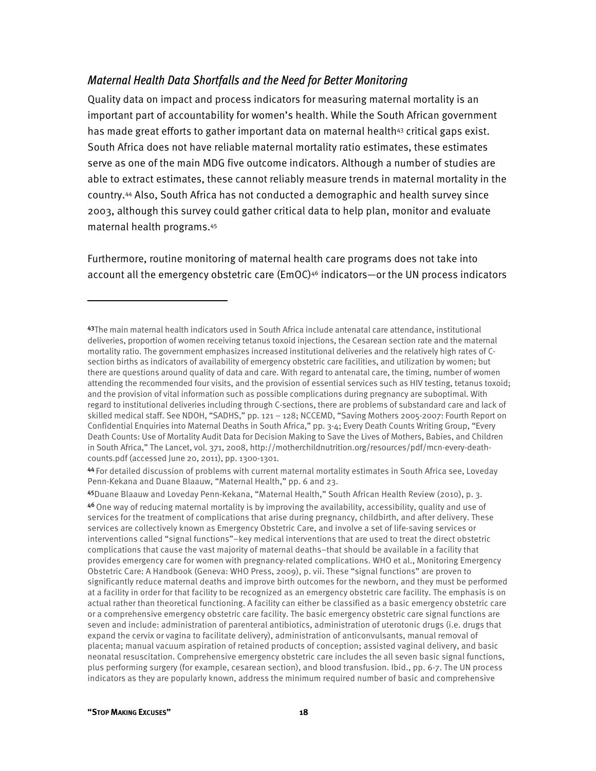### *Maternal Health Data Shortfalls and the Need for Better Monitoring*

Quality data on impact and process indicators for measuring maternal mortality is an important part of accountability for women's health. While the South African government has made great efforts to gather important data on maternal health[43] critical gaps exist. South Africa does not have reliable maternal mortality ratio estimates, these estimates serve as one of the main MDG five outcome indicators. Although a number of studies are able to extract estimates, these cannot reliably measure trends in maternal mortality in the country.[44] Also, South Africa has not conducted a demographic and health survey since 2003, although this survey could gather critical data to help plan, monitor and evaluate maternal health programs.[45]

Furthermore, routine monitoring of maternal health care programs does not take into account all the emergency obstetric care (EmOC)[46] indicators—or the UN process indicators

---

[43] The main maternal health indicators used in South Africa include antenatal care attendance, institutional deliveries, proportion of women receiving tetanus toxoid injections, the Cesarean section rate and the maternal mortality ratio. The government emphasizes increased institutional deliveries and the relatively high rates of C-section births as indicators of availability of emergency obstetric care facilities, and utilization by women; but there are questions around quality of data and care. With regard to antenatal care, the timing, number of women attending the recommended four visits, and the provision of essential services such as HIV testing, tetanus toxoid; and the provision of vital information such as possible complications during pregnancy are suboptimal. With regard to institutional deliveries including through C-sections, there are problems of substandard care and lack of skilled medical staff. See NDOH, "SADHS," pp. 121 – 128; NCCEMD, "Saving Mothers 2005-2007: Fourth Report on Confidential Enquiries into Maternal Deaths in South Africa," pp. 3-4; Every Death Counts Writing Group, "Every Death Counts: Use of Mortality Audit Data for Decision Making to Save the Lives of Mothers, Babies, and Children in South Africa," The Lancet, vol. 371, 2008, http://motherchildnutrition.org/resources/pdf/mcn-every-death-counts.pdf (accessed June 20, 2011), pp. 1300-1301.

[44] For detailed discussion of problems with current maternal mortality estimates in South Africa see, Loveday Penn-Kekana and Duane Blaauw, "Maternal Health," pp. 6 and 23.

[45] Duane Blaauw and Loveday Penn-Kekana, "Maternal Health," South African Health Review (2010), p. 3.

[46] One way of reducing maternal mortality is by improving the availability, accessibility, quality and use of services for the treatment of complications that arise during pregnancy, childbirth, and after delivery. These services are collectively known as Emergency Obstetric Care, and involve a set of life-saving services or interventions called "signal functions"–key medical interventions that are used to treat the direct obstetric complications that cause the vast majority of maternal deaths–that should be available in a facility that provides emergency care for women with pregnancy-related complications. WHO et al., Monitoring Emergency Obstetric Care: A Handbook (Geneva: WHO Press, 2009), p. vii. These "signal functions" are proven to significantly reduce maternal deaths and improve birth outcomes for the newborn, and they must be performed at a facility in order for that facility to be recognized as an emergency obstetric care facility. The emphasis is on actual rather than theoretical functioning. A facility can either be classified as a basic emergency obstetric care or a comprehensive emergency obstetric care facility. The basic emergency obstetric care signal functions are seven and include: administration of parenteral antibiotics, administration of uterotonic drugs (i.e. drugs that expand the cervix or vagina to facilitate delivery), administration of anticonvulsants, manual removal of placenta; manual vacuum aspiration of retained products of conception; assisted vaginal delivery, and basic neonatal resuscitation. Comprehensive emergency obstetric care includes the all seven basic signal functions, plus performing surgery (for example, cesarean section), and blood transfusion. Ibid., pp. 6-7. The UN process indicators as they are popularly known, address the minimum required number of basic and comprehensive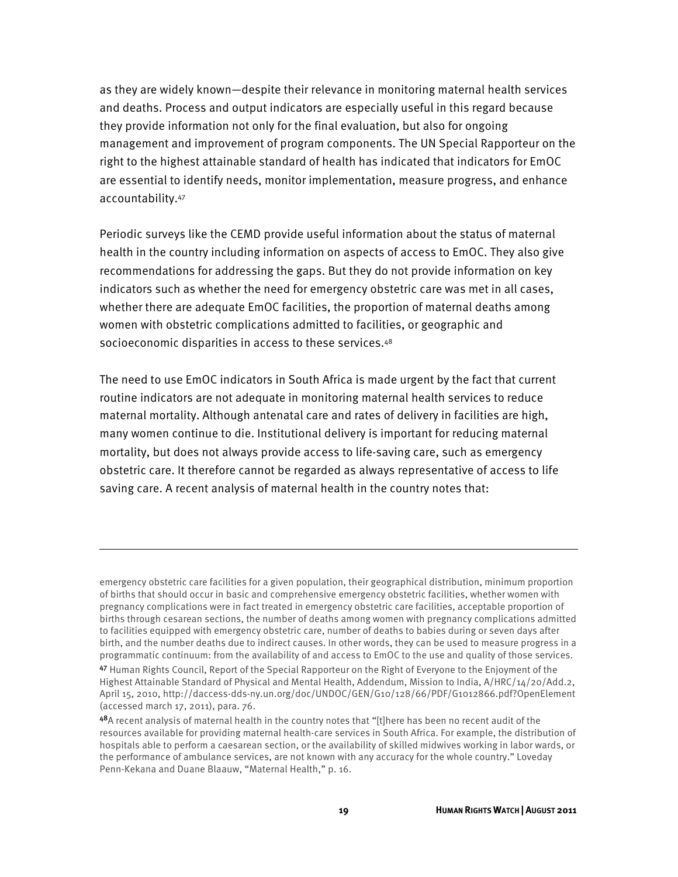as they are widely known—despite their relevance in monitoring maternal health services and deaths. Process and output indicators are especially useful in this regard because they provide information not only for the final evaluation, but also for ongoing management and improvement of program components. The UN Special Rapporteur on the right to the highest attainable standard of health has indicated that indicators for EmOC are essential to identify needs, monitor implementation, measure progress, and enhance accountability.[47]

Periodic surveys like the CEMD provide useful information about the status of maternal health in the country including information on aspects of access to EmOC. They also give recommendations for addressing the gaps. But they do not provide information on key indicators such as whether the need for emergency obstetric care was met in all cases, whether there are adequate EmOC facilities, the proportion of maternal deaths among women with obstetric complications admitted to facilities, or geographic and socioeconomic disparities in access to these services.[48]

The need to use EmOC indicators in South Africa is made urgent by the fact that current routine indicators are not adequate in monitoring maternal health services to reduce maternal mortality. Although antenatal care and rates of delivery in facilities are high, many women continue to die. Institutional delivery is important for reducing maternal mortality, but does not always provide access to life-saving care, such as emergency obstetric care. It therefore cannot be regarded as always representative of access to life saving care. A recent analysis of maternal health in the country notes that:

---

emergency obstetric care facilities for a given population, their geographical distribution, minimum proportion of births that should occur in basic and comprehensive emergency obstetric facilities, whether women with pregnancy complications were in fact treated in emergency obstetric care facilities, acceptable proportion of births through cesarean sections, the number of deaths among women with pregnancy complications admitted to facilities equipped with emergency obstetric care, number of deaths to babies during or seven days after birth, and the number deaths due to indirect causes. In other words, they can be used to measure progress in a programmatic continuum: from the availability of and access to EmOC to the use and quality of those services.

[47] Human Rights Council, Report of the Special Rapporteur on the Right of Everyone to the Enjoyment of the Highest Attainable Standard of Physical and Mental Health, Addendum, Mission to India, A/HRC/14/20/Add.2, April 15, 2010, http://daccess-dds-ny.un.org/doc/UNDOC/GEN/G10/128/66/PDF/G1012866.pdf?OpenElement (accessed march 17, 2011), para. 76.

[48] A recent analysis of maternal health in the country notes that "[t]here has been no recent audit of the resources available for providing maternal health-care services in South Africa. For example, the distribution of hospitals able to perform a caesarean section, or the availability of skilled midwives working in labor wards, or the performance of ambulance services, are not known with any accuracy for the whole country." Loveday Penn-Kekana and Duane Blaauw, "Maternal Health," p. 16.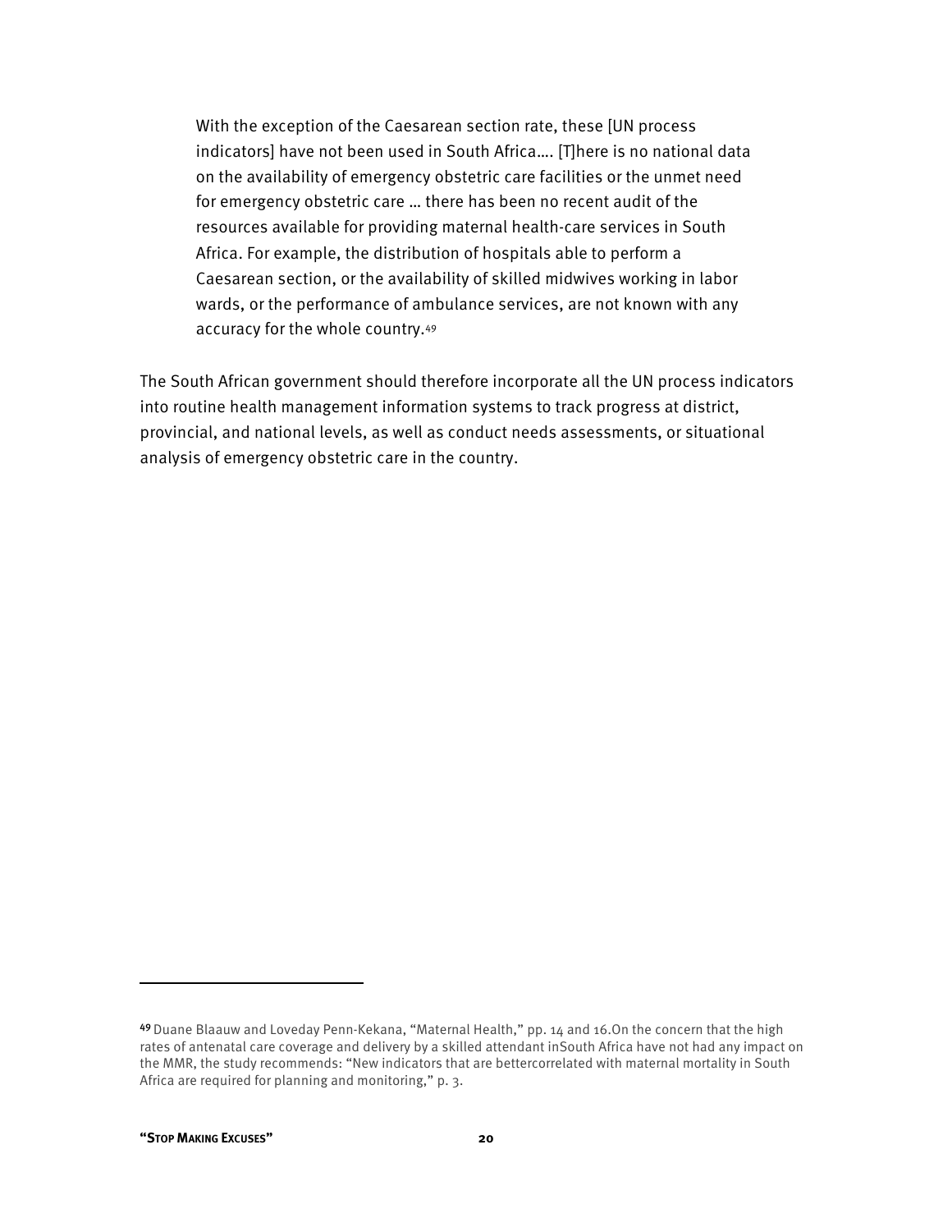> With the exception of the Caesarean section rate, these [UN process indicators] have not been used in South Africa…. [T]here is no national data on the availability of emergency obstetric care facilities or the unmet need for emergency obstetric care … there has been no recent audit of the resources available for providing maternal health-care services in South Africa. For example, the distribution of hospitals able to perform a Caesarean section, or the availability of skilled midwives working in labor wards, or the performance of ambulance services, are not known with any accuracy for the whole country.[49]

The South African government should therefore incorporate all the UN process indicators into routine health management information systems to track progress at district, provincial, and national levels, as well as conduct needs assessments, or situational analysis of emergency obstetric care in the country.

---

[49] Duane Blaauw and Loveday Penn-Kekana, "Maternal Health," pp. 14 and 16.On the concern that the high rates of antenatal care coverage and delivery by a skilled attendant inSouth Africa have not had any impact on the MMR, the study recommends: "New indicators that are bettercorrelated with maternal mortality in South Africa are required for planning and monitoring," p. 3.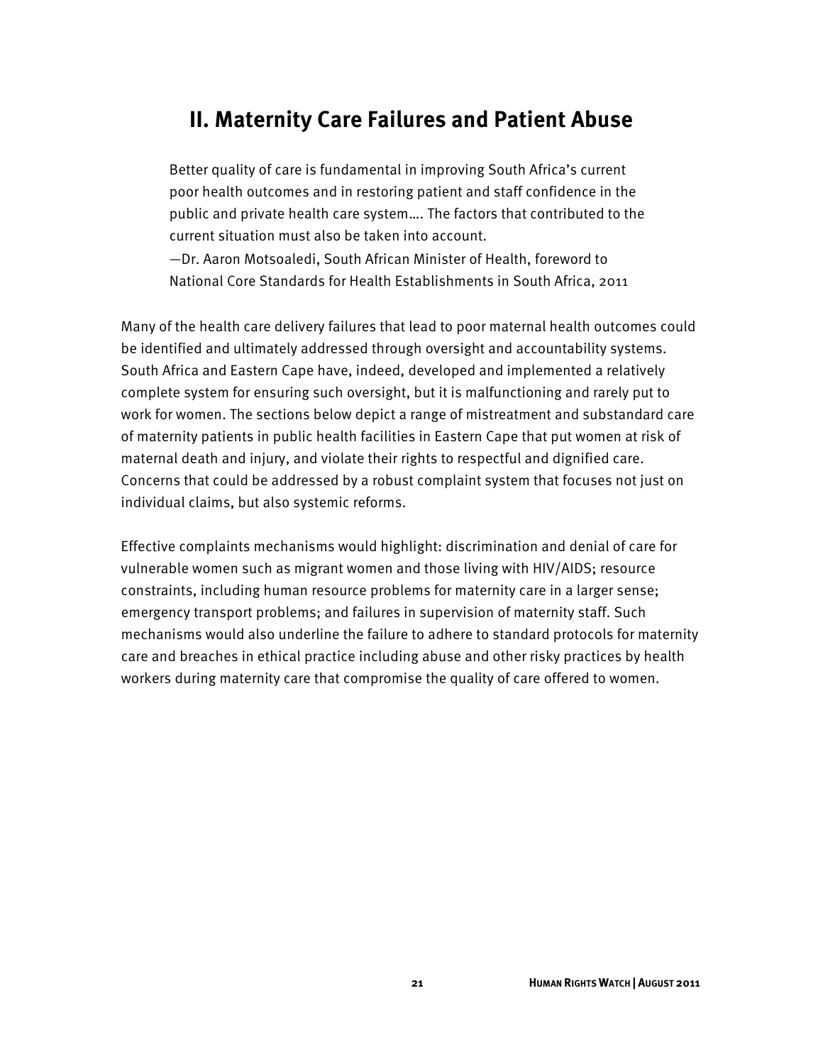## II. Maternity Care Failures and Patient Abuse

> Better quality of care is fundamental in improving South Africa's current poor health outcomes and in restoring patient and staff confidence in the public and private health care system…. The factors that contributed to the current situation must also be taken into account.
> —Dr. Aaron Motsoaledi, South African Minister of Health, foreword to National Core Standards for Health Establishments in South Africa, 2011

Many of the health care delivery failures that lead to poor maternal health outcomes could be identified and ultimately addressed through oversight and accountability systems. South Africa and Eastern Cape have, indeed, developed and implemented a relatively complete system for ensuring such oversight, but it is malfunctioning and rarely put to work for women. The sections below depict a range of mistreatment and substandard care of maternity patients in public health facilities in Eastern Cape that put women at risk of maternal death and injury, and violate their rights to respectful and dignified care. Concerns that could be addressed by a robust complaint system that focuses not just on individual claims, but also systemic reforms.

Effective complaints mechanisms would highlight: discrimination and denial of care for vulnerable women such as migrant women and those living with HIV/AIDS; resource constraints, including human resource problems for maternity care in a larger sense; emergency transport problems; and failures in supervision of maternity staff. Such mechanisms would also underline the failure to adhere to standard protocols for maternity care and breaches in ethical practice including abuse and other risky practices by health workers during maternity care that compromise the quality of care offered to women.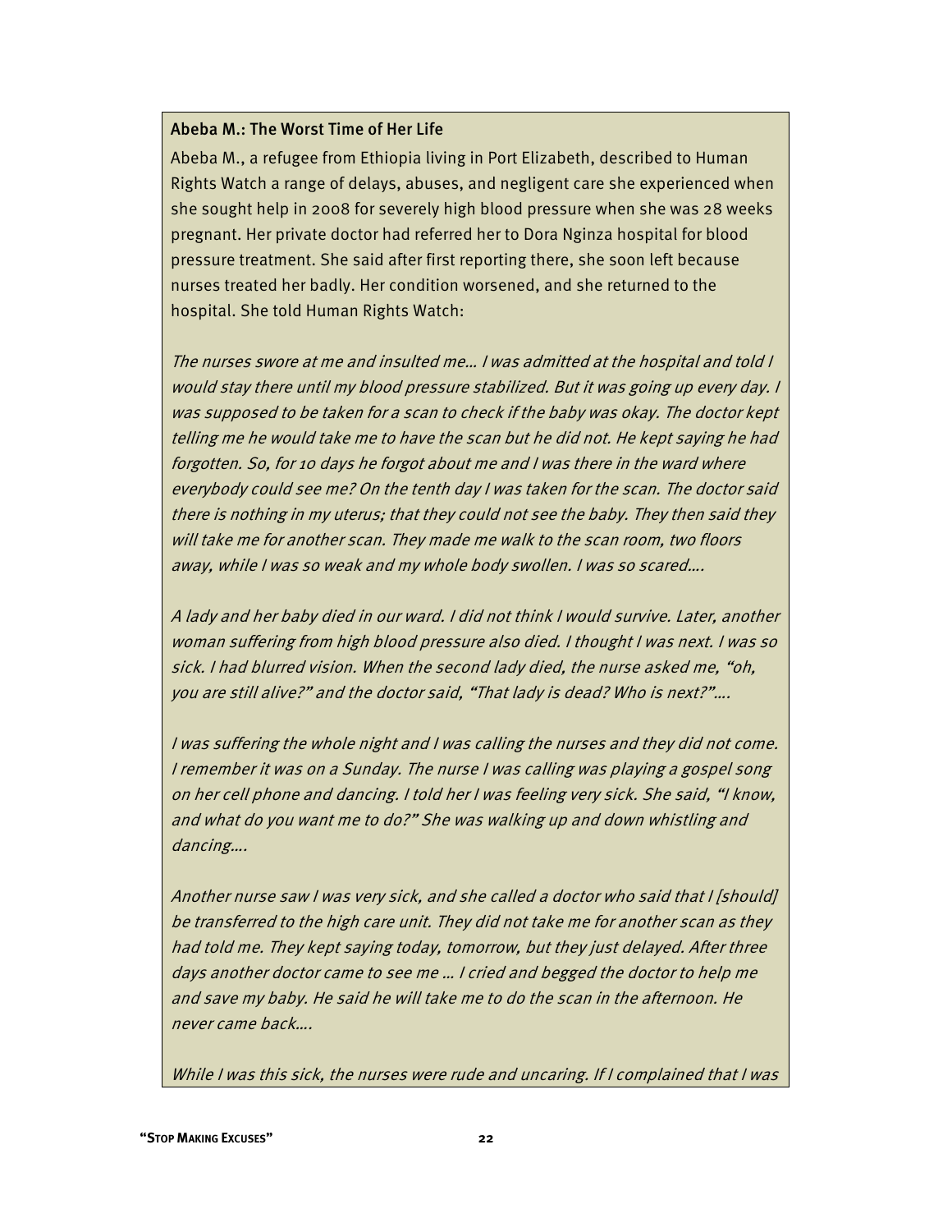**Abeba M.: The Worst Time of Her Life**

Abeba M., a refugee from Ethiopia living in Port Elizabeth, described to Human Rights Watch a range of delays, abuses, and negligent care she experienced when she sought help in 2008 for severely high blood pressure when she was 28 weeks pregnant. Her private doctor had referred her to Dora Nginza hospital for blood pressure treatment. She said after first reporting there, she soon left because nurses treated her badly. Her condition worsened, and she returned to the hospital. She told Human Rights Watch:

*The nurses swore at me and insulted me… I was admitted at the hospital and told I would stay there until my blood pressure stabilized. But it was going up every day. I was supposed to be taken for a scan to check if the baby was okay. The doctor kept telling me he would take me to have the scan but he did not. He kept saying he had forgotten. So, for 10 days he forgot about me and I was there in the ward where everybody could see me? On the tenth day I was taken for the scan. The doctor said there is nothing in my uterus; that they could not see the baby. They then said they will take me for another scan. They made me walk to the scan room, two floors away, while I was so weak and my whole body swollen. I was so scared….*

*A lady and her baby died in our ward. I did not think I would survive. Later, another woman suffering from high blood pressure also died. I thought I was next. I was so sick. I had blurred vision. When the second lady died, the nurse asked me, "oh, you are still alive?" and the doctor said, "That lady is dead? Who is next?"….*

*I was suffering the whole night and I was calling the nurses and they did not come. I remember it was on a Sunday. The nurse I was calling was playing a gospel song on her cell phone and dancing. I told her I was feeling very sick. She said, "I know, and what do you want me to do?" She was walking up and down whistling and dancing….*

*Another nurse saw I was very sick, and she called a doctor who said that I [should] be transferred to the high care unit. They did not take me for another scan as they had told me. They kept saying today, tomorrow, but they just delayed. After three days another doctor came to see me … I cried and begged the doctor to help me and save my baby. He said he will take me to do the scan in the afternoon. He never came back….*

*While I was this sick, the nurses were rude and uncaring. If I complained that I was*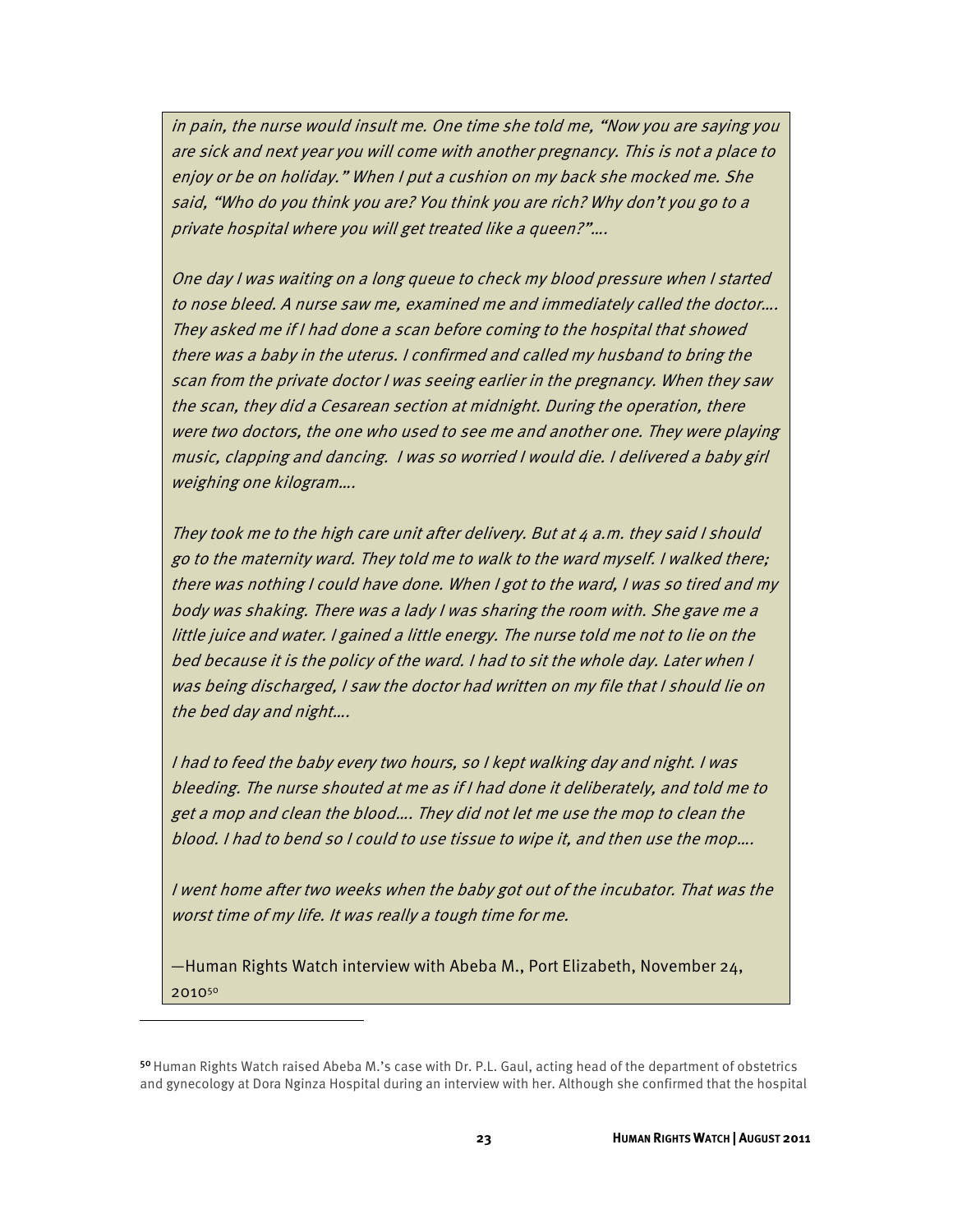*in pain, the nurse would insult me. One time she told me, "Now you are saying you are sick and next year you will come with another pregnancy. This is not a place to enjoy or be on holiday." When I put a cushion on my back she mocked me. She said, "Who do you think you are? You think you are rich? Why don't you go to a private hospital where you will get treated like a queen?"….*

*One day I was waiting on a long queue to check my blood pressure when I started to nose bleed. A nurse saw me, examined me and immediately called the doctor…. They asked me if I had done a scan before coming to the hospital that showed there was a baby in the uterus. I confirmed and called my husband to bring the scan from the private doctor I was seeing earlier in the pregnancy. When they saw the scan, they did a Cesarean section at midnight. During the operation, there were two doctors, the one who used to see me and another one. They were playing music, clapping and dancing. I was so worried I would die. I delivered a baby girl weighing one kilogram….*

*They took me to the high care unit after delivery. But at 4 a.m. they said I should go to the maternity ward. They told me to walk to the ward myself. I walked there; there was nothing I could have done. When I got to the ward, I was so tired and my body was shaking. There was a lady I was sharing the room with. She gave me a little juice and water. I gained a little energy. The nurse told me not to lie on the bed because it is the policy of the ward. I had to sit the whole day. Later when I was being discharged, I saw the doctor had written on my file that I should lie on the bed day and night….*

*I had to feed the baby every two hours, so I kept walking day and night. I was bleeding. The nurse shouted at me as if I had done it deliberately, and told me to get a mop and clean the blood…. They did not let me use the mop to clean the blood. I had to bend so I could to use tissue to wipe it, and then use the mop….*

*I went home after two weeks when the baby got out of the incubator. That was the worst time of my life. It was really a tough time for me.*

—Human Rights Watch interview with Abeba M., Port Elizabeth, November 24, 2010[50]

---

[50] Human Rights Watch raised Abeba M.'s case with Dr. P.L. Gaul, acting head of the department of obstetrics and gynecology at Dora Nginza Hospital during an interview with her. Although she confirmed that the hospital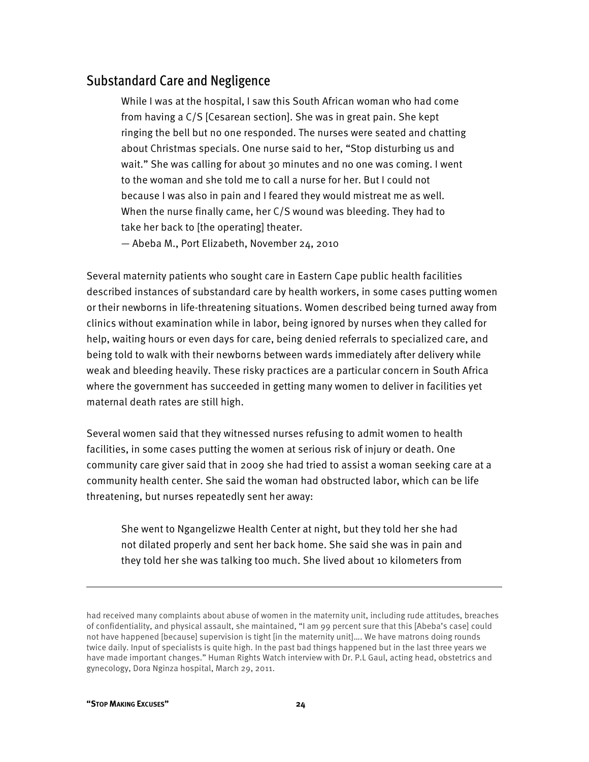## Substandard Care and Negligence

> While I was at the hospital, I saw this South African woman who had come from having a C/S [Cesarean section]. She was in great pain. She kept ringing the bell but no one responded. The nurses were seated and chatting about Christmas specials. One nurse said to her, "Stop disturbing us and wait." She was calling for about 30 minutes and no one was coming. I went to the woman and she told me to call a nurse for her. But I could not because I was also in pain and I feared they would mistreat me as well. When the nurse finally came, her C/S wound was bleeding. They had to take her back to [the operating] theater.
>
> — Abeba M., Port Elizabeth, November 24, 2010

Several maternity patients who sought care in Eastern Cape public health facilities described instances of substandard care by health workers, in some cases putting women or their newborns in life-threatening situations. Women described being turned away from clinics without examination while in labor, being ignored by nurses when they called for help, waiting hours or even days for care, being denied referrals to specialized care, and being told to walk with their newborns between wards immediately after delivery while weak and bleeding heavily. These risky practices are a particular concern in South Africa where the government has succeeded in getting many women to deliver in facilities yet maternal death rates are still high.

Several women said that they witnessed nurses refusing to admit women to health facilities, in some cases putting the women at serious risk of injury or death. One community care giver said that in 2009 she had tried to assist a woman seeking care at a community health center. She said the woman had obstructed labor, which can be life threatening, but nurses repeatedly sent her away:

> She went to Ngangelizwe Health Center at night, but they told her she had not dilated properly and sent her back home. She said she was in pain and they told her she was talking too much. She lived about 10 kilometers from

---

had received many complaints about abuse of women in the maternity unit, including rude attitudes, breaches of confidentiality, and physical assault, she maintained, "I am 99 percent sure that this [Abeba's case] could not have happened [because] supervision is tight [in the maternity unit]…. We have matrons doing rounds twice daily. Input of specialists is quite high. In the past bad things happened but in the last three years we have made important changes." Human Rights Watch interview with Dr. P.L Gaul, acting head, obstetrics and gynecology, Dora Nginza hospital, March 29, 2011.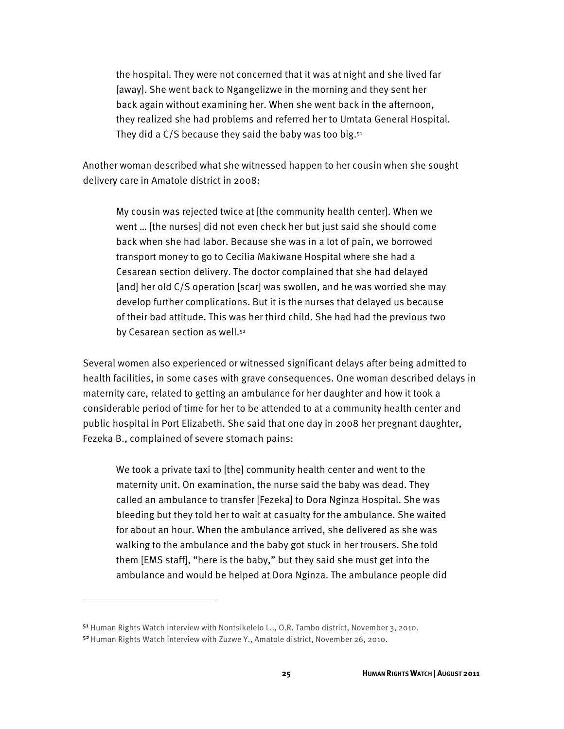> the hospital. They were not concerned that it was at night and she lived far [away]. She went back to Ngangelizwe in the morning and they sent her back again without examining her. When she went back in the afternoon, they realized she had problems and referred her to Umtata General Hospital. They did a C/S because they said the baby was too big.[51]

Another woman described what she witnessed happen to her cousin when she sought delivery care in Amatole district in 2008:

> My cousin was rejected twice at [the community health center]. When we went … [the nurses] did not even check her but just said she should come back when she had labor. Because she was in a lot of pain, we borrowed transport money to go to Cecilia Makiwane Hospital where she had a Cesarean section delivery. The doctor complained that she had delayed [and] her old C/S operation [scar] was swollen, and he was worried she may develop further complications. But it is the nurses that delayed us because of their bad attitude. This was her third child. She had had the previous two by Cesarean section as well.[52]

Several women also experienced or witnessed significant delays after being admitted to health facilities, in some cases with grave consequences. One woman described delays in maternity care, related to getting an ambulance for her daughter and how it took a considerable period of time for her to be attended to at a community health center and public hospital in Port Elizabeth. She said that one day in 2008 her pregnant daughter, Fezeka B., complained of severe stomach pains:

> We took a private taxi to [the] community health center and went to the maternity unit. On examination, the nurse said the baby was dead. They called an ambulance to transfer [Fezeka] to Dora Nginza Hospital. She was bleeding but they told her to wait at casualty for the ambulance. She waited for about an hour. When the ambulance arrived, she delivered as she was walking to the ambulance and the baby got stuck in her trousers. She told them [EMS staff], "here is the baby," but they said she must get into the ambulance and would be helped at Dora Nginza. The ambulance people did

---

[51] Human Rights Watch interview with Nontsikelelo L.., O.R. Tambo district, November 3, 2010.

[52] Human Rights Watch interview with Zuzwe Y., Amatole district, November 26, 2010.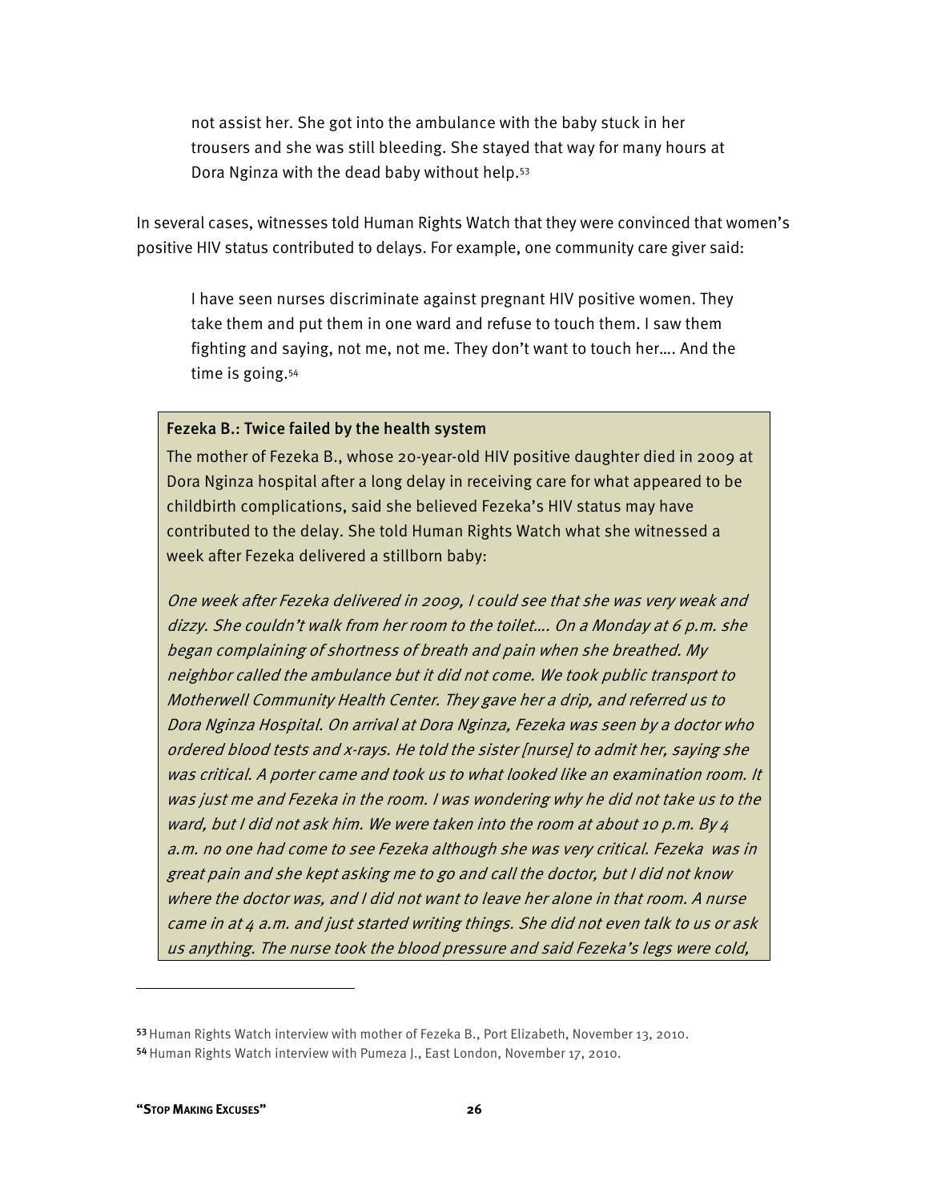> not assist her. She got into the ambulance with the baby stuck in her trousers and she was still bleeding. She stayed that way for many hours at Dora Nginza with the dead baby without help.[53]

In several cases, witnesses told Human Rights Watch that they were convinced that women's positive HIV status contributed to delays. For example, one community care giver said:

> I have seen nurses discriminate against pregnant HIV positive women. They take them and put them in one ward and refuse to touch them. I saw them fighting and saying, not me, not me. They don't want to touch her…. And the time is going.[54]

**Fezeka B.: Twice failed by the health system**

The mother of Fezeka B., whose 20-year-old HIV positive daughter died in 2009 at Dora Nginza hospital after a long delay in receiving care for what appeared to be childbirth complications, said she believed Fezeka's HIV status may have contributed to the delay. She told Human Rights Watch what she witnessed a week after Fezeka delivered a stillborn baby:

*One week after Fezeka delivered in 2009, I could see that she was very weak and dizzy. She couldn't walk from her room to the toilet…. On a Monday at 6 p.m. she began complaining of shortness of breath and pain when she breathed. My neighbor called the ambulance but it did not come. We took public transport to Motherwell Community Health Center. They gave her a drip, and referred us to Dora Nginza Hospital. On arrival at Dora Nginza, Fezeka was seen by a doctor who ordered blood tests and x-rays. He told the sister [nurse] to admit her, saying she was critical. A porter came and took us to what looked like an examination room. It was just me and Fezeka in the room. I was wondering why he did not take us to the ward, but I did not ask him. We were taken into the room at about 10 p.m. By 4 a.m. no one had come to see Fezeka although she was very critical. Fezeka was in great pain and she kept asking me to go and call the doctor, but I did not know where the doctor was, and I did not want to leave her alone in that room. A nurse came in at 4 a.m. and just started writing things. She did not even talk to us or ask us anything. The nurse took the blood pressure and said Fezeka's legs were cold,*

---

[53] Human Rights Watch interview with mother of Fezeka B., Port Elizabeth, November 13, 2010.

[54] Human Rights Watch interview with Pumeza J., East London, November 17, 2010.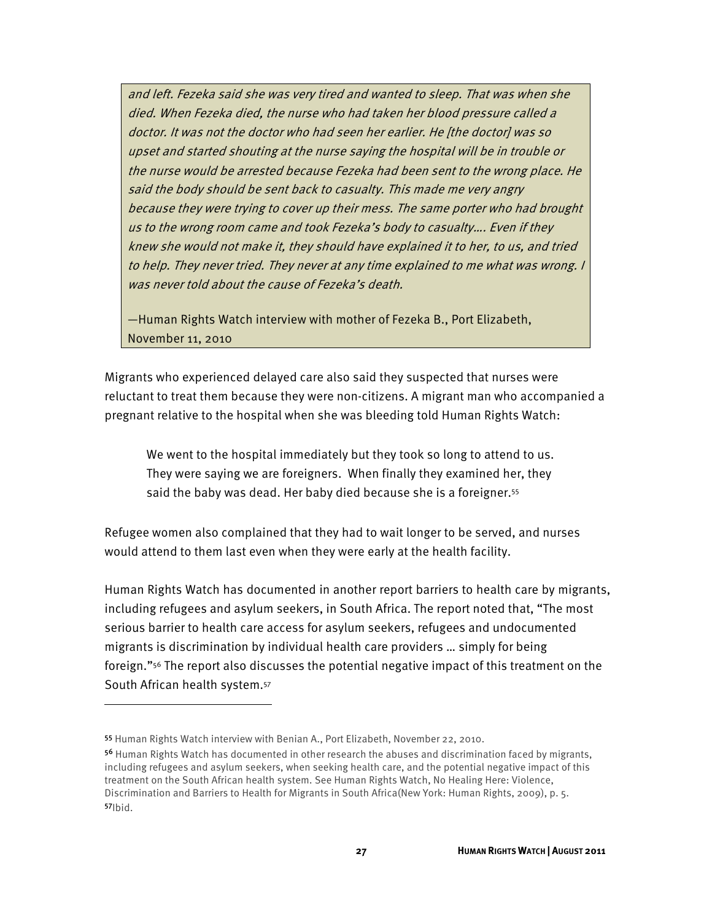*and left. Fezeka said she was very tired and wanted to sleep. That was when she died. When Fezeka died, the nurse who had taken her blood pressure called a doctor. It was not the doctor who had seen her earlier. He [the doctor] was so upset and started shouting at the nurse saying the hospital will be in trouble or the nurse would be arrested because Fezeka had been sent to the wrong place. He said the body should be sent back to casualty. This made me very angry because they were trying to cover up their mess. The same porter who had brought us to the wrong room came and took Fezeka's body to casualty…. Even if they knew she would not make it, they should have explained it to her, to us, and tried to help. They never tried. They never at any time explained to me what was wrong. I was never told about the cause of Fezeka's death.*

—Human Rights Watch interview with mother of Fezeka B., Port Elizabeth, November 11, 2010

Migrants who experienced delayed care also said they suspected that nurses were reluctant to treat them because they were non-citizens. A migrant man who accompanied a pregnant relative to the hospital when she was bleeding told Human Rights Watch:

> We went to the hospital immediately but they took so long to attend to us. They were saying we are foreigners. When finally they examined her, they said the baby was dead. Her baby died because she is a foreigner.[55]

Refugee women also complained that they had to wait longer to be served, and nurses would attend to them last even when they were early at the health facility.

Human Rights Watch has documented in another report barriers to health care by migrants, including refugees and asylum seekers, in South Africa. The report noted that, "The most serious barrier to health care access for asylum seekers, refugees and undocumented migrants is discrimination by individual health care providers … simply for being foreign."[56] The report also discusses the potential negative impact of this treatment on the South African health system.[57]

---

[55] Human Rights Watch interview with Benian A., Port Elizabeth, November 22, 2010.

[56] Human Rights Watch has documented in other research the abuses and discrimination faced by migrants, including refugees and asylum seekers, when seeking health care, and the potential negative impact of this treatment on the South African health system. See Human Rights Watch, No Healing Here: Violence, Discrimination and Barriers to Health for Migrants in South Africa(New York: Human Rights, 2009), p. 5.

[57] Ibid.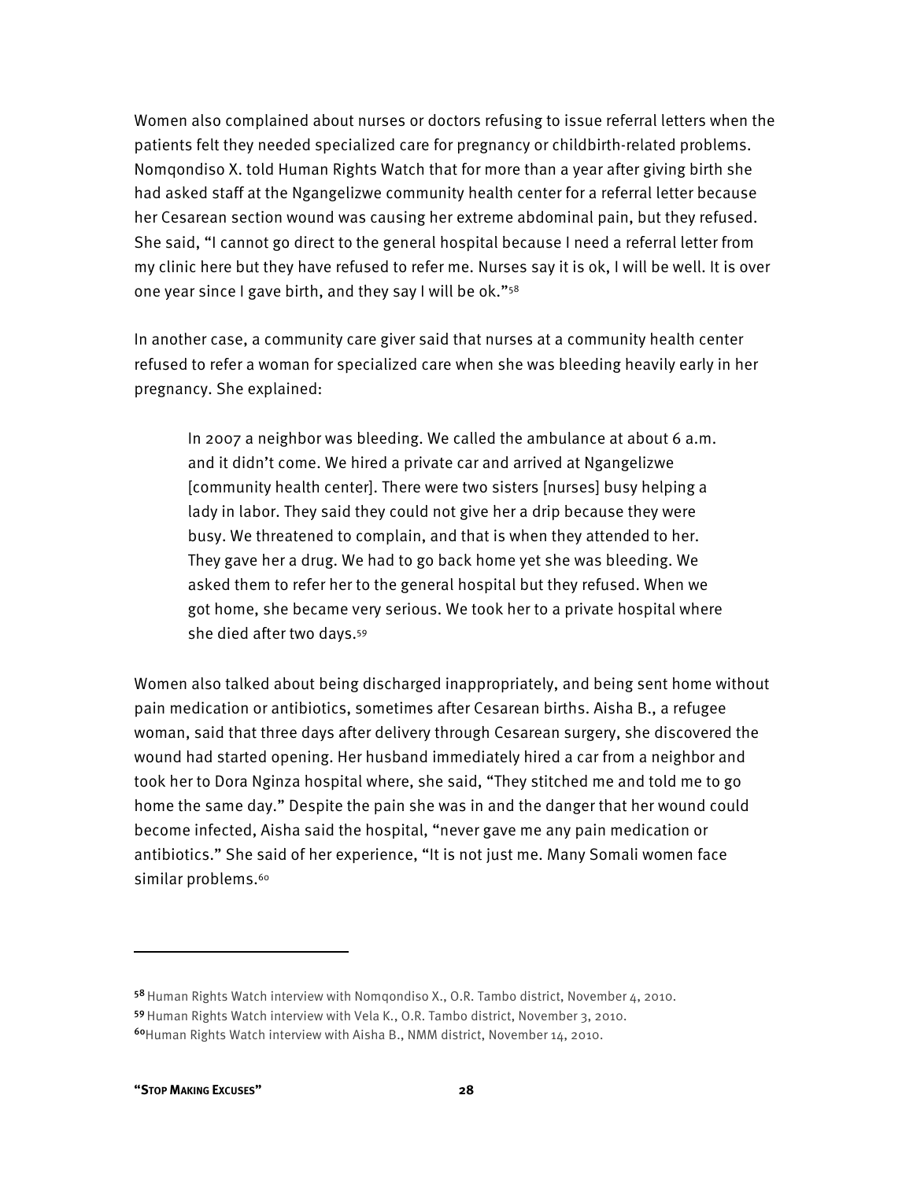Women also complained about nurses or doctors refusing to issue referral letters when the patients felt they needed specialized care for pregnancy or childbirth-related problems. Nomqondiso X. told Human Rights Watch that for more than a year after giving birth she had asked staff at the Ngangelizwe community health center for a referral letter because her Cesarean section wound was causing her extreme abdominal pain, but they refused. She said, "I cannot go direct to the general hospital because I need a referral letter from my clinic here but they have refused to refer me. Nurses say it is ok, I will be well. It is over one year since I gave birth, and they say I will be ok."[58]

In another case, a community care giver said that nurses at a community health center refused to refer a woman for specialized care when she was bleeding heavily early in her pregnancy. She explained:

> In 2007 a neighbor was bleeding. We called the ambulance at about 6 a.m. and it didn't come. We hired a private car and arrived at Ngangelizwe [community health center]. There were two sisters [nurses] busy helping a lady in labor. They said they could not give her a drip because they were busy. We threatened to complain, and that is when they attended to her. They gave her a drug. We had to go back home yet she was bleeding. We asked them to refer her to the general hospital but they refused. When we got home, she became very serious. We took her to a private hospital where she died after two days.[59]

Women also talked about being discharged inappropriately, and being sent home without pain medication or antibiotics, sometimes after Cesarean births. Aisha B., a refugee woman, said that three days after delivery through Cesarean surgery, she discovered the wound had started opening. Her husband immediately hired a car from a neighbor and took her to Dora Nginza hospital where, she said, "They stitched me and told me to go home the same day." Despite the pain she was in and the danger that her wound could become infected, Aisha said the hospital, "never gave me any pain medication or antibiotics." She said of her experience, "It is not just me. Many Somali women face similar problems.[60]

---

[58] Human Rights Watch interview with Nomqondiso X., O.R. Tambo district, November 4, 2010.

[59] Human Rights Watch interview with Vela K., O.R. Tambo district, November 3, 2010.

[60] Human Rights Watch interview with Aisha B., NMM district, November 14, 2010.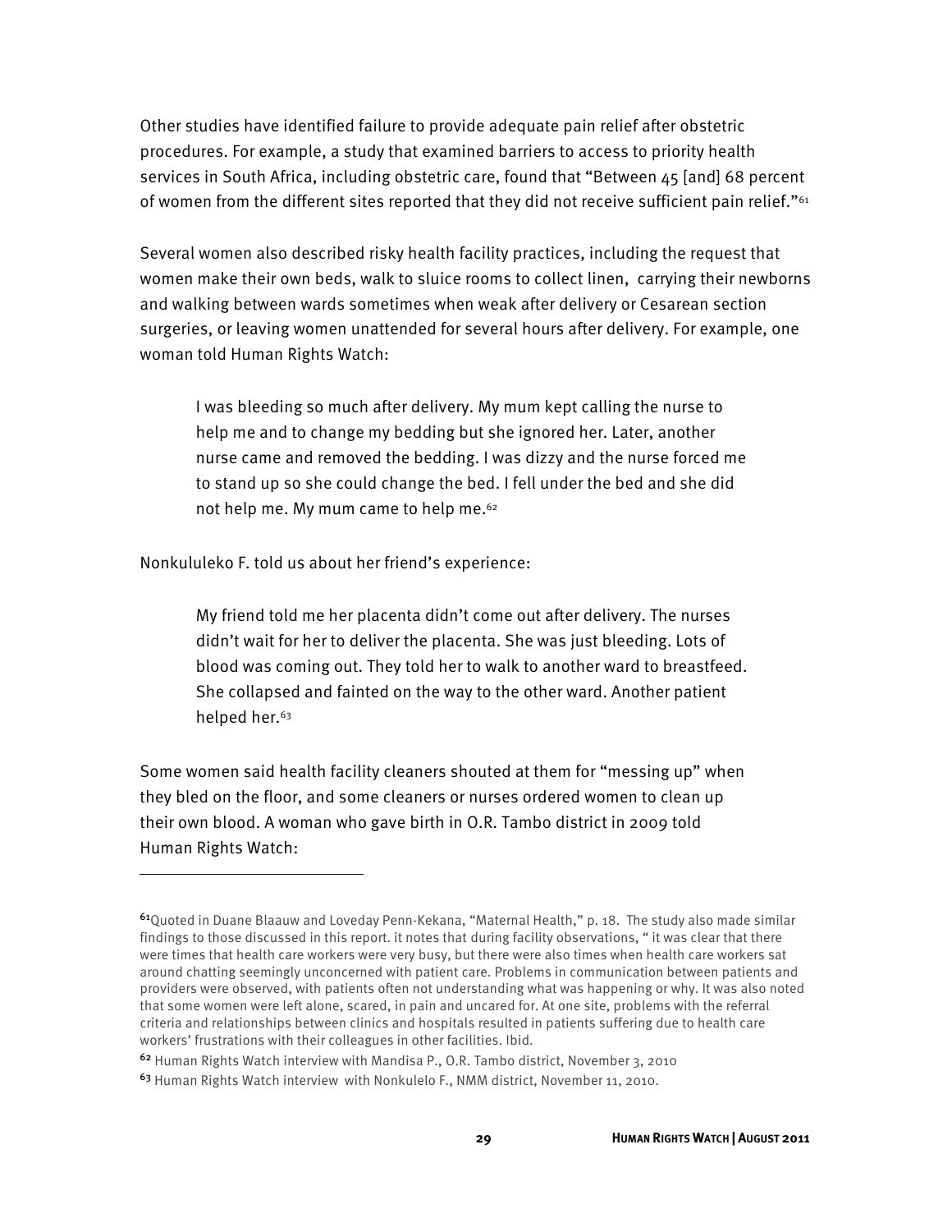Other studies have identified failure to provide adequate pain relief after obstetric procedures. For example, a study that examined barriers to access to priority health services in South Africa, including obstetric care, found that "Between 45 [and] 68 percent of women from the different sites reported that they did not receive sufficient pain relief."[61]

Several women also described risky health facility practices, including the request that women make their own beds, walk to sluice rooms to collect linen, carrying their newborns and walking between wards sometimes when weak after delivery or Cesarean section surgeries, or leaving women unattended for several hours after delivery. For example, one woman told Human Rights Watch:

> I was bleeding so much after delivery. My mum kept calling the nurse to help me and to change my bedding but she ignored her. Later, another nurse came and removed the bedding. I was dizzy and the nurse forced me to stand up so she could change the bed. I fell under the bed and she did not help me. My mum came to help me.[62]

Nonkululeko F. told us about her friend's experience:

> My friend told me her placenta didn't come out after delivery. The nurses didn't wait for her to deliver the placenta. She was just bleeding. Lots of blood was coming out. They told her to walk to another ward to breastfeed. She collapsed and fainted on the way to the other ward. Another patient helped her.[63]

Some women said health facility cleaners shouted at them for "messing up" when they bled on the floor, and some cleaners or nurses ordered women to clean up their own blood. A woman who gave birth in O.R. Tambo district in 2009 told Human Rights Watch:

---

[61] Quoted in Duane Blaauw and Loveday Penn-Kekana, "Maternal Health," p. 18. The study also made similar findings to those discussed in this report. it notes that during facility observations, " it was clear that there were times that health care workers were very busy, but there were also times when health care workers sat around chatting seemingly unconcerned with patient care. Problems in communication between patients and providers were observed, with patients often not understanding what was happening or why. It was also noted that some women were left alone, scared, in pain and uncared for. At one site, problems with the referral criteria and relationships between clinics and hospitals resulted in patients suffering due to health care workers' frustrations with their colleagues in other facilities. Ibid.

[62] Human Rights Watch interview with Mandisa P., O.R. Tambo district, November 3, 2010

[63] Human Rights Watch interview with Nonkulelo F., NMM district, November 11, 2010.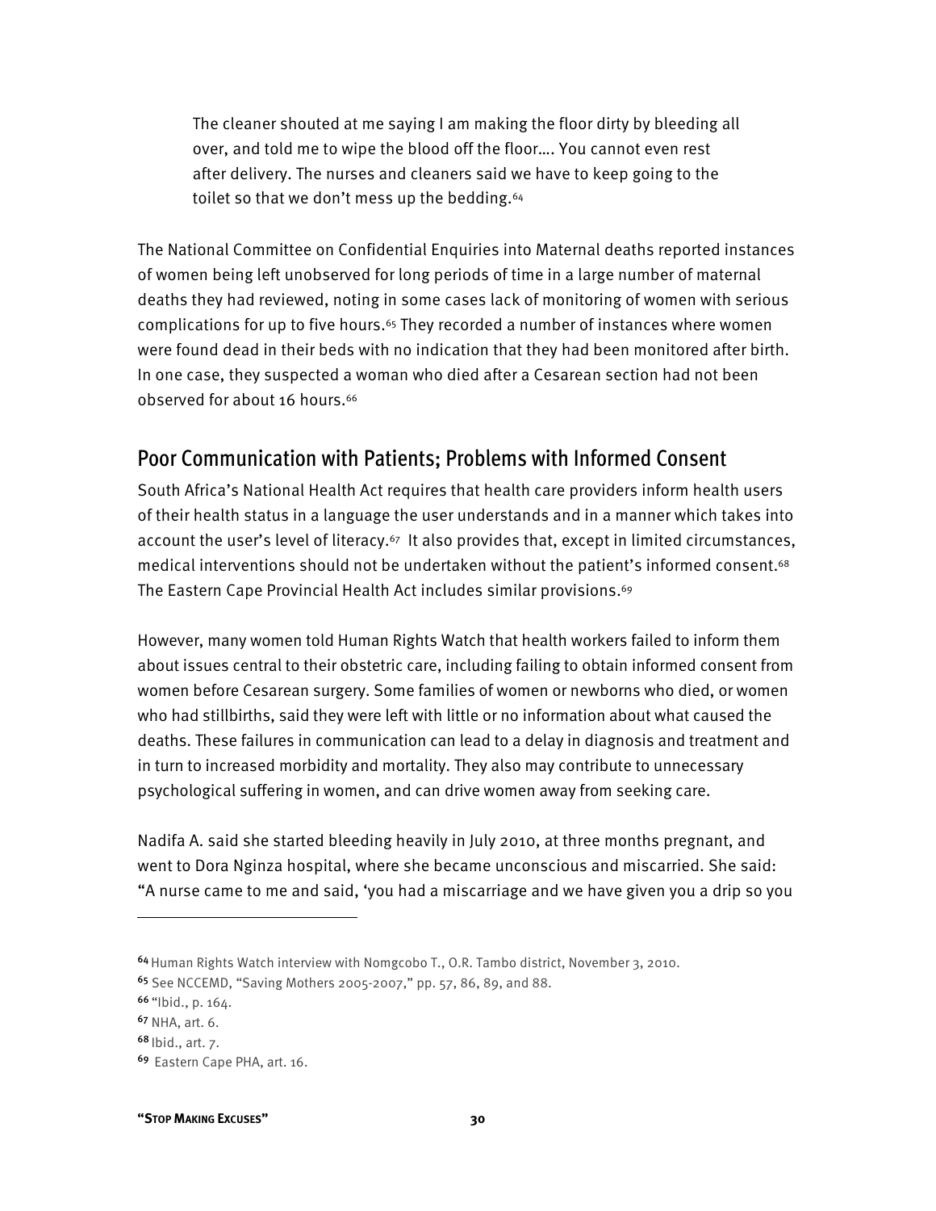> The cleaner shouted at me saying I am making the floor dirty by bleeding all over, and told me to wipe the blood off the floor…. You cannot even rest after delivery. The nurses and cleaners said we have to keep going to the toilet so that we don't mess up the bedding.[64]

The National Committee on Confidential Enquiries into Maternal deaths reported instances of women being left unobserved for long periods of time in a large number of maternal deaths they had reviewed, noting in some cases lack of monitoring of women with serious complications for up to five hours.[65] They recorded a number of instances where women were found dead in their beds with no indication that they had been monitored after birth. In one case, they suspected a woman who died after a Cesarean section had not been observed for about 16 hours.[66]

## Poor Communication with Patients; Problems with Informed Consent

South Africa's National Health Act requires that health care providers inform health users of their health status in a language the user understands and in a manner which takes into account the user's level of literacy.[67] It also provides that, except in limited circumstances, medical interventions should not be undertaken without the patient's informed consent.[68] The Eastern Cape Provincial Health Act includes similar provisions.[69]

However, many women told Human Rights Watch that health workers failed to inform them about issues central to their obstetric care, including failing to obtain informed consent from women before Cesarean surgery. Some families of women or newborns who died, or women who had stillbirths, said they were left with little or no information about what caused the deaths. These failures in communication can lead to a delay in diagnosis and treatment and in turn to increased morbidity and mortality. They also may contribute to unnecessary psychological suffering in women, and can drive women away from seeking care.

Nadifa A. said she started bleeding heavily in July 2010, at three months pregnant, and went to Dora Nginza hospital, where she became unconscious and miscarried. She said: "A nurse came to me and said, 'you had a miscarriage and we have given you a drip so you

---

[64] Human Rights Watch interview with Nomgcobo T., O.R. Tambo district, November 3, 2010.

[65] See NCCEMD, "Saving Mothers 2005-2007," pp. 57, 86, 89, and 88.

[66] "Ibid., p. 164.

[67] NHA, art. 6.

[68] Ibid., art. 7.

[69] Eastern Cape PHA, art. 16.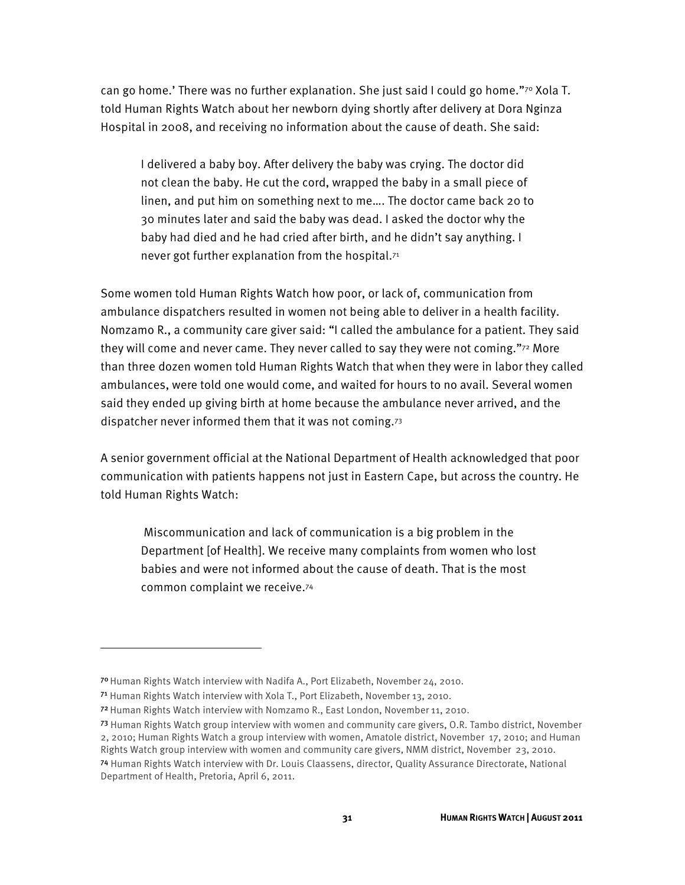can go home.' There was no further explanation. She just said I could go home."[70] Xola T. told Human Rights Watch about her newborn dying shortly after delivery at Dora Nginza Hospital in 2008, and receiving no information about the cause of death. She said:

> I delivered a baby boy. After delivery the baby was crying. The doctor did not clean the baby. He cut the cord, wrapped the baby in a small piece of linen, and put him on something next to me…. The doctor came back 20 to 30 minutes later and said the baby was dead. I asked the doctor why the baby had died and he had cried after birth, and he didn't say anything. I never got further explanation from the hospital.[71]

Some women told Human Rights Watch how poor, or lack of, communication from ambulance dispatchers resulted in women not being able to deliver in a health facility. Nomzamo R., a community care giver said: "I called the ambulance for a patient. They said they will come and never came. They never called to say they were not coming."[72] More than three dozen women told Human Rights Watch that when they were in labor they called ambulances, were told one would come, and waited for hours to no avail. Several women said they ended up giving birth at home because the ambulance never arrived, and the dispatcher never informed them that it was not coming.[73]

A senior government official at the National Department of Health acknowledged that poor communication with patients happens not just in Eastern Cape, but across the country. He told Human Rights Watch:

> Miscommunication and lack of communication is a big problem in the Department [of Health]. We receive many complaints from women who lost babies and were not informed about the cause of death. That is the most common complaint we receive.[74]

---

[70] Human Rights Watch interview with Nadifa A., Port Elizabeth, November 24, 2010.

[71] Human Rights Watch interview with Xola T., Port Elizabeth, November 13, 2010.

[72] Human Rights Watch interview with Nomzamo R., East London, November 11, 2010.

[73] Human Rights Watch group interview with women and community care givers, O.R. Tambo district, November 2, 2010; Human Rights Watch a group interview with women, Amatole district, November 17, 2010; and Human Rights Watch group interview with women and community care givers, NMM district, November 23, 2010.

[74] Human Rights Watch interview with Dr. Louis Claassens, director, Quality Assurance Directorate, National Department of Health, Pretoria, April 6, 2011.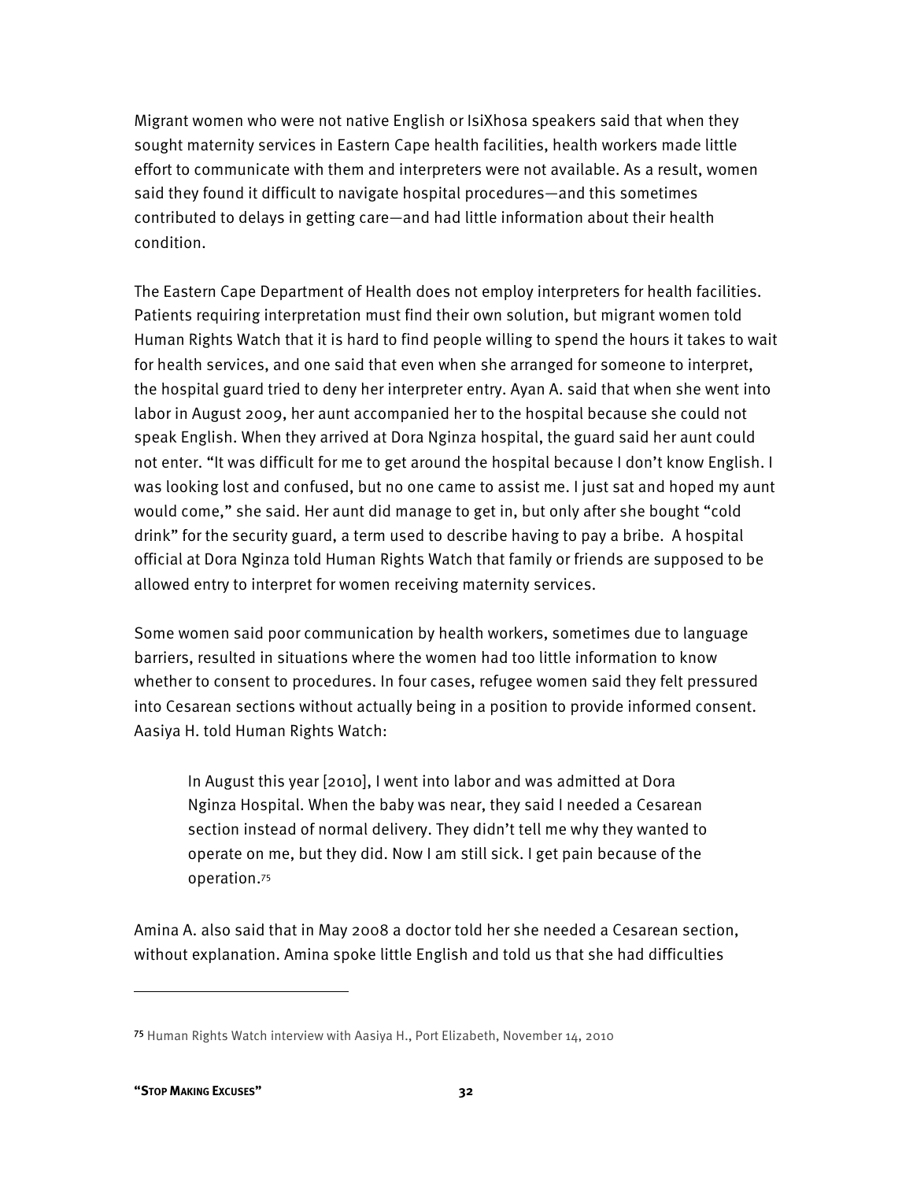Migrant women who were not native English or IsiXhosa speakers said that when they sought maternity services in Eastern Cape health facilities, health workers made little effort to communicate with them and interpreters were not available. As a result, women said they found it difficult to navigate hospital procedures—and this sometimes contributed to delays in getting care—and had little information about their health condition.

The Eastern Cape Department of Health does not employ interpreters for health facilities. Patients requiring interpretation must find their own solution, but migrant women told Human Rights Watch that it is hard to find people willing to spend the hours it takes to wait for health services, and one said that even when she arranged for someone to interpret, the hospital guard tried to deny her interpreter entry. Ayan A. said that when she went into labor in August 2009, her aunt accompanied her to the hospital because she could not speak English. When they arrived at Dora Nginza hospital, the guard said her aunt could not enter. "It was difficult for me to get around the hospital because I don't know English. I was looking lost and confused, but no one came to assist me. I just sat and hoped my aunt would come," she said. Her aunt did manage to get in, but only after she bought "cold drink" for the security guard, a term used to describe having to pay a bribe. A hospital official at Dora Nginza told Human Rights Watch that family or friends are supposed to be allowed entry to interpret for women receiving maternity services.

Some women said poor communication by health workers, sometimes due to language barriers, resulted in situations where the women had too little information to know whether to consent to procedures. In four cases, refugee women said they felt pressured into Cesarean sections without actually being in a position to provide informed consent. Aasiya H. told Human Rights Watch:

> In August this year [2010], I went into labor and was admitted at Dora Nginza Hospital. When the baby was near, they said I needed a Cesarean section instead of normal delivery. They didn't tell me why they wanted to operate on me, but they did. Now I am still sick. I get pain because of the operation.[75]

Amina A. also said that in May 2008 a doctor told her she needed a Cesarean section, without explanation. Amina spoke little English and told us that she had difficulties

---

[75] Human Rights Watch interview with Aasiya H., Port Elizabeth, November 14, 2010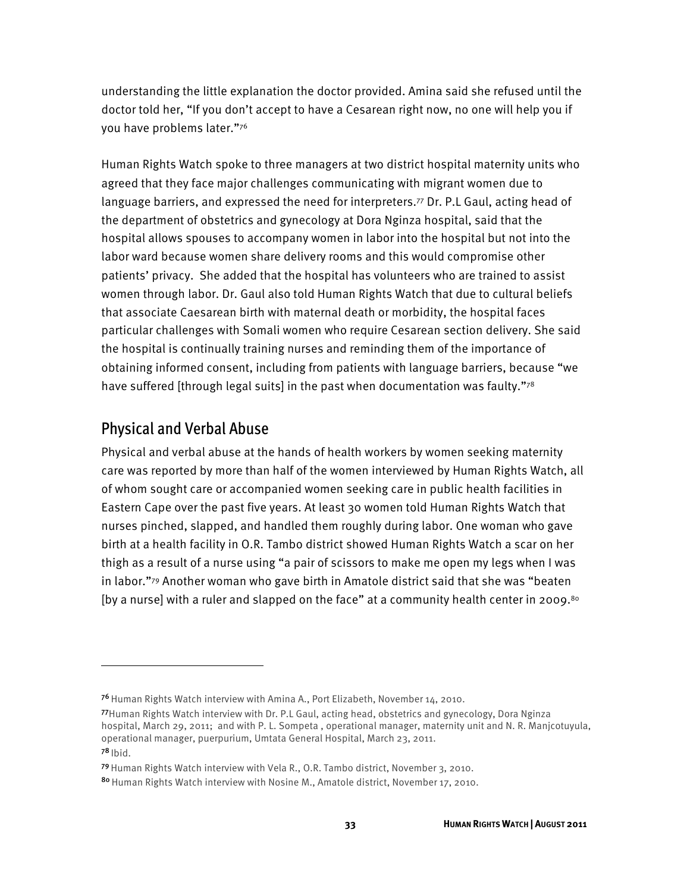understanding the little explanation the doctor provided. Amina said she refused until the doctor told her, "If you don't accept to have a Cesarean right now, no one will help you if you have problems later."[76]

Human Rights Watch spoke to three managers at two district hospital maternity units who agreed that they face major challenges communicating with migrant women due to language barriers, and expressed the need for interpreters.[77] Dr. P.L Gaul, acting head of the department of obstetrics and gynecology at Dora Nginza hospital, said that the hospital allows spouses to accompany women in labor into the hospital but not into the labor ward because women share delivery rooms and this would compromise other patients' privacy. She added that the hospital has volunteers who are trained to assist women through labor. Dr. Gaul also told Human Rights Watch that due to cultural beliefs that associate Caesarean birth with maternal death or morbidity, the hospital faces particular challenges with Somali women who require Cesarean section delivery. She said the hospital is continually training nurses and reminding them of the importance of obtaining informed consent, including from patients with language barriers, because "we have suffered [through legal suits] in the past when documentation was faulty."[78]

## Physical and Verbal Abuse

Physical and verbal abuse at the hands of health workers by women seeking maternity care was reported by more than half of the women interviewed by Human Rights Watch, all of whom sought care or accompanied women seeking care in public health facilities in Eastern Cape over the past five years. At least 30 women told Human Rights Watch that nurses pinched, slapped, and handled them roughly during labor. One woman who gave birth at a health facility in O.R. Tambo district showed Human Rights Watch a scar on her thigh as a result of a nurse using "a pair of scissors to make me open my legs when I was in labor."[79] Another woman who gave birth in Amatole district said that she was "beaten [by a nurse] with a ruler and slapped on the face" at a community health center in 2009.[80]

---

[76] Human Rights Watch interview with Amina A., Port Elizabeth, November 14, 2010.

[77] Human Rights Watch interview with Dr. P.L Gaul, acting head, obstetrics and gynecology, Dora Nginza hospital, March 29, 2011; and with P. L. Sompeta , operational manager, maternity unit and N. R. Manjcotuyula, operational manager, puerpurium, Umtata General Hospital, March 23, 2011.

[78] Ibid.

[79] Human Rights Watch interview with Vela R., O.R. Tambo district, November 3, 2010.

[80] Human Rights Watch interview with Nosine M., Amatole district, November 17, 2010.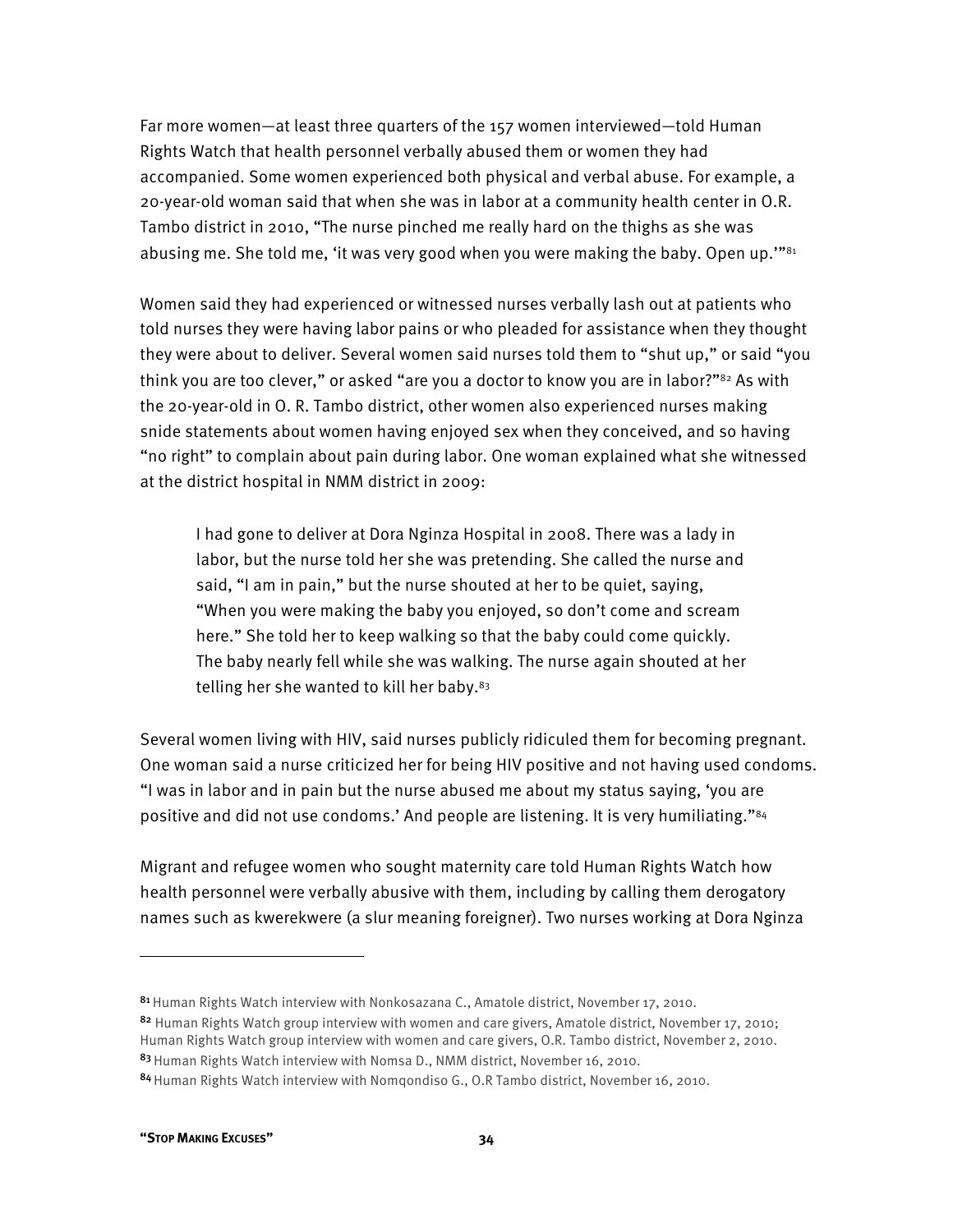Far more women—at least three quarters of the 157 women interviewed—told Human Rights Watch that health personnel verbally abused them or women they had accompanied. Some women experienced both physical and verbal abuse. For example, a 20-year-old woman said that when she was in labor at a community health center in O.R. Tambo district in 2010, "The nurse pinched me really hard on the thighs as she was abusing me. She told me, 'it was very good when you were making the baby. Open up.'"[81]

Women said they had experienced or witnessed nurses verbally lash out at patients who told nurses they were having labor pains or who pleaded for assistance when they thought they were about to deliver. Several women said nurses told them to "shut up," or said "you think you are too clever," or asked "are you a doctor to know you are in labor?"[82] As with the 20-year-old in O. R. Tambo district, other women also experienced nurses making snide statements about women having enjoyed sex when they conceived, and so having "no right" to complain about pain during labor. One woman explained what she witnessed at the district hospital in NMM district in 2009:

> I had gone to deliver at Dora Nginza Hospital in 2008. There was a lady in labor, but the nurse told her she was pretending. She called the nurse and said, "I am in pain," but the nurse shouted at her to be quiet, saying, "When you were making the baby you enjoyed, so don't come and scream here." She told her to keep walking so that the baby could come quickly. The baby nearly fell while she was walking. The nurse again shouted at her telling her she wanted to kill her baby.[83]

Several women living with HIV, said nurses publicly ridiculed them for becoming pregnant. One woman said a nurse criticized her for being HIV positive and not having used condoms. "I was in labor and in pain but the nurse abused me about my status saying, 'you are positive and did not use condoms.' And people are listening. It is very humiliating."[84]

Migrant and refugee women who sought maternity care told Human Rights Watch how health personnel were verbally abusive with them, including by calling them derogatory names such as kwerekwere (a slur meaning foreigner). Two nurses working at Dora Nginza

---

[81] Human Rights Watch interview with Nonkosazana C., Amatole district, November 17, 2010.

[82] Human Rights Watch group interview with women and care givers, Amatole district, November 17, 2010; Human Rights Watch group interview with women and care givers, O.R. Tambo district, November 2, 2010.

[83] Human Rights Watch interview with Nomsa D., NMM district, November 16, 2010.

[84] Human Rights Watch interview with Nomqondiso G., O.R Tambo district, November 16, 2010.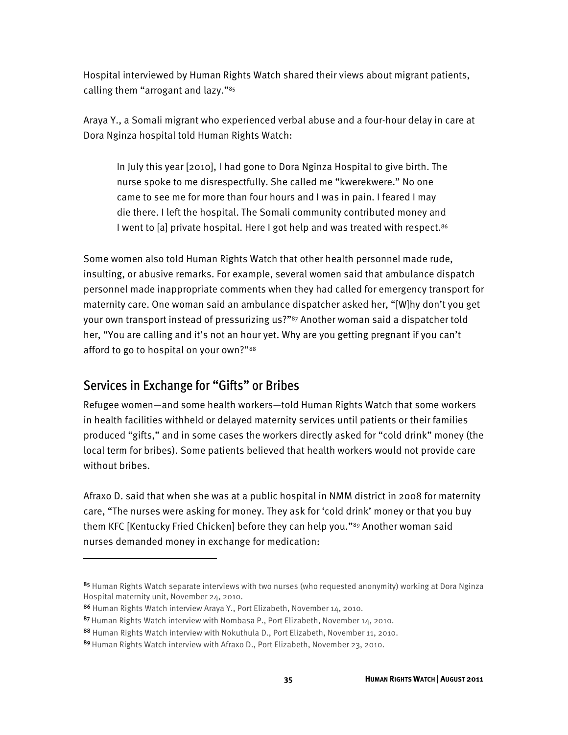Hospital interviewed by Human Rights Watch shared their views about migrant patients, calling them "arrogant and lazy."[85]

Araya Y., a Somali migrant who experienced verbal abuse and a four-hour delay in care at Dora Nginza hospital told Human Rights Watch:

> In July this year [2010], I had gone to Dora Nginza Hospital to give birth. The nurse spoke to me disrespectfully. She called me "kwerekwere." No one came to see me for more than four hours and I was in pain. I feared I may die there. I left the hospital. The Somali community contributed money and I went to [a] private hospital. Here I got help and was treated with respect.[86]

Some women also told Human Rights Watch that other health personnel made rude, insulting, or abusive remarks. For example, several women said that ambulance dispatch personnel made inappropriate comments when they had called for emergency transport for maternity care. One woman said an ambulance dispatcher asked her, "[W]hy don't you get your own transport instead of pressurizing us?"[87] Another woman said a dispatcher told her, "You are calling and it's not an hour yet. Why are you getting pregnant if you can't afford to go to hospital on your own?"[88]

## Services in Exchange for "Gifts" or Bribes

Refugee women—and some health workers—told Human Rights Watch that some workers in health facilities withheld or delayed maternity services until patients or their families produced "gifts," and in some cases the workers directly asked for "cold drink" money (the local term for bribes). Some patients believed that health workers would not provide care without bribes.

Afraxo D. said that when she was at a public hospital in NMM district in 2008 for maternity care, "The nurses were asking for money. They ask for 'cold drink' money or that you buy them KFC [Kentucky Fried Chicken] before they can help you."[89] Another woman said nurses demanded money in exchange for medication:

---

[85] Human Rights Watch separate interviews with two nurses (who requested anonymity) working at Dora Nginza Hospital maternity unit, November 24, 2010.

[86] Human Rights Watch interview Araya Y., Port Elizabeth, November 14, 2010.

[87] Human Rights Watch interview with Nombasa P., Port Elizabeth, November 14, 2010.

[88] Human Rights Watch interview with Nokuthula D., Port Elizabeth, November 11, 2010.

[89] Human Rights Watch interview with Afraxo D., Port Elizabeth, November 23, 2010.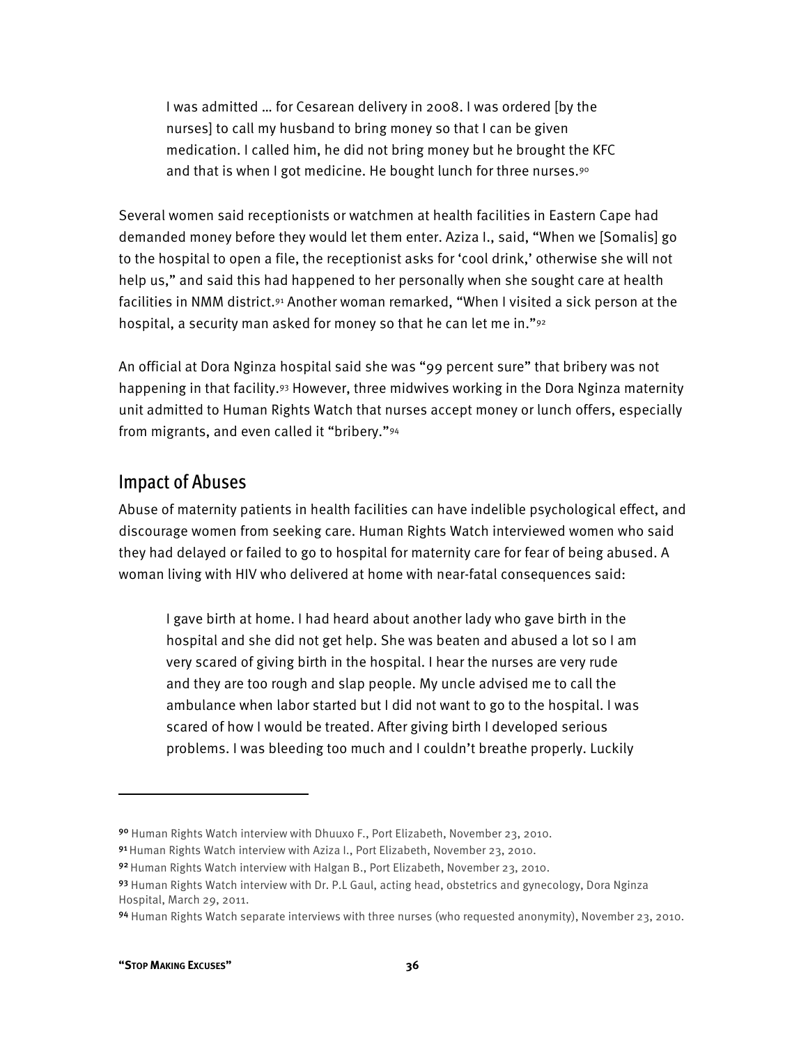> I was admitted … for Cesarean delivery in 2008. I was ordered [by the nurses] to call my husband to bring money so that I can be given medication. I called him, he did not bring money but he brought the KFC and that is when I got medicine. He bought lunch for three nurses.[90]

Several women said receptionists or watchmen at health facilities in Eastern Cape had demanded money before they would let them enter. Aziza I., said, "When we [Somalis] go to the hospital to open a file, the receptionist asks for 'cool drink,' otherwise she will not help us," and said this had happened to her personally when she sought care at health facilities in NMM district.[91] Another woman remarked, "When I visited a sick person at the hospital, a security man asked for money so that he can let me in."[92]

An official at Dora Nginza hospital said she was "99 percent sure" that bribery was not happening in that facility.[93] However, three midwives working in the Dora Nginza maternity unit admitted to Human Rights Watch that nurses accept money or lunch offers, especially from migrants, and even called it "bribery."[94]

## Impact of Abuses

Abuse of maternity patients in health facilities can have indelible psychological effect, and discourage women from seeking care. Human Rights Watch interviewed women who said they had delayed or failed to go to hospital for maternity care for fear of being abused. A woman living with HIV who delivered at home with near-fatal consequences said:

> I gave birth at home. I had heard about another lady who gave birth in the hospital and she did not get help. She was beaten and abused a lot so I am very scared of giving birth in the hospital. I hear the nurses are very rude and they are too rough and slap people. My uncle advised me to call the ambulance when labor started but I did not want to go to the hospital. I was scared of how I would be treated. After giving birth I developed serious problems. I was bleeding too much and I couldn't breathe properly. Luckily

---

[90] Human Rights Watch interview with Dhuuxo F., Port Elizabeth, November 23, 2010.

[91] Human Rights Watch interview with Aziza I., Port Elizabeth, November 23, 2010.

[92] Human Rights Watch interview with Halgan B., Port Elizabeth, November 23, 2010.

[93] Human Rights Watch interview with Dr. P.L Gaul, acting head, obstetrics and gynecology, Dora Nginza Hospital, March 29, 2011.

[94] Human Rights Watch separate interviews with three nurses (who requested anonymity), November 23, 2010.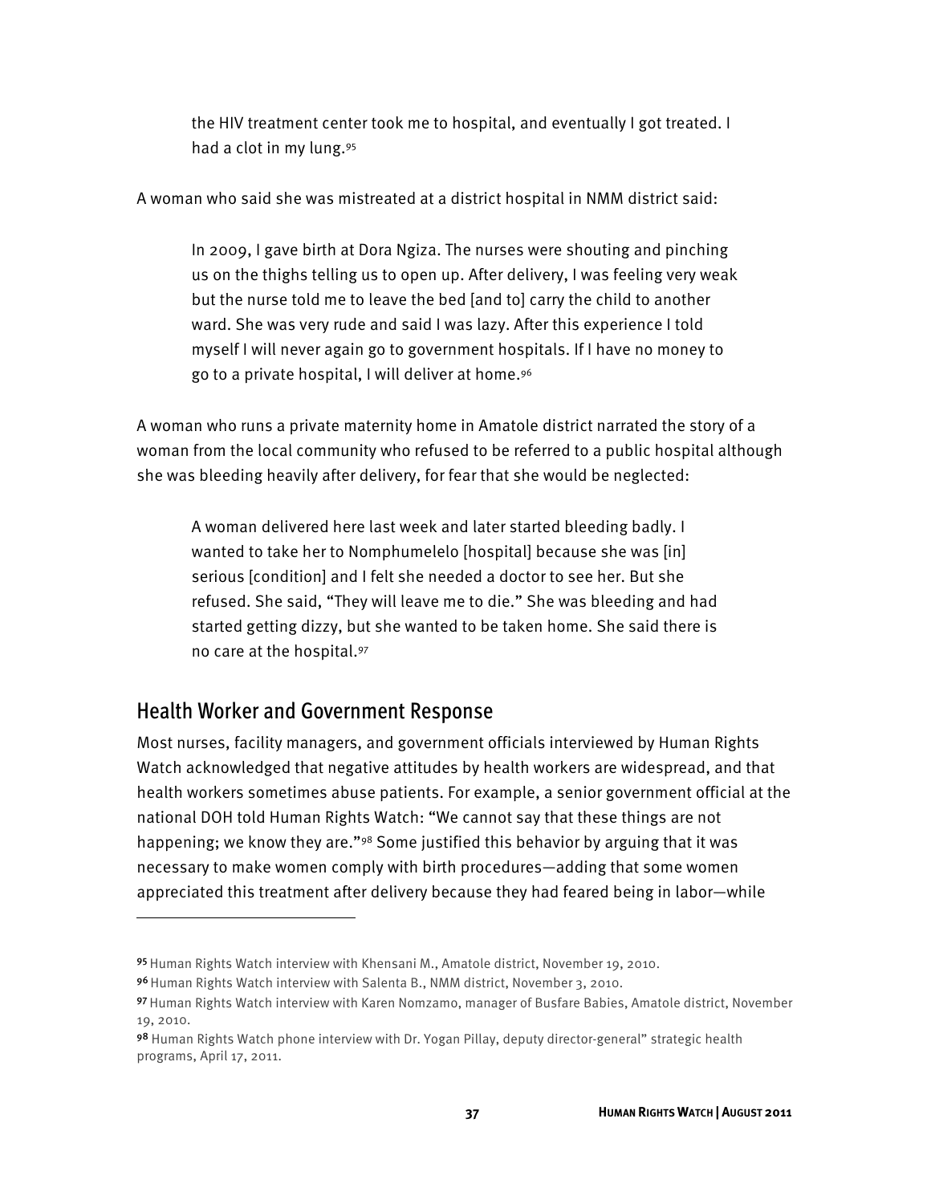> the HIV treatment center took me to hospital, and eventually I got treated. I had a clot in my lung.[95]

A woman who said she was mistreated at a district hospital in NMM district said:

> In 2009, I gave birth at Dora Ngiza. The nurses were shouting and pinching us on the thighs telling us to open up. After delivery, I was feeling very weak but the nurse told me to leave the bed [and to] carry the child to another ward. She was very rude and said I was lazy. After this experience I told myself I will never again go to government hospitals. If I have no money to go to a private hospital, I will deliver at home.[96]

A woman who runs a private maternity home in Amatole district narrated the story of a woman from the local community who refused to be referred to a public hospital although she was bleeding heavily after delivery, for fear that she would be neglected:

> A woman delivered here last week and later started bleeding badly. I wanted to take her to Nomphumelelo [hospital] because she was [in] serious [condition] and I felt she needed a doctor to see her. But she refused. She said, "They will leave me to die." She was bleeding and had started getting dizzy, but she wanted to be taken home. She said there is no care at the hospital.[97]

## Health Worker and Government Response

Most nurses, facility managers, and government officials interviewed by Human Rights Watch acknowledged that negative attitudes by health workers are widespread, and that health workers sometimes abuse patients. For example, a senior government official at the national DOH told Human Rights Watch: "We cannot say that these things are not happening; we know they are."[98] Some justified this behavior by arguing that it was necessary to make women comply with birth procedures—adding that some women appreciated this treatment after delivery because they had feared being in labor—while

---

[95] Human Rights Watch interview with Khensani M., Amatole district, November 19, 2010.

[96] Human Rights Watch interview with Salenta B., NMM district, November 3, 2010.

[97] Human Rights Watch interview with Karen Nomzamo, manager of Busfare Babies, Amatole district, November 19, 2010.

[98] Human Rights Watch phone interview with Dr. Yogan Pillay, deputy director-general" strategic health programs, April 17, 2011.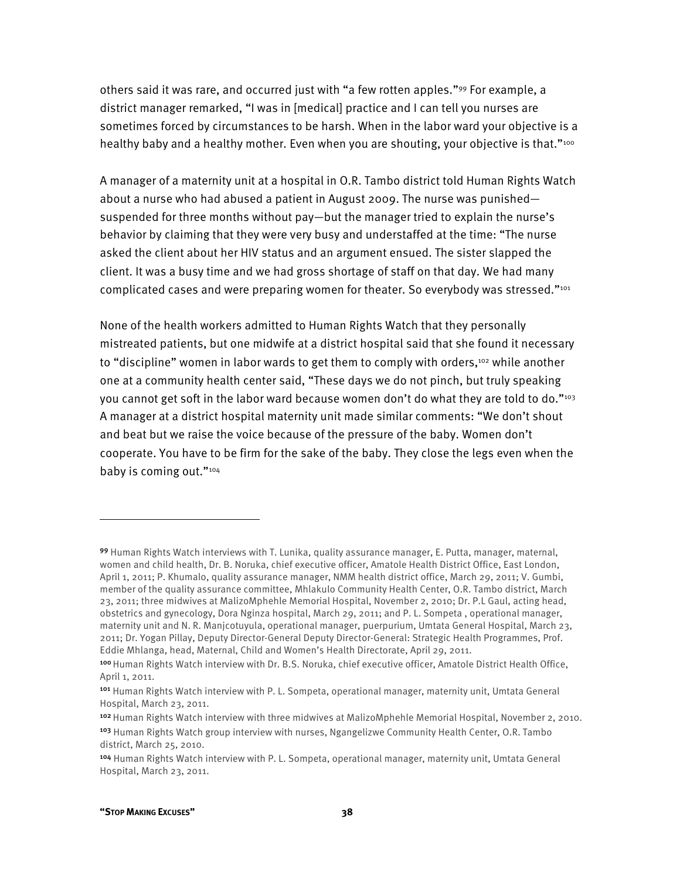others said it was rare, and occurred just with "a few rotten apples."[99] For example, a district manager remarked, "I was in [medical] practice and I can tell you nurses are sometimes forced by circumstances to be harsh. When in the labor ward your objective is a healthy baby and a healthy mother. Even when you are shouting, your objective is that."[100]

A manager of a maternity unit at a hospital in O.R. Tambo district told Human Rights Watch about a nurse who had abused a patient in August 2009. The nurse was punished—suspended for three months without pay—but the manager tried to explain the nurse's behavior by claiming that they were very busy and understaffed at the time: "The nurse asked the client about her HIV status and an argument ensued. The sister slapped the client. It was a busy time and we had gross shortage of staff on that day. We had many complicated cases and were preparing women for theater. So everybody was stressed."[101]

None of the health workers admitted to Human Rights Watch that they personally mistreated patients, but one midwife at a district hospital said that she found it necessary to "discipline" women in labor wards to get them to comply with orders,[102] while another one at a community health center said, "These days we do not pinch, but truly speaking you cannot get soft in the labor ward because women don't do what they are told to do."[103] A manager at a district hospital maternity unit made similar comments: "We don't shout and beat but we raise the voice because of the pressure of the baby. Women don't cooperate. You have to be firm for the sake of the baby. They close the legs even when the baby is coming out."[104]

---

[99] Human Rights Watch interviews with T. Lunika, quality assurance manager, E. Putta, manager, maternal, women and child health, Dr. B. Noruka, chief executive officer, Amatole Health District Office, East London, April 1, 2011; P. Khumalo, quality assurance manager, NMM health district office, March 29, 2011; V. Gumbi, member of the quality assurance committee, Mhlakulo Community Health Center, O.R. Tambo district, March 23, 2011; three midwives at MalizoMphehle Memorial Hospital, November 2, 2010; Dr. P.L Gaul, acting head, obstetrics and gynecology, Dora Nginza hospital, March 29, 2011; and P. L. Sompeta , operational manager, maternity unit and N. R. Manjcotuyula, operational manager, puerpurium, Umtata General Hospital, March 23, 2011; Dr. Yogan Pillay, Deputy Director-General Deputy Director-General: Strategic Health Programmes, Prof. Eddie Mhlanga, head, Maternal, Child and Women's Health Directorate, April 29, 2011.

[100] Human Rights Watch interview with Dr. B.S. Noruka, chief executive officer, Amatole District Health Office, April 1, 2011.

[101] Human Rights Watch interview with P. L. Sompeta, operational manager, maternity unit, Umtata General Hospital, March 23, 2011.

[102] Human Rights Watch interview with three midwives at MalizoMphehle Memorial Hospital, November 2, 2010.

[103] Human Rights Watch group interview with nurses, Ngangelizwe Community Health Center, O.R. Tambo district, March 25, 2010.

[104] Human Rights Watch interview with P. L. Sompeta, operational manager, maternity unit, Umtata General Hospital, March 23, 2011.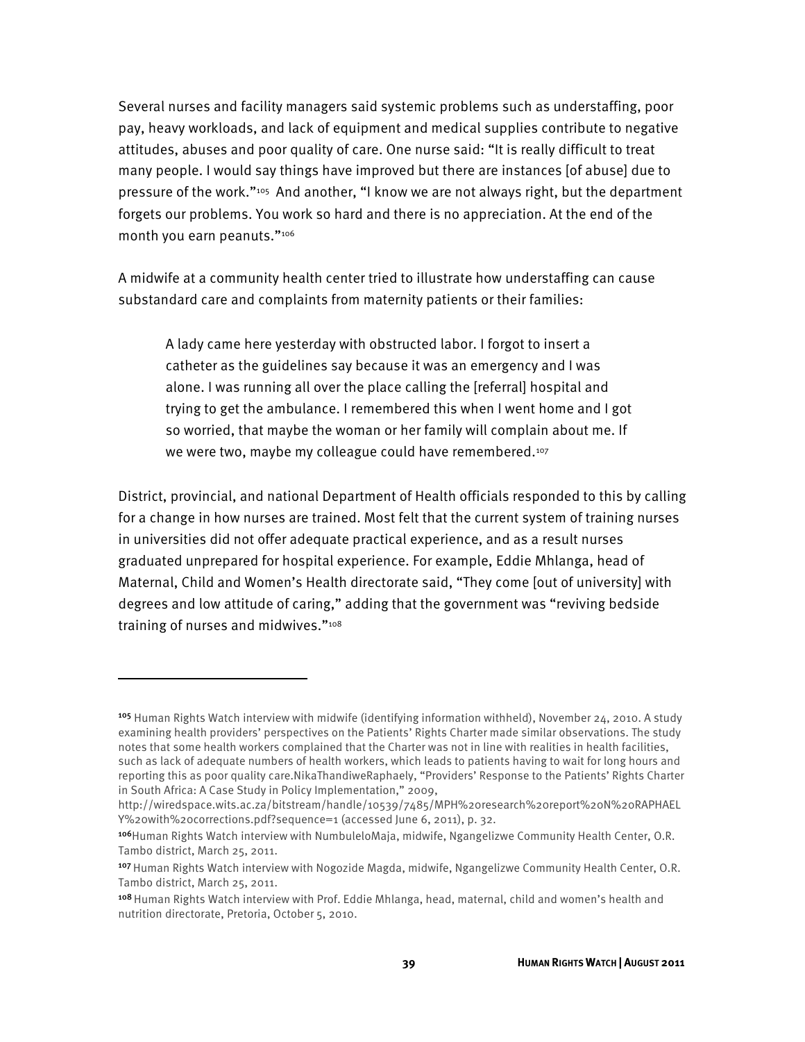Several nurses and facility managers said systemic problems such as understaffing, poor pay, heavy workloads, and lack of equipment and medical supplies contribute to negative attitudes, abuses and poor quality of care. One nurse said: "It is really difficult to treat many people. I would say things have improved but there are instances [of abuse] due to pressure of the work."[105] And another, "I know we are not always right, but the department forgets our problems. You work so hard and there is no appreciation. At the end of the month you earn peanuts."[106]

A midwife at a community health center tried to illustrate how understaffing can cause substandard care and complaints from maternity patients or their families:

> A lady came here yesterday with obstructed labor. I forgot to insert a catheter as the guidelines say because it was an emergency and I was alone. I was running all over the place calling the [referral] hospital and trying to get the ambulance. I remembered this when I went home and I got so worried, that maybe the woman or her family will complain about me. If we were two, maybe my colleague could have remembered.[107]

District, provincial, and national Department of Health officials responded to this by calling for a change in how nurses are trained. Most felt that the current system of training nurses in universities did not offer adequate practical experience, and as a result nurses graduated unprepared for hospital experience. For example, Eddie Mhlanga, head of Maternal, Child and Women's Health directorate said, "They come [out of university] with degrees and low attitude of caring," adding that the government was "reviving bedside training of nurses and midwives."[108]

---

[105] Human Rights Watch interview with midwife (identifying information withheld), November 24, 2010. A study examining health providers' perspectives on the Patients' Rights Charter made similar observations. The study notes that some health workers complained that the Charter was not in line with realities in health facilities, such as lack of adequate numbers of health workers, which leads to patients having to wait for long hours and reporting this as poor quality care.NikaThandiweRaphaely, "Providers' Response to the Patients' Rights Charter in South Africa: A Case Study in Policy Implementation," 2009, http://wiredspace.wits.ac.za/bitstream/handle/10539/7485/MPH%20research%20report%20N%20RAPHAELY%20with%20corrections.pdf?sequence=1 (accessed June 6, 2011), p. 32.

[106] Human Rights Watch interview with NumbuleloMaja, midwife, Ngangelizwe Community Health Center, O.R. Tambo district, March 25, 2011.

[107] Human Rights Watch interview with Nogozide Magda, midwife, Ngangelizwe Community Health Center, O.R. Tambo district, March 25, 2011.

[108] Human Rights Watch interview with Prof. Eddie Mhlanga, head, maternal, child and women's health and nutrition directorate, Pretoria, October 5, 2010.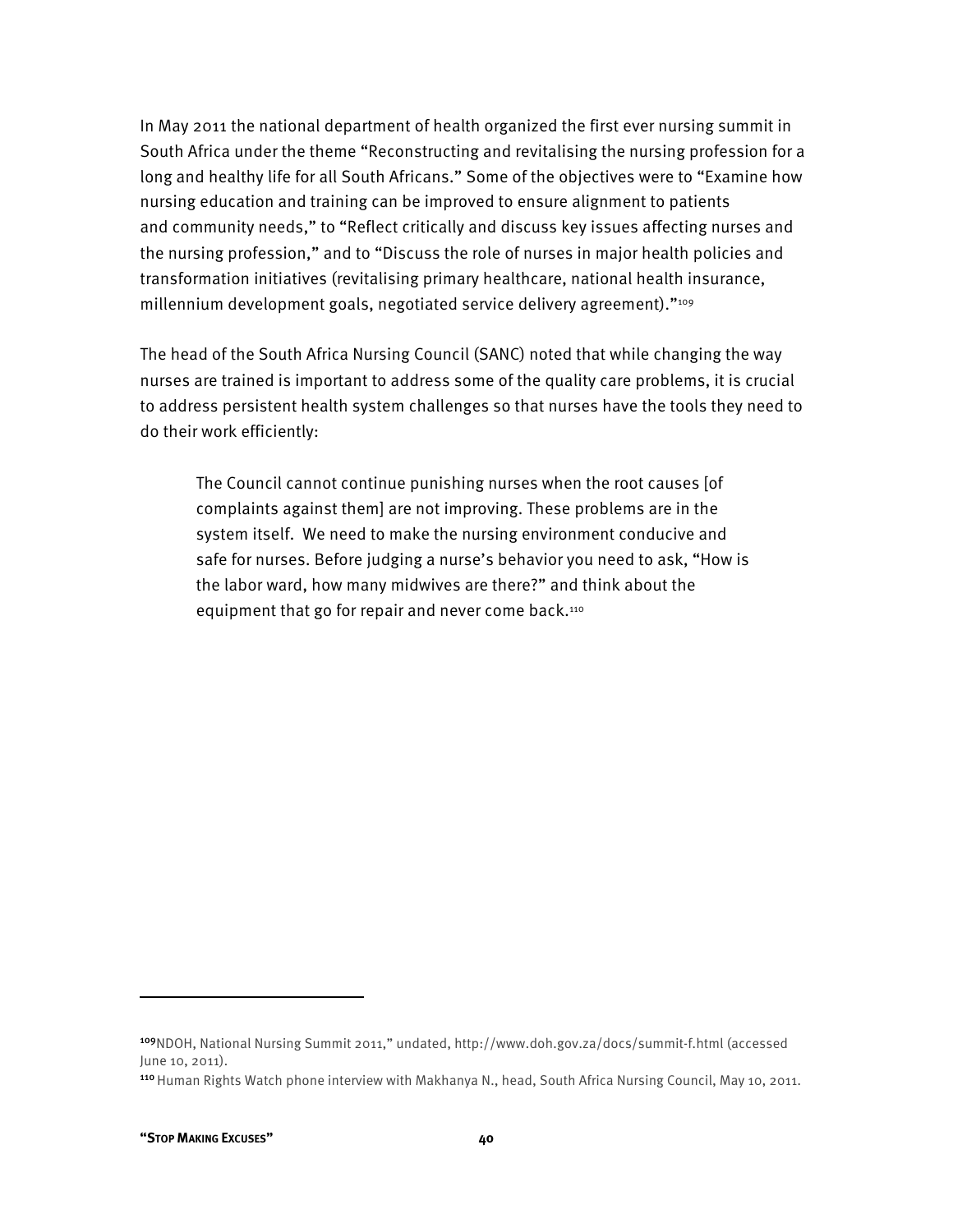In May 2011 the national department of health organized the first ever nursing summit in South Africa under the theme "Reconstructing and revitalising the nursing profession for a long and healthy life for all South Africans." Some of the objectives were to "Examine how nursing education and training can be improved to ensure alignment to patients and community needs," to "Reflect critically and discuss key issues affecting nurses and the nursing profession," and to "Discuss the role of nurses in major health policies and transformation initiatives (revitalising primary healthcare, national health insurance, millennium development goals, negotiated service delivery agreement)."[109]

The head of the South Africa Nursing Council (SANC) noted that while changing the way nurses are trained is important to address some of the quality care problems, it is crucial to address persistent health system challenges so that nurses have the tools they need to do their work efficiently:

> The Council cannot continue punishing nurses when the root causes [of complaints against them] are not improving. These problems are in the system itself. We need to make the nursing environment conducive and safe for nurses. Before judging a nurse's behavior you need to ask, "How is the labor ward, how many midwives are there?" and think about the equipment that go for repair and never come back.[110]

---

[109] NDOH, National Nursing Summit 2011," undated, http://www.doh.gov.za/docs/summit-f.html (accessed June 10, 2011).

[110] Human Rights Watch phone interview with Makhanya N., head, South Africa Nursing Council, May 10, 2011.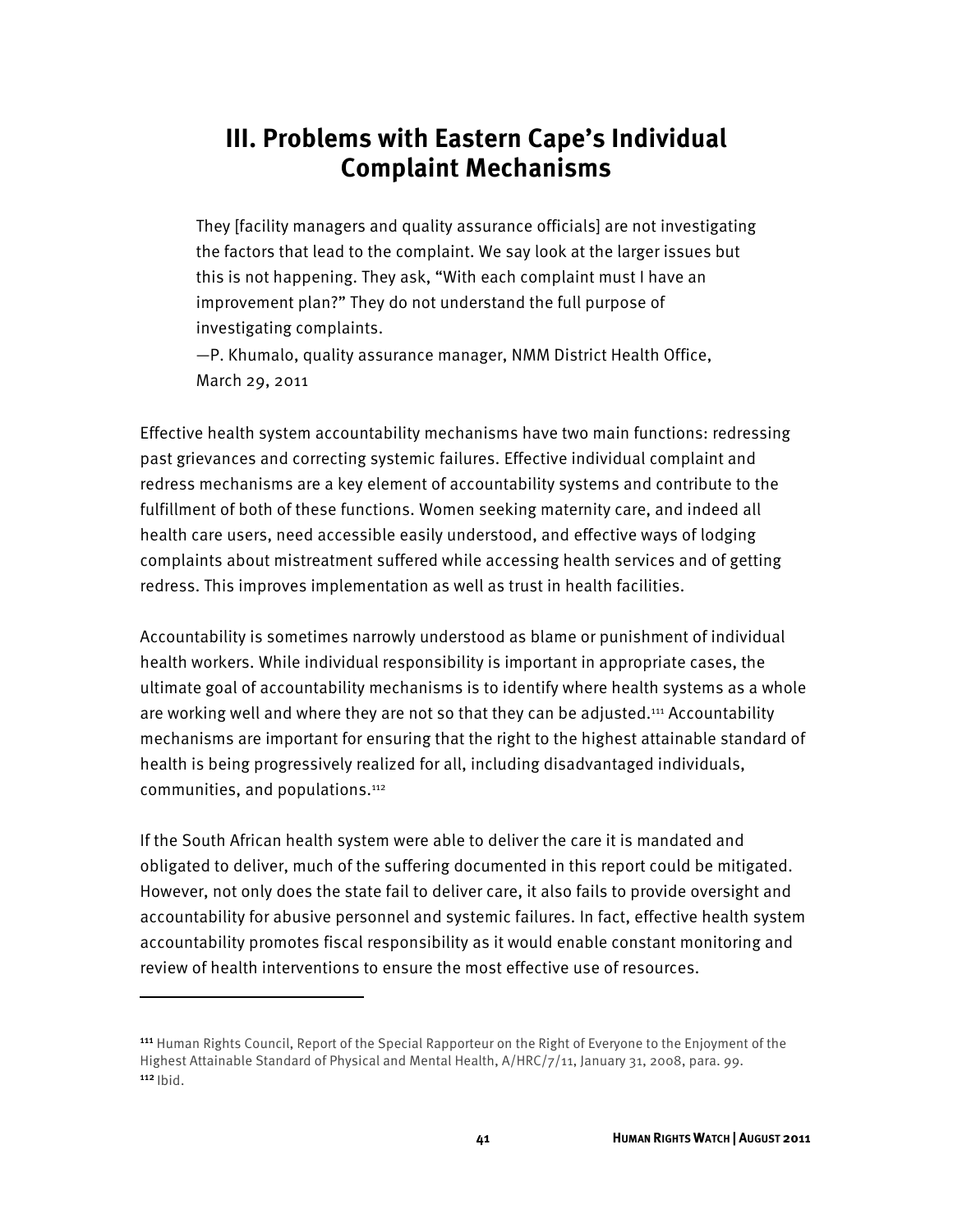# III. Problems with Eastern Cape's Individual Complaint Mechanisms

> They [facility managers and quality assurance officials] are not investigating the factors that lead to the complaint. We say look at the larger issues but this is not happening. They ask, "With each complaint must I have an improvement plan?" They do not understand the full purpose of investigating complaints.
>
> —P. Khumalo, quality assurance manager, NMM District Health Office, March 29, 2011

Effective health system accountability mechanisms have two main functions: redressing past grievances and correcting systemic failures. Effective individual complaint and redress mechanisms are a key element of accountability systems and contribute to the fulfillment of both of these functions. Women seeking maternity care, and indeed all health care users, need accessible easily understood, and effective ways of lodging complaints about mistreatment suffered while accessing health services and of getting redress. This improves implementation as well as trust in health facilities.

Accountability is sometimes narrowly understood as blame or punishment of individual health workers. While individual responsibility is important in appropriate cases, the ultimate goal of accountability mechanisms is to identify where health systems as a whole are working well and where they are not so that they can be adjusted.[111] Accountability mechanisms are important for ensuring that the right to the highest attainable standard of health is being progressively realized for all, including disadvantaged individuals, communities, and populations.[112]

If the South African health system were able to deliver the care it is mandated and obligated to deliver, much of the suffering documented in this report could be mitigated. However, not only does the state fail to deliver care, it also fails to provide oversight and accountability for abusive personnel and systemic failures. In fact, effective health system accountability promotes fiscal responsibility as it would enable constant monitoring and review of health interventions to ensure the most effective use of resources.

---

[111] Human Rights Council, Report of the Special Rapporteur on the Right of Everyone to the Enjoyment of the Highest Attainable Standard of Physical and Mental Health, A/HRC/7/11, January 31, 2008, para. 99.

[112] Ibid.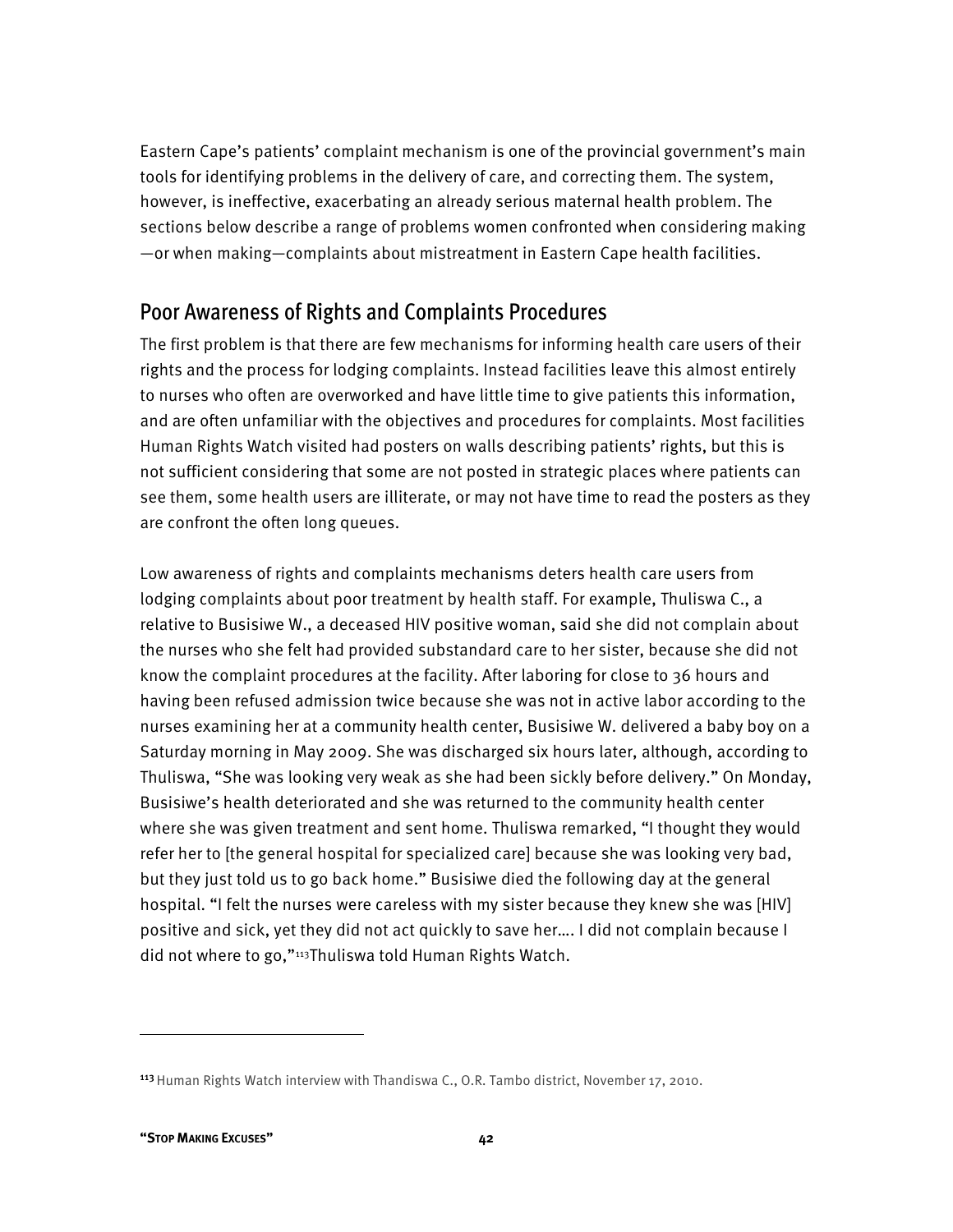Eastern Cape's patients' complaint mechanism is one of the provincial government's main tools for identifying problems in the delivery of care, and correcting them. The system, however, is ineffective, exacerbating an already serious maternal health problem. The sections below describe a range of problems women confronted when considering making—or when making—complaints about mistreatment in Eastern Cape health facilities.

## Poor Awareness of Rights and Complaints Procedures

The first problem is that there are few mechanisms for informing health care users of their rights and the process for lodging complaints. Instead facilities leave this almost entirely to nurses who often are overworked and have little time to give patients this information, and are often unfamiliar with the objectives and procedures for complaints. Most facilities Human Rights Watch visited had posters on walls describing patients' rights, but this is not sufficient considering that some are not posted in strategic places where patients can see them, some health users are illiterate, or may not have time to read the posters as they are confront the often long queues.

Low awareness of rights and complaints mechanisms deters health care users from lodging complaints about poor treatment by health staff. For example, Thuliswa C., a relative to Busisiwe W., a deceased HIV positive woman, said she did not complain about the nurses who she felt had provided substandard care to her sister, because she did not know the complaint procedures at the facility. After laboring for close to 36 hours and having been refused admission twice because she was not in active labor according to the nurses examining her at a community health center, Busisiwe W. delivered a baby boy on a Saturday morning in May 2009. She was discharged six hours later, although, according to Thuliswa, "She was looking very weak as she had been sickly before delivery." On Monday, Busisiwe's health deteriorated and she was returned to the community health center where she was given treatment and sent home. Thuliswa remarked, "I thought they would refer her to [the general hospital for specialized care] because she was looking very bad, but they just told us to go back home." Busisiwe died the following day at the general hospital. "I felt the nurses were careless with my sister because they knew she was [HIV] positive and sick, yet they did not act quickly to save her…. I did not complain because I did not where to go,"[113] Thuliswa told Human Rights Watch.

---

[113] Human Rights Watch interview with Thandiswa C., O.R. Tambo district, November 17, 2010.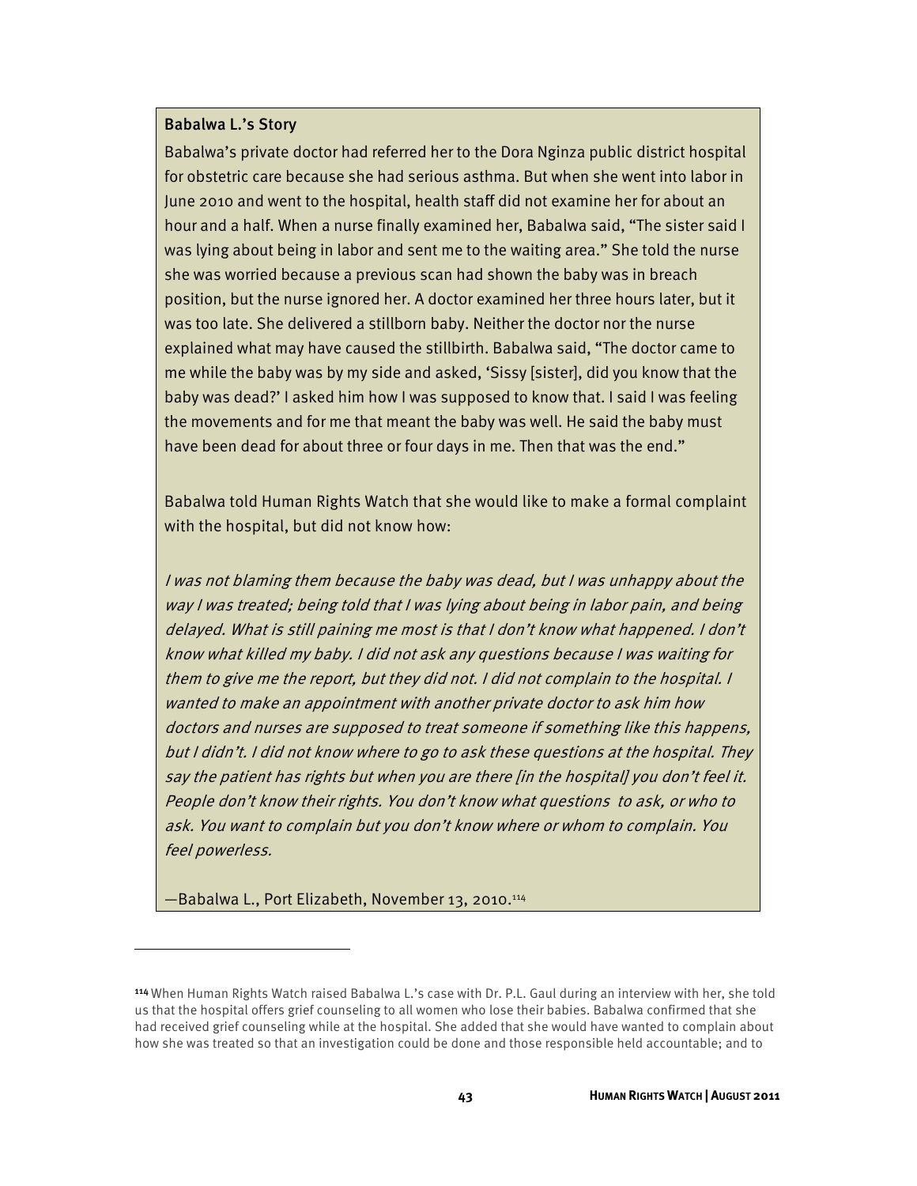### Babalwa L.'s Story

Babalwa's private doctor had referred her to the Dora Nginza public district hospital for obstetric care because she had serious asthma. But when she went into labor in June 2010 and went to the hospital, health staff did not examine her for about an hour and a half. When a nurse finally examined her, Babalwa said, "The sister said I was lying about being in labor and sent me to the waiting area." She told the nurse she was worried because a previous scan had shown the baby was in breach position, but the nurse ignored her. A doctor examined her three hours later, but it was too late. She delivered a stillborn baby. Neither the doctor nor the nurse explained what may have caused the stillbirth. Babalwa said, "The doctor came to me while the baby was by my side and asked, 'Sissy [sister], did you know that the baby was dead?' I asked him how I was supposed to know that. I said I was feeling the movements and for me that meant the baby was well. He said the baby must have been dead for about three or four days in me. Then that was the end."

Babalwa told Human Rights Watch that she would like to make a formal complaint with the hospital, but did not know how:

*I was not blaming them because the baby was dead, but I was unhappy about the way I was treated; being told that I was lying about being in labor pain, and being delayed. What is still paining me most is that I don't know what happened. I don't know what killed my baby. I did not ask any questions because I was waiting for them to give me the report, but they did not. I did not complain to the hospital. I wanted to make an appointment with another private doctor to ask him how doctors and nurses are supposed to treat someone if something like this happens, but I didn't. I did not know where to go to ask these questions at the hospital. They say the patient has rights but when you are there [in the hospital] you don't feel it. People don't know their rights. You don't know what questions to ask, or who to ask. You want to complain but you don't know where or whom to complain. You feel powerless.*

—Babalwa L., Port Elizabeth, November 13, 2010.[114]

---

[114] When Human Rights Watch raised Babalwa L.'s case with Dr. P.L. Gaul during an interview with her, she told us that the hospital offers grief counseling to all women who lose their babies. Babalwa confirmed that she had received grief counseling while at the hospital. She added that she would have wanted to complain about how she was treated so that an investigation could be done and those responsible held accountable; and to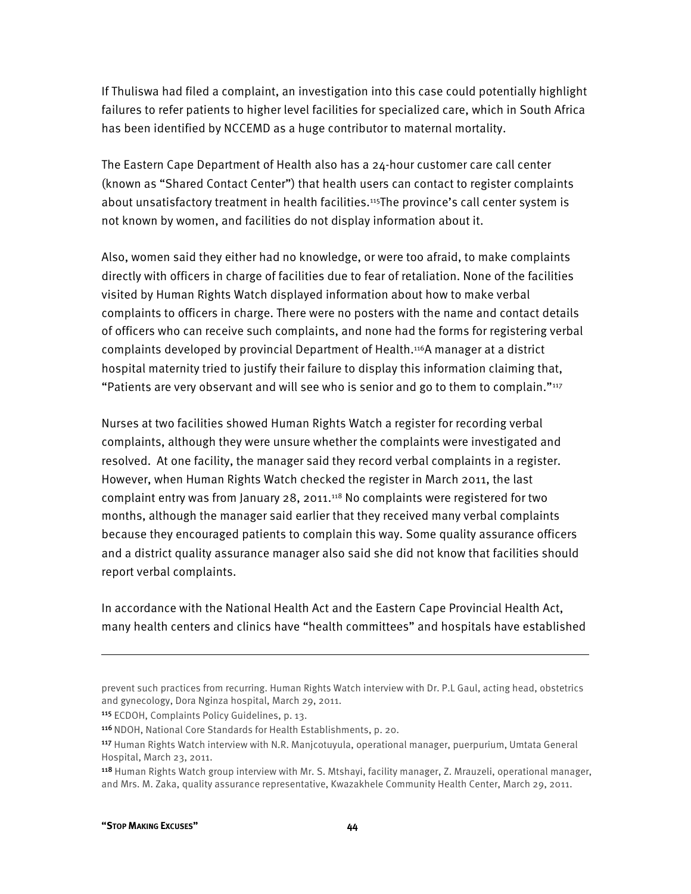If Thuliswa had filed a complaint, an investigation into this case could potentially highlight failures to refer patients to higher level facilities for specialized care, which in South Africa has been identified by NCCEMD as a huge contributor to maternal mortality.

The Eastern Cape Department of Health also has a 24-hour customer care call center (known as "Shared Contact Center") that health users can contact to register complaints about unsatisfactory treatment in health facilities.[115]The province's call center system is not known by women, and facilities do not display information about it.

Also, women said they either had no knowledge, or were too afraid, to make complaints directly with officers in charge of facilities due to fear of retaliation. None of the facilities visited by Human Rights Watch displayed information about how to make verbal complaints to officers in charge. There were no posters with the name and contact details of officers who can receive such complaints, and none had the forms for registering verbal complaints developed by provincial Department of Health.[116]A manager at a district hospital maternity tried to justify their failure to display this information claiming that, "Patients are very observant and will see who is senior and go to them to complain."[117]

Nurses at two facilities showed Human Rights Watch a register for recording verbal complaints, although they were unsure whether the complaints were investigated and resolved. At one facility, the manager said they record verbal complaints in a register. However, when Human Rights Watch checked the register in March 2011, the last complaint entry was from January 28, 2011.[118] No complaints were registered for two months, although the manager said earlier that they received many verbal complaints because they encouraged patients to complain this way. Some quality assurance officers and a district quality assurance manager also said she did not know that facilities should report verbal complaints.

In accordance with the National Health Act and the Eastern Cape Provincial Health Act, many health centers and clinics have "health committees" and hospitals have established

---

prevent such practices from recurring. Human Rights Watch interview with Dr. P.L Gaul, acting head, obstetrics and gynecology, Dora Nginza hospital, March 29, 2011.

[115] ECDOH, Complaints Policy Guidelines, p. 13.

[116] NDOH, National Core Standards for Health Establishments, p. 20.

[117] Human Rights Watch interview with N.R. Manjcotuyula, operational manager, puerpurium, Umtata General Hospital, March 23, 2011.

[118] Human Rights Watch group interview with Mr. S. Mtshayi, facility manager, Z. Mrauzeli, operational manager, and Mrs. M. Zaka, quality assurance representative, Kwazakhele Community Health Center, March 29, 2011.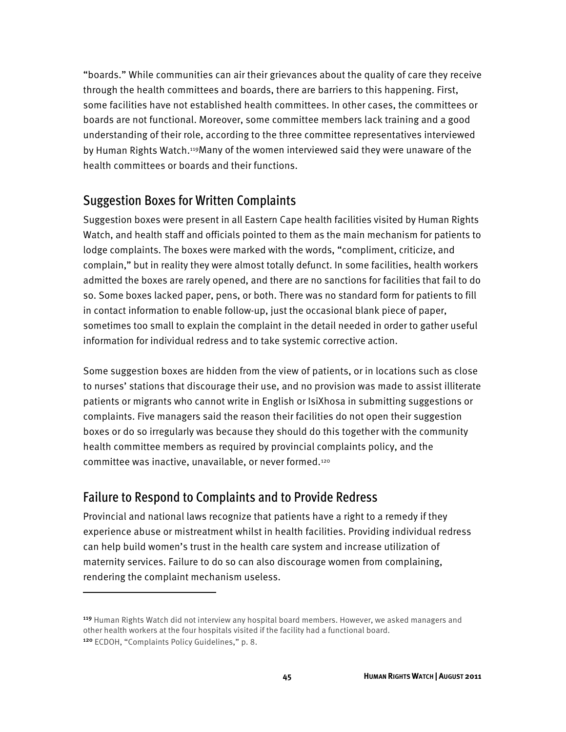"boards." While communities can air their grievances about the quality of care they receive through the health committees and boards, there are barriers to this happening. First, some facilities have not established health committees. In other cases, the committees or boards are not functional. Moreover, some committee members lack training and a good understanding of their role, according to the three committee representatives interviewed by Human Rights Watch.[119] Many of the women interviewed said they were unaware of the health committees or boards and their functions.

## Suggestion Boxes for Written Complaints

Suggestion boxes were present in all Eastern Cape health facilities visited by Human Rights Watch, and health staff and officials pointed to them as the main mechanism for patients to lodge complaints. The boxes were marked with the words, "compliment, criticize, and complain," but in reality they were almost totally defunct. In some facilities, health workers admitted the boxes are rarely opened, and there are no sanctions for facilities that fail to do so. Some boxes lacked paper, pens, or both. There was no standard form for patients to fill in contact information to enable follow-up, just the occasional blank piece of paper, sometimes too small to explain the complaint in the detail needed in order to gather useful information for individual redress and to take systemic corrective action.

Some suggestion boxes are hidden from the view of patients, or in locations such as close to nurses' stations that discourage their use, and no provision was made to assist illiterate patients or migrants who cannot write in English or IsiXhosa in submitting suggestions or complaints. Five managers said the reason their facilities do not open their suggestion boxes or do so irregularly was because they should do this together with the community health committee members as required by provincial complaints policy, and the committee was inactive, unavailable, or never formed.[120]

## Failure to Respond to Complaints and to Provide Redress

Provincial and national laws recognize that patients have a right to a remedy if they experience abuse or mistreatment whilst in health facilities. Providing individual redress can help build women's trust in the health care system and increase utilization of maternity services. Failure to do so can also discourage women from complaining, rendering the complaint mechanism useless.

---

[119] Human Rights Watch did not interview any hospital board members. However, we asked managers and other health workers at the four hospitals visited if the facility had a functional board.

[120] ECDOH, "Complaints Policy Guidelines," p. 8.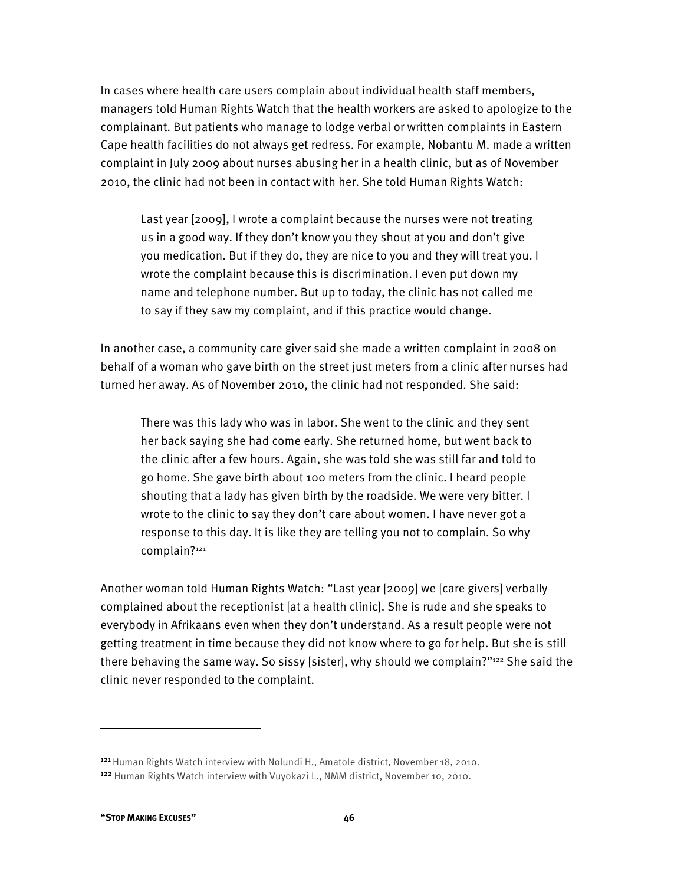In cases where health care users complain about individual health staff members, managers told Human Rights Watch that the health workers are asked to apologize to the complainant. But patients who manage to lodge verbal or written complaints in Eastern Cape health facilities do not always get redress. For example, Nobantu M. made a written complaint in July 2009 about nurses abusing her in a health clinic, but as of November 2010, the clinic had not been in contact with her. She told Human Rights Watch:

> Last year [2009], I wrote a complaint because the nurses were not treating us in a good way. If they don't know you they shout at you and don't give you medication. But if they do, they are nice to you and they will treat you. I wrote the complaint because this is discrimination. I even put down my name and telephone number. But up to today, the clinic has not called me to say if they saw my complaint, and if this practice would change.

In another case, a community care giver said she made a written complaint in 2008 on behalf of a woman who gave birth on the street just meters from a clinic after nurses had turned her away. As of November 2010, the clinic had not responded. She said:

> There was this lady who was in labor. She went to the clinic and they sent her back saying she had come early. She returned home, but went back to the clinic after a few hours. Again, she was told she was still far and told to go home. She gave birth about 100 meters from the clinic. I heard people shouting that a lady has given birth by the roadside. We were very bitter. I wrote to the clinic to say they don't care about women. I have never got a response to this day. It is like they are telling you not to complain. So why complain?[121]

Another woman told Human Rights Watch: "Last year [2009] we [care givers] verbally complained about the receptionist [at a health clinic]. She is rude and she speaks to everybody in Afrikaans even when they don't understand. As a result people were not getting treatment in time because they did not know where to go for help. But she is still there behaving the same way. So sissy [sister], why should we complain?"[122] She said the clinic never responded to the complaint.

---

[121] Human Rights Watch interview with Nolundi H., Amatole district, November 18, 2010.

[122] Human Rights Watch interview with Vuyokazi L., NMM district, November 10, 2010.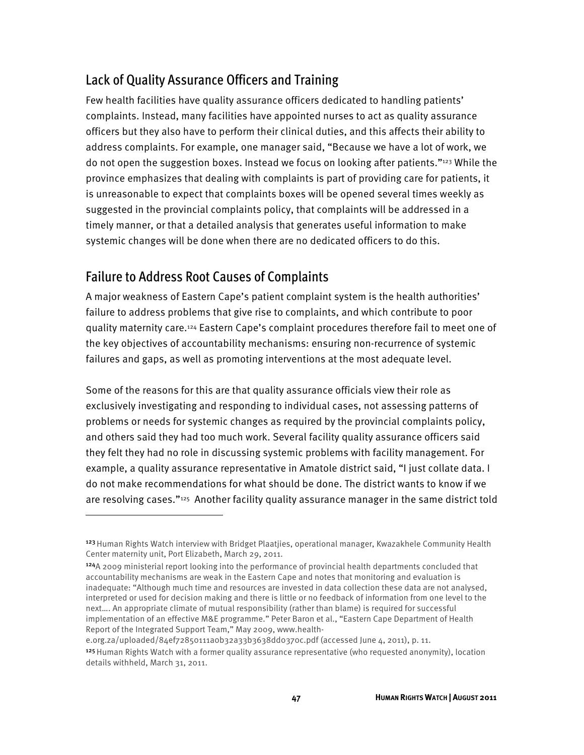## Lack of Quality Assurance Officers and Training

Few health facilities have quality assurance officers dedicated to handling patients' complaints. Instead, many facilities have appointed nurses to act as quality assurance officers but they also have to perform their clinical duties, and this affects their ability to address complaints. For example, one manager said, "Because we have a lot of work, we do not open the suggestion boxes. Instead we focus on looking after patients."[123] While the province emphasizes that dealing with complaints is part of providing care for patients, it is unreasonable to expect that complaints boxes will be opened several times weekly as suggested in the provincial complaints policy, that complaints will be addressed in a timely manner, or that a detailed analysis that generates useful information to make systemic changes will be done when there are no dedicated officers to do this.

## Failure to Address Root Causes of Complaints

A major weakness of Eastern Cape's patient complaint system is the health authorities' failure to address problems that give rise to complaints, and which contribute to poor quality maternity care.[124] Eastern Cape's complaint procedures therefore fail to meet one of the key objectives of accountability mechanisms: ensuring non-recurrence of systemic failures and gaps, as well as promoting interventions at the most adequate level.

Some of the reasons for this are that quality assurance officials view their role as exclusively investigating and responding to individual cases, not assessing patterns of problems or needs for systemic changes as required by the provincial complaints policy, and others said they had too much work. Several facility quality assurance officers said they felt they had no role in discussing systemic problems with facility management. For example, a quality assurance representative in Amatole district said, "I just collate data. I do not make recommendations for what should be done. The district wants to know if we are resolving cases."[125] Another facility quality assurance manager in the same district told

---

[123] Human Rights Watch interview with Bridget Plaatjies, operational manager, Kwazakhele Community Health Center maternity unit, Port Elizabeth, March 29, 2011.

[124] A 2009 ministerial report looking into the performance of provincial health departments concluded that accountability mechanisms are weak in the Eastern Cape and notes that monitoring and evaluation is inadequate: "Although much time and resources are invested in data collection these data are not analysed, interpreted or used for decision making and there is little or no feedback of information from one level to the next…. An appropriate climate of mutual responsibility (rather than blame) is required for successful implementation of an effective M&E programme." Peter Baron et al., "Eastern Cape Department of Health Report of the Integrated Support Team," May 2009, www.health-e.org.za/uploaded/84ef72850111a0b32a33b3638dd0370c.pdf (accessed June 4, 2011), p. 11.

[125] Human Rights Watch with a former quality assurance representative (who requested anonymity), location details withheld, March 31, 2011.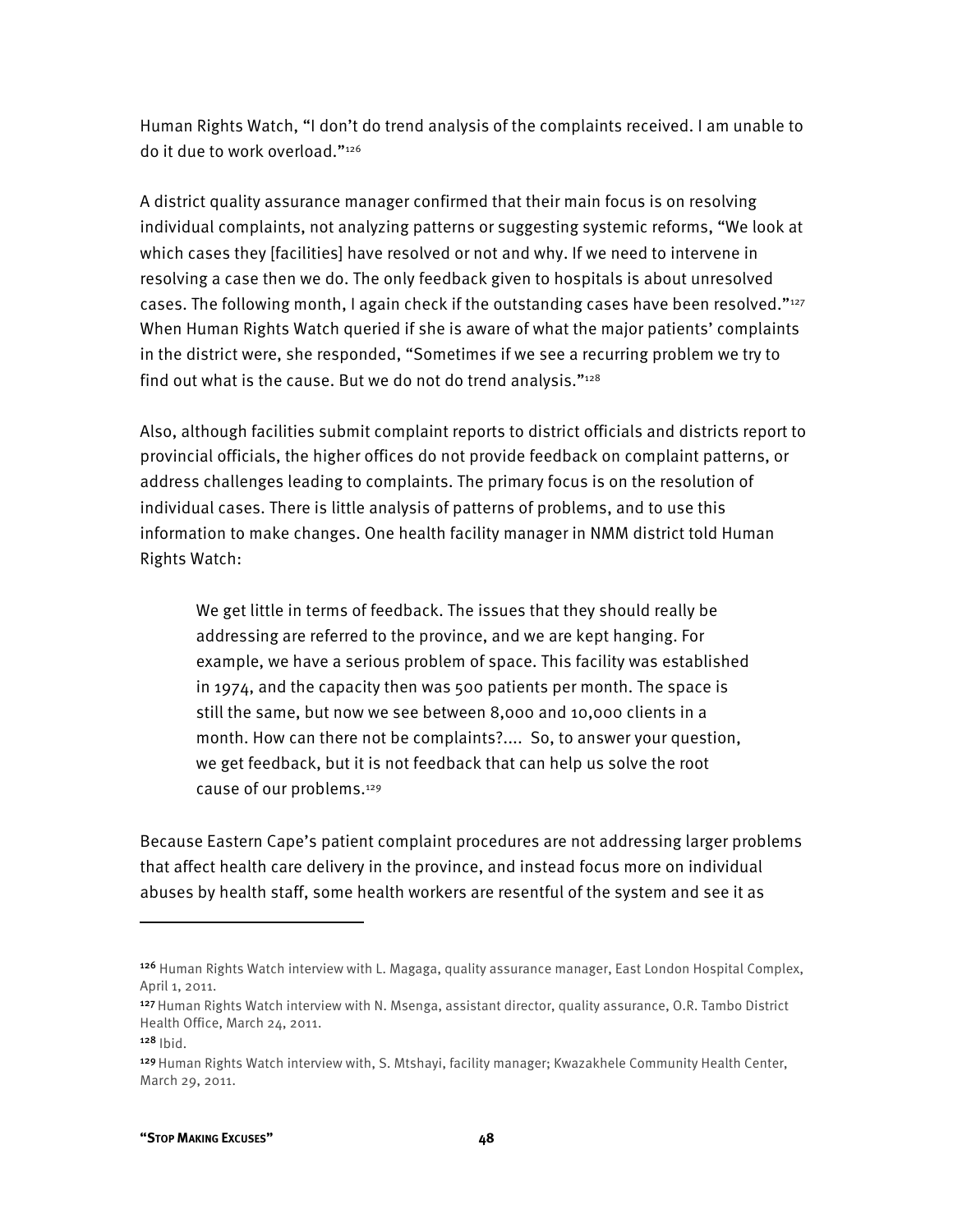Human Rights Watch, "I don't do trend analysis of the complaints received. I am unable to do it due to work overload."[126]

A district quality assurance manager confirmed that their main focus is on resolving individual complaints, not analyzing patterns or suggesting systemic reforms, "We look at which cases they [facilities] have resolved or not and why. If we need to intervene in resolving a case then we do. The only feedback given to hospitals is about unresolved cases. The following month, I again check if the outstanding cases have been resolved."[127] When Human Rights Watch queried if she is aware of what the major patients' complaints in the district were, she responded, "Sometimes if we see a recurring problem we try to find out what is the cause. But we do not do trend analysis."[128]

Also, although facilities submit complaint reports to district officials and districts report to provincial officials, the higher offices do not provide feedback on complaint patterns, or address challenges leading to complaints. The primary focus is on the resolution of individual cases. There is little analysis of patterns of problems, and to use this information to make changes. One health facility manager in NMM district told Human Rights Watch:

> We get little in terms of feedback. The issues that they should really be addressing are referred to the province, and we are kept hanging. For example, we have a serious problem of space. This facility was established in 1974, and the capacity then was 500 patients per month. The space is still the same, but now we see between 8,000 and 10,000 clients in a month. How can there not be complaints?.... So, to answer your question, we get feedback, but it is not feedback that can help us solve the root cause of our problems.[129]

Because Eastern Cape's patient complaint procedures are not addressing larger problems that affect health care delivery in the province, and instead focus more on individual abuses by health staff, some health workers are resentful of the system and see it as

---

[126] Human Rights Watch interview with L. Magaga, quality assurance manager, East London Hospital Complex, April 1, 2011.

[127] Human Rights Watch interview with N. Msenga, assistant director, quality assurance, O.R. Tambo District Health Office, March 24, 2011.

[128] Ibid.

[129] Human Rights Watch interview with, S. Mtshayi, facility manager; Kwazakhele Community Health Center, March 29, 2011.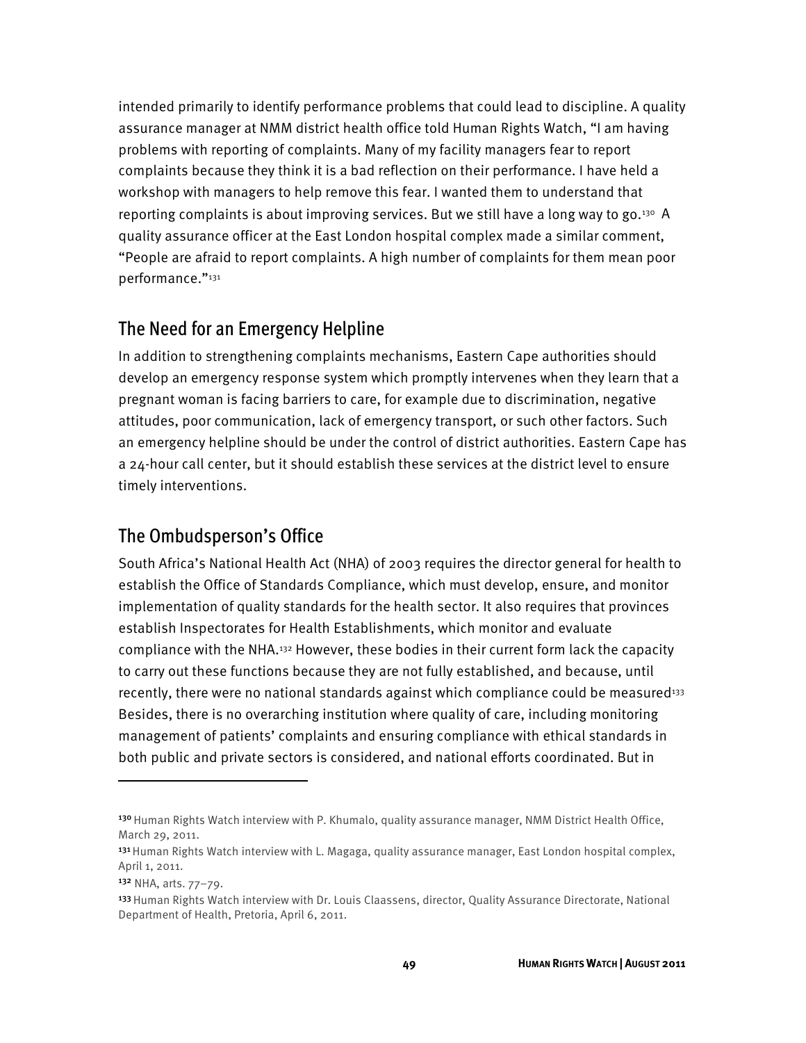intended primarily to identify performance problems that could lead to discipline. A quality assurance manager at NMM district health office told Human Rights Watch, "I am having problems with reporting of complaints. Many of my facility managers fear to report complaints because they think it is a bad reflection on their performance. I have held a workshop with managers to help remove this fear. I wanted them to understand that reporting complaints is about improving services. But we still have a long way to go.[130] A quality assurance officer at the East London hospital complex made a similar comment, "People are afraid to report complaints. A high number of complaints for them mean poor performance."[131]

## The Need for an Emergency Helpline

In addition to strengthening complaints mechanisms, Eastern Cape authorities should develop an emergency response system which promptly intervenes when they learn that a pregnant woman is facing barriers to care, for example due to discrimination, negative attitudes, poor communication, lack of emergency transport, or such other factors. Such an emergency helpline should be under the control of district authorities. Eastern Cape has a 24-hour call center, but it should establish these services at the district level to ensure timely interventions.

## The Ombudsperson's Office

South Africa's National Health Act (NHA) of 2003 requires the director general for health to establish the Office of Standards Compliance, which must develop, ensure, and monitor implementation of quality standards for the health sector. It also requires that provinces establish Inspectorates for Health Establishments, which monitor and evaluate compliance with the NHA.[132] However, these bodies in their current form lack the capacity to carry out these functions because they are not fully established, and because, until recently, there were no national standards against which compliance could be measured[133] Besides, there is no overarching institution where quality of care, including monitoring management of patients' complaints and ensuring compliance with ethical standards in both public and private sectors is considered, and national efforts coordinated. But in

---

[130] Human Rights Watch interview with P. Khumalo, quality assurance manager, NMM District Health Office, March 29, 2011.

[131] Human Rights Watch interview with L. Magaga, quality assurance manager, East London hospital complex, April 1, 2011.

[132] NHA, arts. 77–79.

[133] Human Rights Watch interview with Dr. Louis Claassens, director, Quality Assurance Directorate, National Department of Health, Pretoria, April 6, 2011.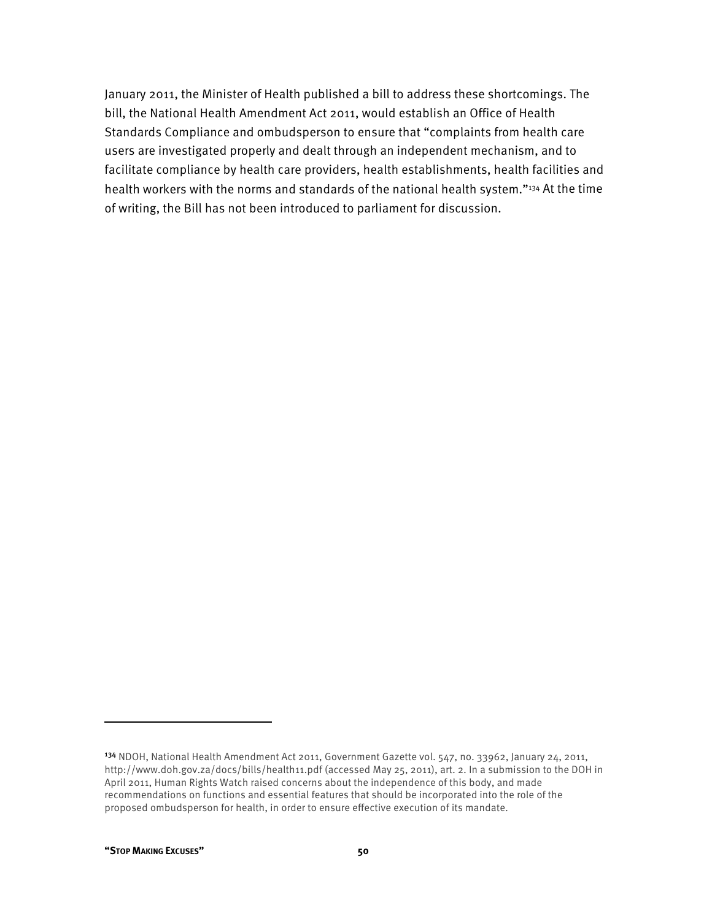January 2011, the Minister of Health published a bill to address these shortcomings. The bill, the National Health Amendment Act 2011, would establish an Office of Health Standards Compliance and ombudsperson to ensure that "complaints from health care users are investigated properly and dealt through an independent mechanism, and to facilitate compliance by health care providers, health establishments, health facilities and health workers with the norms and standards of the national health system."[134] At the time of writing, the Bill has not been introduced to parliament for discussion.

---

[134] NDOH, National Health Amendment Act 2011, Government Gazette vol. 547, no. 33962, January 24, 2011, http://www.doh.gov.za/docs/bills/health11.pdf (accessed May 25, 2011), art. 2. In a submission to the DOH in April 2011, Human Rights Watch raised concerns about the independence of this body, and made recommendations on functions and essential features that should be incorporated into the role of the proposed ombudsperson for health, in order to ensure effective execution of its mandate.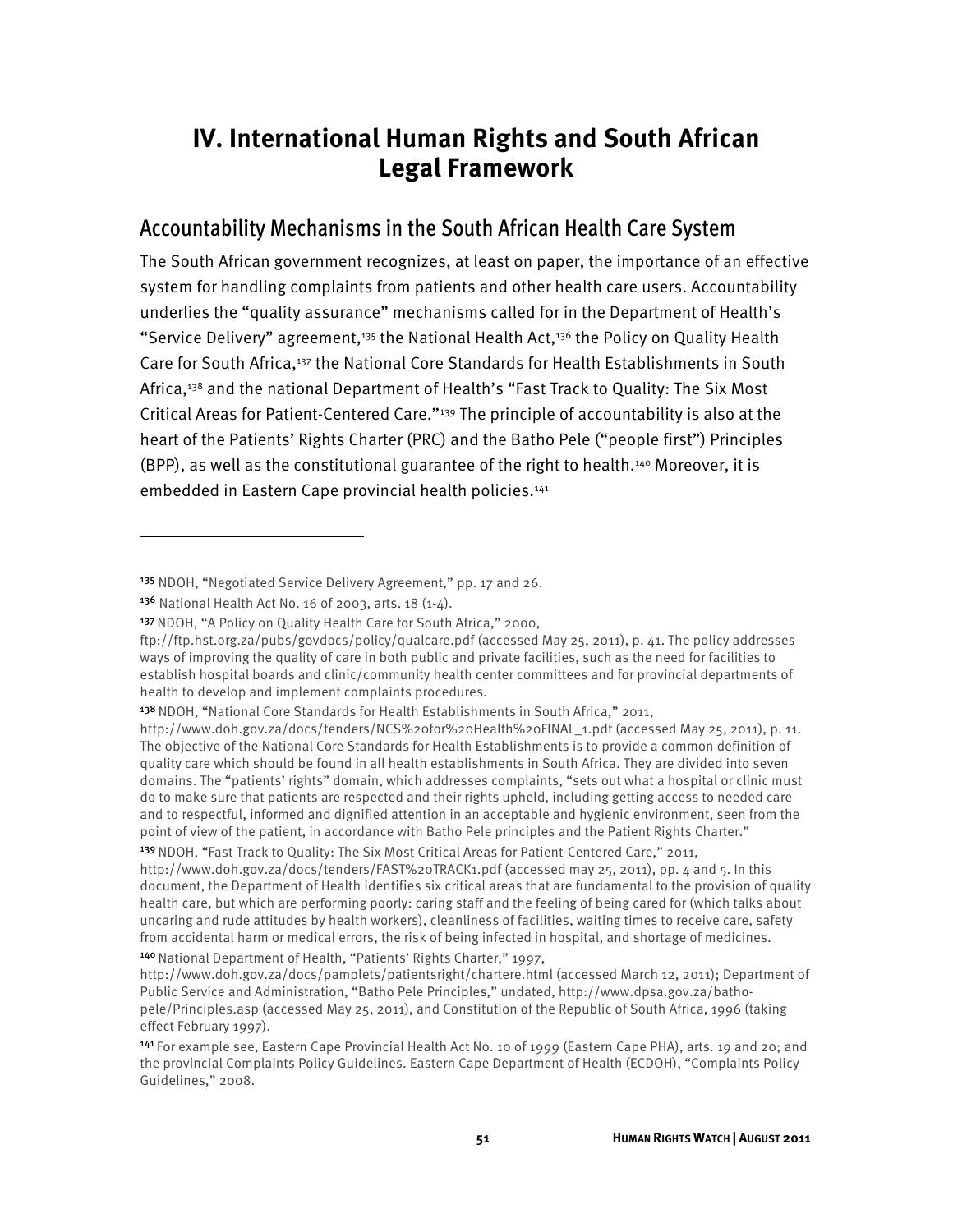# IV. International Human Rights and South African Legal Framework

## Accountability Mechanisms in the South African Health Care System

The South African government recognizes, at least on paper, the importance of an effective system for handling complaints from patients and other health care users. Accountability underlies the "quality assurance" mechanisms called for in the Department of Health's "Service Delivery" agreement,[135] the National Health Act,[136] the Policy on Quality Health Care for South Africa,[137] the National Core Standards for Health Establishments in South Africa,[138] and the national Department of Health's "Fast Track to Quality: The Six Most Critical Areas for Patient-Centered Care."[139] The principle of accountability is also at the heart of the Patients' Rights Charter (PRC) and the Batho Pele ("people first") Principles (BPP), as well as the constitutional guarantee of the right to health.[140] Moreover, it is embedded in Eastern Cape provincial health policies.[141]

---

[135] NDOH, "Negotiated Service Delivery Agreement," pp. 17 and 26.

[136] National Health Act No. 16 of 2003, arts. 18 (1-4).

[137] NDOH, "A Policy on Quality Health Care for South Africa," 2000, ftp://ftp.hst.org.za/pubs/govdocs/policy/qualcare.pdf (accessed May 25, 2011), p. 41. The policy addresses ways of improving the quality of care in both public and private facilities, such as the need for facilities to establish hospital boards and clinic/community health center committees and for provincial departments of health to develop and implement complaints procedures.

[138] NDOH, "National Core Standards for Health Establishments in South Africa," 2011, http://www.doh.gov.za/docs/tenders/NCS%20for%20Health%20FINAL_1.pdf (accessed May 25, 2011), p. 11. The objective of the National Core Standards for Health Establishments is to provide a common definition of quality care which should be found in all health establishments in South Africa. They are divided into seven domains. The "patients' rights" domain, which addresses complaints, "sets out what a hospital or clinic must do to make sure that patients are respected and their rights upheld, including getting access to needed care and to respectful, informed and dignified attention in an acceptable and hygienic environment, seen from the point of view of the patient, in accordance with Batho Pele principles and the Patient Rights Charter."

[139] NDOH, "Fast Track to Quality: The Six Most Critical Areas for Patient-Centered Care," 2011, http://www.doh.gov.za/docs/tenders/FAST%20TRACK1.pdf (accessed may 25, 2011), pp. 4 and 5. In this document, the Department of Health identifies six critical areas that are fundamental to the provision of quality health care, but which are performing poorly: caring staff and the feeling of being cared for (which talks about uncaring and rude attitudes by health workers), cleanliness of facilities, waiting times to receive care, safety from accidental harm or medical errors, the risk of being infected in hospital, and shortage of medicines.

[140] National Department of Health, "Patients' Rights Charter," 1997, http://www.doh.gov.za/docs/pamplets/patientsright/chartere.html (accessed March 12, 2011); Department of Public Service and Administration, "Batho Pele Principles," undated, http://www.dpsa.gov.za/batho-pele/Principles.asp (accessed May 25, 2011), and Constitution of the Republic of South Africa, 1996 (taking effect February 1997).

[141] For example see, Eastern Cape Provincial Health Act No. 10 of 1999 (Eastern Cape PHA), arts. 19 and 20; and the provincial Complaints Policy Guidelines. Eastern Cape Department of Health (ECDOH), "Complaints Policy Guidelines," 2008.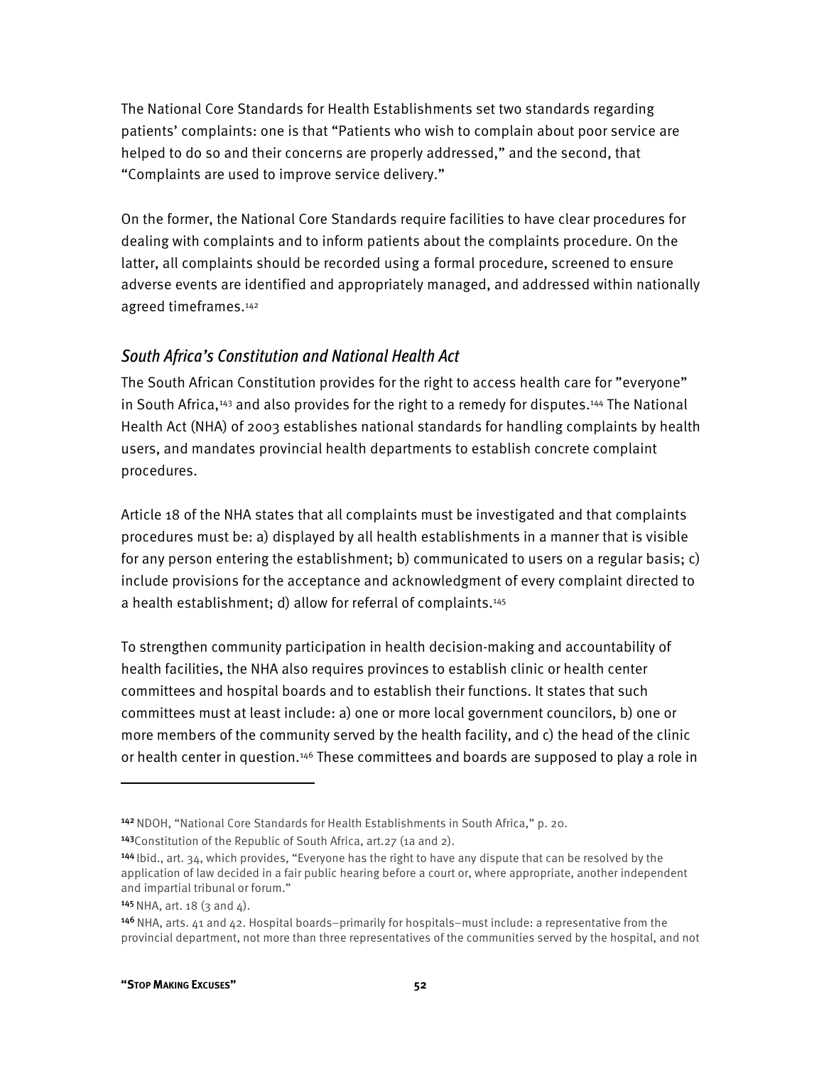The National Core Standards for Health Establishments set two standards regarding patients' complaints: one is that "Patients who wish to complain about poor service are helped to do so and their concerns are properly addressed," and the second, that "Complaints are used to improve service delivery."

On the former, the National Core Standards require facilities to have clear procedures for dealing with complaints and to inform patients about the complaints procedure. On the latter, all complaints should be recorded using a formal procedure, screened to ensure adverse events are identified and appropriately managed, and addressed within nationally agreed timeframes.[142]

## *South Africa's Constitution and National Health Act*

The South African Constitution provides for the right to access health care for "everyone" in South Africa,[143] and also provides for the right to a remedy for disputes.[144] The National Health Act (NHA) of 2003 establishes national standards for handling complaints by health users, and mandates provincial health departments to establish concrete complaint procedures.

Article 18 of the NHA states that all complaints must be investigated and that complaints procedures must be: a) displayed by all health establishments in a manner that is visible for any person entering the establishment; b) communicated to users on a regular basis; c) include provisions for the acceptance and acknowledgment of every complaint directed to a health establishment; d) allow for referral of complaints.[145]

To strengthen community participation in health decision-making and accountability of health facilities, the NHA also requires provinces to establish clinic or health center committees and hospital boards and to establish their functions. It states that such committees must at least include: a) one or more local government councilors, b) one or more members of the community served by the health facility, and c) the head of the clinic or health center in question.[146] These committees and boards are supposed to play a role in

---

[142] NDOH, "National Core Standards for Health Establishments in South Africa," p. 20.

[143] Constitution of the Republic of South Africa, art.27 (1a and 2).

[144] Ibid., art. 34, which provides, "Everyone has the right to have any dispute that can be resolved by the application of law decided in a fair public hearing before a court or, where appropriate, another independent and impartial tribunal or forum."

[145] NHA, art. 18 (3 and 4).

[146] NHA, arts. 41 and 42. Hospital boards–primarily for hospitals–must include: a representative from the provincial department, not more than three representatives of the communities served by the hospital, and not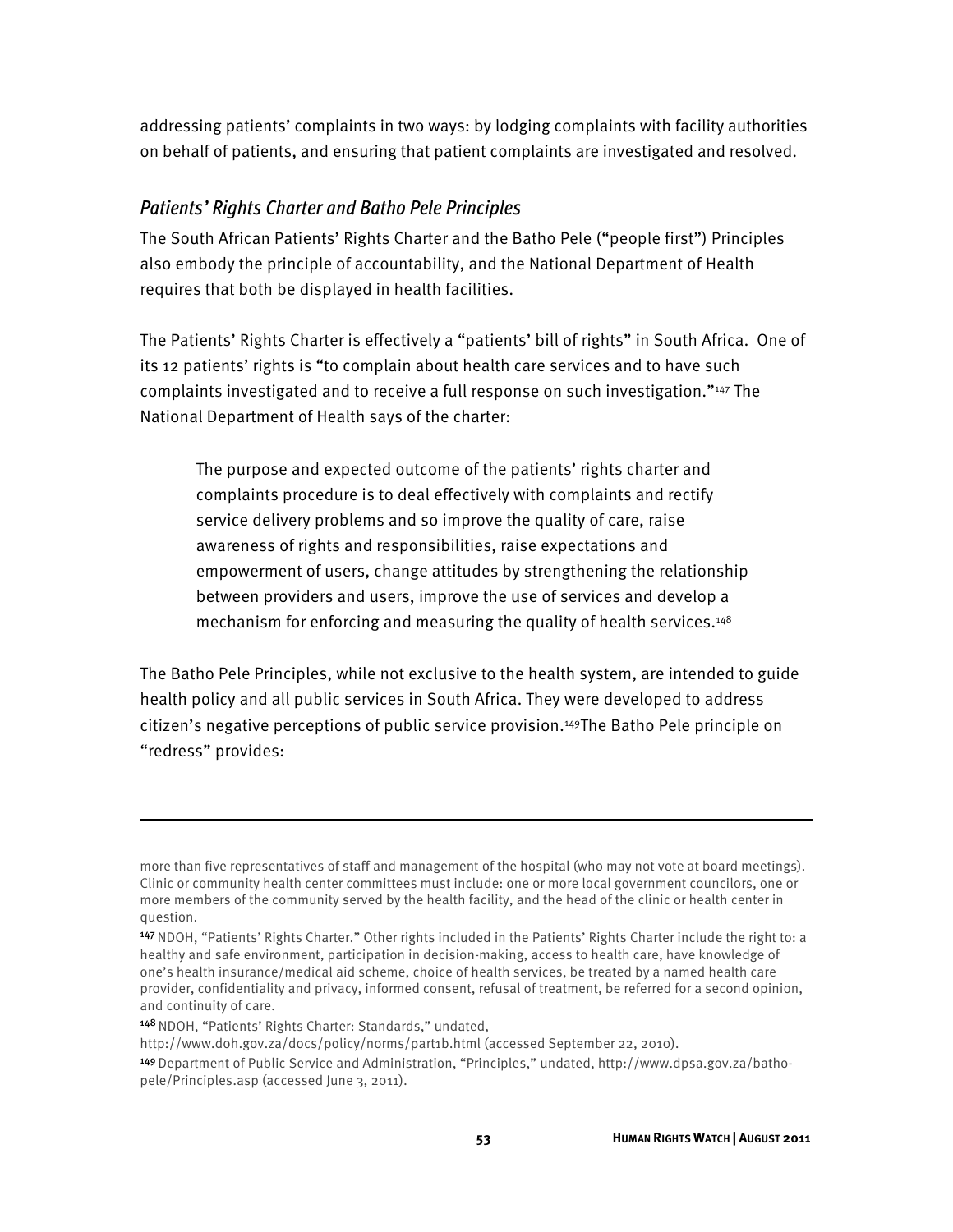addressing patients' complaints in two ways: by lodging complaints with facility authorities on behalf of patients, and ensuring that patient complaints are investigated and resolved.

### *Patients' Rights Charter and Batho Pele Principles*

The South African Patients' Rights Charter and the Batho Pele ("people first") Principles also embody the principle of accountability, and the National Department of Health requires that both be displayed in health facilities.

The Patients' Rights Charter is effectively a "patients' bill of rights" in South Africa. One of its 12 patients' rights is "to complain about health care services and to have such complaints investigated and to receive a full response on such investigation."[147] The National Department of Health says of the charter:

> The purpose and expected outcome of the patients' rights charter and complaints procedure is to deal effectively with complaints and rectify service delivery problems and so improve the quality of care, raise awareness of rights and responsibilities, raise expectations and empowerment of users, change attitudes by strengthening the relationship between providers and users, improve the use of services and develop a mechanism for enforcing and measuring the quality of health services.[148]

The Batho Pele Principles, while not exclusive to the health system, are intended to guide health policy and all public services in South Africa. They were developed to address citizen's negative perceptions of public service provision.[149]The Batho Pele principle on "redress" provides:

---

more than five representatives of staff and management of the hospital (who may not vote at board meetings). Clinic or community health center committees must include: one or more local government councilors, one or more members of the community served by the health facility, and the head of the clinic or health center in question.

[147] NDOH, "Patients' Rights Charter." Other rights included in the Patients' Rights Charter include the right to: a healthy and safe environment, participation in decision-making, access to health care, have knowledge of one's health insurance/medical aid scheme, choice of health services, be treated by a named health care provider, confidentiality and privacy, informed consent, refusal of treatment, be referred for a second opinion, and continuity of care.

[148] NDOH, "Patients' Rights Charter: Standards," undated, http://www.doh.gov.za/docs/policy/norms/part1b.html (accessed September 22, 2010).

[149] Department of Public Service and Administration, "Principles," undated, http://www.dpsa.gov.za/batho-pele/Principles.asp (accessed June 3, 2011).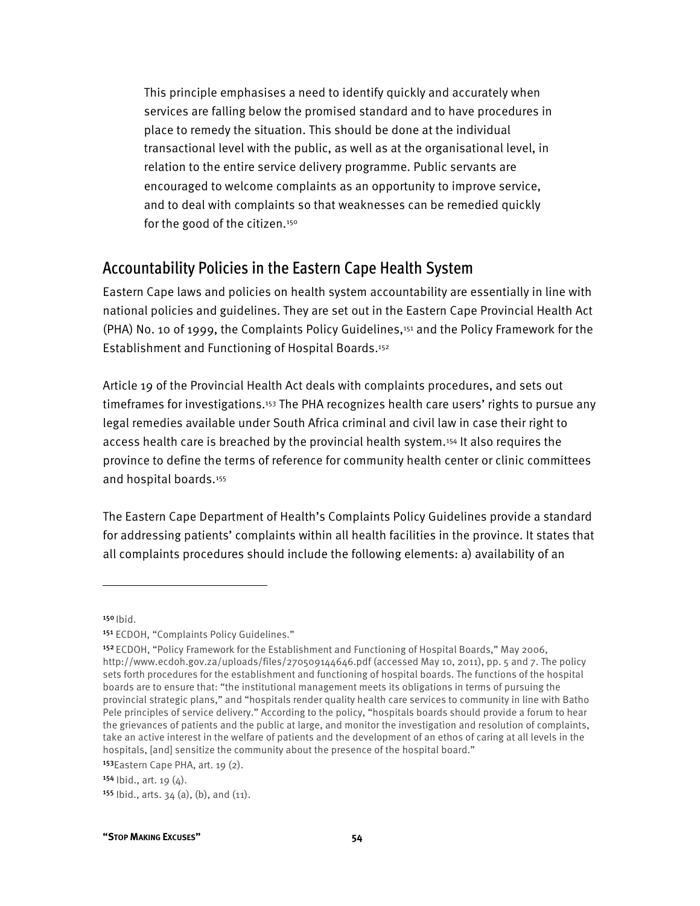> This principle emphasises a need to identify quickly and accurately when services are falling below the promised standard and to have procedures in place to remedy the situation. This should be done at the individual transactional level with the public, as well as at the organisational level, in relation to the entire service delivery programme. Public servants are encouraged to welcome complaints as an opportunity to improve service, and to deal with complaints so that weaknesses can be remedied quickly for the good of the citizen.[150]

## Accountability Policies in the Eastern Cape Health System

Eastern Cape laws and policies on health system accountability are essentially in line with national policies and guidelines. They are set out in the Eastern Cape Provincial Health Act (PHA) No. 10 of 1999, the Complaints Policy Guidelines,[151] and the Policy Framework for the Establishment and Functioning of Hospital Boards.[152]

Article 19 of the Provincial Health Act deals with complaints procedures, and sets out timeframes for investigations.[153] The PHA recognizes health care users' rights to pursue any legal remedies available under South Africa criminal and civil law in case their right to access health care is breached by the provincial health system.[154] It also requires the province to define the terms of reference for community health center or clinic committees and hospital boards.[155]

The Eastern Cape Department of Health's Complaints Policy Guidelines provide a standard for addressing patients' complaints within all health facilities in the province. It states that all complaints procedures should include the following elements: a) availability of an

---

[150] Ibid.

[151] ECDOH, "Complaints Policy Guidelines."

[152] ECDOH, "Policy Framework for the Establishment and Functioning of Hospital Boards," May 2006, http://www.ecdoh.gov.za/uploads/files/270509144646.pdf (accessed May 10, 2011), pp. 5 and 7. The policy sets forth procedures for the establishment and functioning of hospital boards. The functions of the hospital boards are to ensure that: "the institutional management meets its obligations in terms of pursuing the provincial strategic plans," and "hospitals render quality health care services to community in line with Batho Pele principles of service delivery." According to the policy, "hospitals boards should provide a forum to hear the grievances of patients and the public at large, and monitor the investigation and resolution of complaints, take an active interest in the welfare of patients and the development of an ethos of caring at all levels in the hospitals, [and] sensitize the community about the presence of the hospital board."

[153] Eastern Cape PHA, art. 19 (2).

[154] Ibid., art. 19 (4).

[155] Ibid., arts. 34 (a), (b), and (11).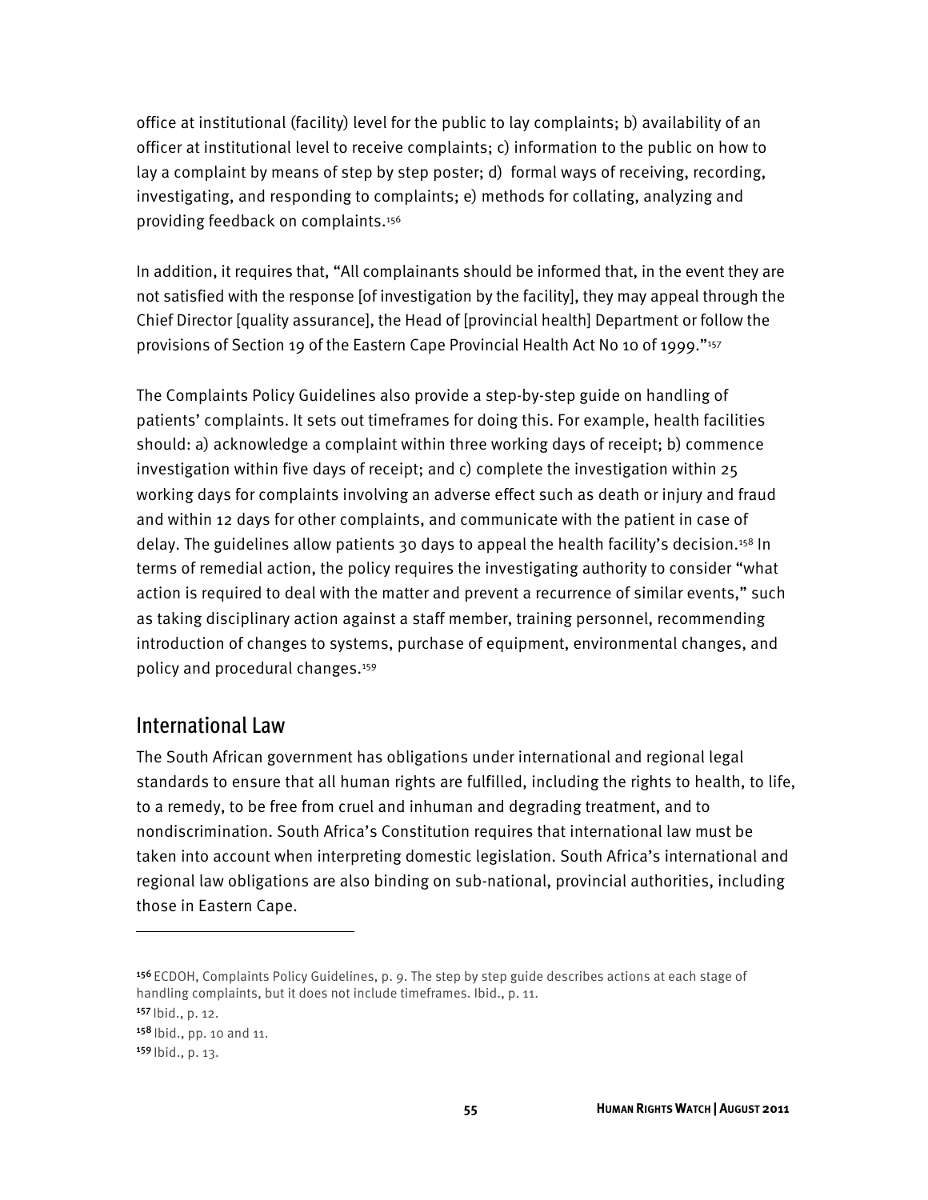office at institutional (facility) level for the public to lay complaints; b) availability of an officer at institutional level to receive complaints; c) information to the public on how to lay a complaint by means of step by step poster; d) formal ways of receiving, recording, investigating, and responding to complaints; e) methods for collating, analyzing and providing feedback on complaints.[156]

In addition, it requires that, "All complainants should be informed that, in the event they are not satisfied with the response [of investigation by the facility], they may appeal through the Chief Director [quality assurance], the Head of [provincial health] Department or follow the provisions of Section 19 of the Eastern Cape Provincial Health Act No 10 of 1999."[157]

The Complaints Policy Guidelines also provide a step-by-step guide on handling of patients' complaints. It sets out timeframes for doing this. For example, health facilities should: a) acknowledge a complaint within three working days of receipt; b) commence investigation within five days of receipt; and c) complete the investigation within 25 working days for complaints involving an adverse effect such as death or injury and fraud and within 12 days for other complaints, and communicate with the patient in case of delay. The guidelines allow patients 30 days to appeal the health facility's decision.[158] In terms of remedial action, the policy requires the investigating authority to consider "what action is required to deal with the matter and prevent a recurrence of similar events," such as taking disciplinary action against a staff member, training personnel, recommending introduction of changes to systems, purchase of equipment, environmental changes, and policy and procedural changes.[159]

## International Law

The South African government has obligations under international and regional legal standards to ensure that all human rights are fulfilled, including the rights to health, to life, to a remedy, to be free from cruel and inhuman and degrading treatment, and to nondiscrimination. South Africa's Constitution requires that international law must be taken into account when interpreting domestic legislation. South Africa's international and regional law obligations are also binding on sub-national, provincial authorities, including those in Eastern Cape.

---

[156] ECDOH, Complaints Policy Guidelines, p. 9. The step by step guide describes actions at each stage of handling complaints, but it does not include timeframes. Ibid., p. 11.

[157] Ibid., p. 12.

[158] Ibid., pp. 10 and 11.

[159] Ibid., p. 13.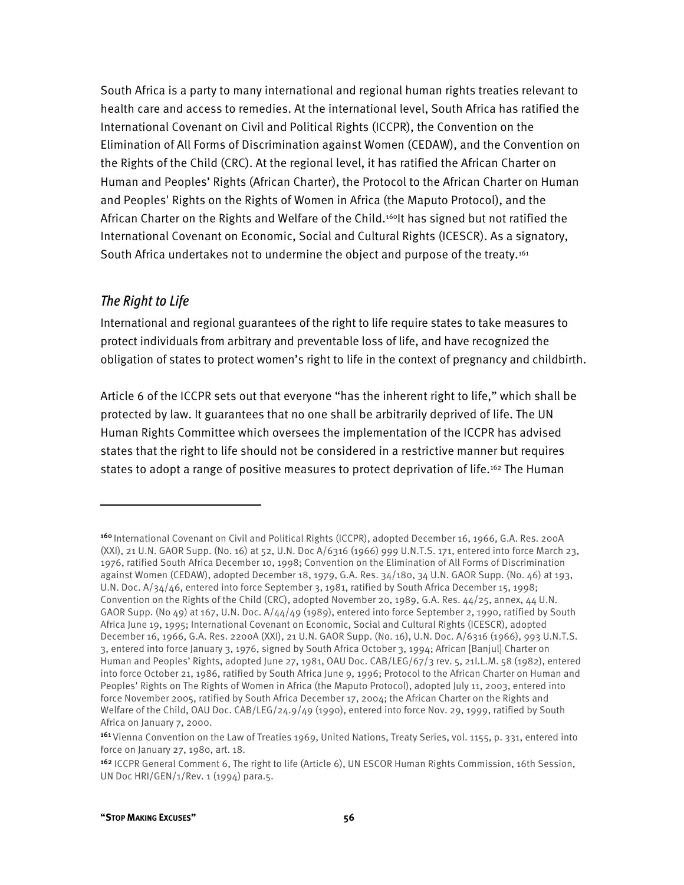South Africa is a party to many international and regional human rights treaties relevant to health care and access to remedies. At the international level, South Africa has ratified the International Covenant on Civil and Political Rights (ICCPR), the Convention on the Elimination of All Forms of Discrimination against Women (CEDAW), and the Convention on the Rights of the Child (CRC). At the regional level, it has ratified the African Charter on Human and Peoples' Rights (African Charter), the Protocol to the African Charter on Human and Peoples' Rights on the Rights of Women in Africa (the Maputo Protocol), and the African Charter on the Rights and Welfare of the Child.[160]It has signed but not ratified the International Covenant on Economic, Social and Cultural Rights (ICESCR). As a signatory, South Africa undertakes not to undermine the object and purpose of the treaty.[161]

### *The Right to Life*

International and regional guarantees of the right to life require states to take measures to protect individuals from arbitrary and preventable loss of life, and have recognized the obligation of states to protect women's right to life in the context of pregnancy and childbirth.

Article 6 of the ICCPR sets out that everyone "has the inherent right to life," which shall be protected by law. It guarantees that no one shall be arbitrarily deprived of life. The UN Human Rights Committee which oversees the implementation of the ICCPR has advised states that the right to life should not be considered in a restrictive manner but requires states to adopt a range of positive measures to protect deprivation of life.[162] The Human

---

[160] International Covenant on Civil and Political Rights (ICCPR), adopted December 16, 1966, G.A. Res. 200A (XXI), 21 U.N. GAOR Supp. (No. 16) at 52, U.N. Doc A/6316 (1966) 999 U.N.T.S. 171, entered into force March 23, 1976, ratified South Africa December 10, 1998; Convention on the Elimination of All Forms of Discrimination against Women (CEDAW), adopted December 18, 1979, G.A. Res. 34/180, 34 U.N. GAOR Supp. (No. 46) at 193, U.N. Doc. A/34/46, entered into force September 3, 1981, ratified by South Africa December 15, 1998; Convention on the Rights of the Child (CRC), adopted November 20, 1989, G.A. Res. 44/25, annex, 44 U.N. GAOR Supp. (No 49) at 167, U.N. Doc. A/44/49 (1989), entered into force September 2, 1990, ratified by South Africa June 19, 1995; International Covenant on Economic, Social and Cultural Rights (ICESCR), adopted December 16, 1966, G.A. Res. 2200A (XXI), 21 U.N. GAOR Supp. (No. 16), U.N. Doc. A/6316 (1966), 993 U.N.T.S. 3, entered into force January 3, 1976, signed by South Africa October 3, 1994; African [Banjul] Charter on Human and Peoples' Rights, adopted June 27, 1981, OAU Doc. CAB/LEG/67/3 rev. 5, 21I.L.M. 58 (1982), entered into force October 21, 1986, ratified by South Africa June 9, 1996; Protocol to the African Charter on Human and Peoples' Rights on The Rights of Women in Africa (the Maputo Protocol), adopted July 11, 2003, entered into force November 2005, ratified by South Africa December 17, 2004; the African Charter on the Rights and Welfare of the Child, OAU Doc. CAB/LEG/24.9/49 (1990), entered into force Nov. 29, 1999, ratified by South Africa on January 7, 2000.

[161] Vienna Convention on the Law of Treaties 1969, United Nations, Treaty Series, vol. 1155, p. 331, entered into force on January 27, 1980, art. 18.

[162] ICCPR General Comment 6, The right to life (Article 6), UN ESCOR Human Rights Commission, 16th Session, UN Doc HRI/GEN/1/Rev. 1 (1994) para.5.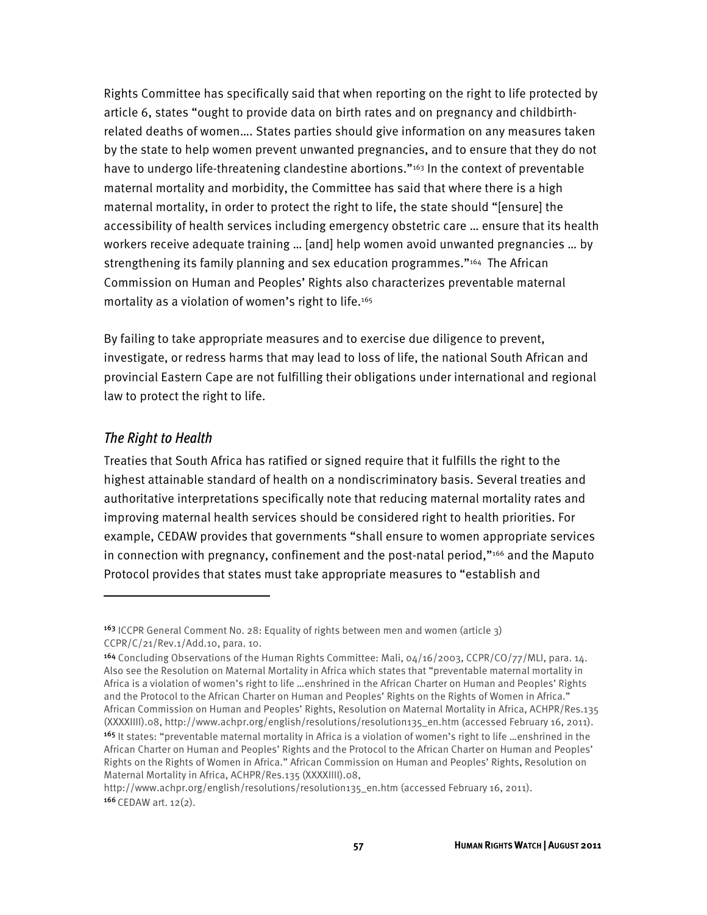Rights Committee has specifically said that when reporting on the right to life protected by article 6, states "ought to provide data on birth rates and on pregnancy and childbirth-related deaths of women…. States parties should give information on any measures taken by the state to help women prevent unwanted pregnancies, and to ensure that they do not have to undergo life-threatening clandestine abortions."[163] In the context of preventable maternal mortality and morbidity, the Committee has said that where there is a high maternal mortality, in order to protect the right to life, the state should "[ensure] the accessibility of health services including emergency obstetric care … ensure that its health workers receive adequate training … [and] help women avoid unwanted pregnancies … by strengthening its family planning and sex education programmes."[164] The African Commission on Human and Peoples' Rights also characterizes preventable maternal mortality as a violation of women's right to life.[165]

By failing to take appropriate measures and to exercise due diligence to prevent, investigate, or redress harms that may lead to loss of life, the national South African and provincial Eastern Cape are not fulfilling their obligations under international and regional law to protect the right to life.

### *The Right to Health*

Treaties that South Africa has ratified or signed require that it fulfills the right to the highest attainable standard of health on a nondiscriminatory basis. Several treaties and authoritative interpretations specifically note that reducing maternal mortality rates and improving maternal health services should be considered right to health priorities. For example, CEDAW provides that governments "shall ensure to women appropriate services in connection with pregnancy, confinement and the post-natal period,"[166] and the Maputo Protocol provides that states must take appropriate measures to "establish and

---

[163] ICCPR General Comment No. 28: Equality of rights between men and women (article 3) CCPR/C/21/Rev.1/Add.10, para. 10.

[164] Concluding Observations of the Human Rights Committee: Mali, 04/16/2003, CCPR/CO/77/MLI, para. 14. Also see the Resolution on Maternal Mortality in Africa which states that "preventable maternal mortality in Africa is a violation of women's right to life …enshrined in the African Charter on Human and Peoples' Rights and the Protocol to the African Charter on Human and Peoples' Rights on the Rights of Women in Africa." African Commission on Human and Peoples' Rights, Resolution on Maternal Mortality in Africa, ACHPR/Res.135 (XXXXIIII).08, http://www.achpr.org/english/resolutions/resolution135_en.htm (accessed February 16, 2011).

[165] It states: "preventable maternal mortality in Africa is a violation of women's right to life …enshrined in the African Charter on Human and Peoples' Rights and the Protocol to the African Charter on Human and Peoples' Rights on the Rights of Women in Africa." African Commission on Human and Peoples' Rights, Resolution on Maternal Mortality in Africa, ACHPR/Res.135 (XXXXIIII).08, http://www.achpr.org/english/resolutions/resolution135_en.htm (accessed February 16, 2011).

[166] CEDAW art. 12(2).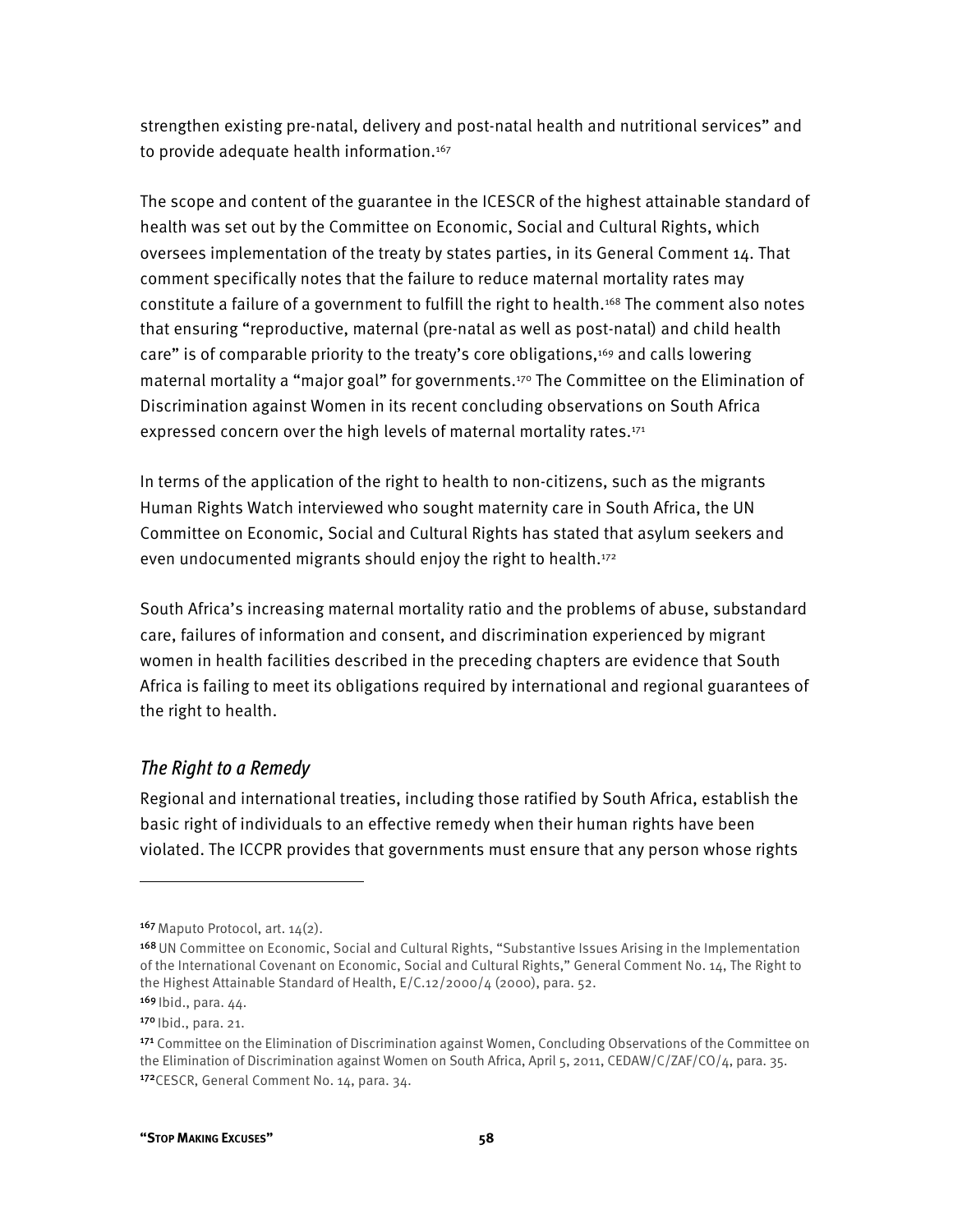strengthen existing pre-natal, delivery and post-natal health and nutritional services" and to provide adequate health information.[167]

The scope and content of the guarantee in the ICESCR of the highest attainable standard of health was set out by the Committee on Economic, Social and Cultural Rights, which oversees implementation of the treaty by states parties, in its General Comment 14. That comment specifically notes that the failure to reduce maternal mortality rates may constitute a failure of a government to fulfill the right to health.[168] The comment also notes that ensuring "reproductive, maternal (pre-natal as well as post-natal) and child health care" is of comparable priority to the treaty's core obligations,[169] and calls lowering maternal mortality a "major goal" for governments.[170] The Committee on the Elimination of Discrimination against Women in its recent concluding observations on South Africa expressed concern over the high levels of maternal mortality rates.[171]

In terms of the application of the right to health to non-citizens, such as the migrants Human Rights Watch interviewed who sought maternity care in South Africa, the UN Committee on Economic, Social and Cultural Rights has stated that asylum seekers and even undocumented migrants should enjoy the right to health.[172]

South Africa's increasing maternal mortality ratio and the problems of abuse, substandard care, failures of information and consent, and discrimination experienced by migrant women in health facilities described in the preceding chapters are evidence that South Africa is failing to meet its obligations required by international and regional guarantees of the right to health.

### *The Right to a Remedy*

Regional and international treaties, including those ratified by South Africa, establish the basic right of individuals to an effective remedy when their human rights have been violated. The ICCPR provides that governments must ensure that any person whose rights

---

[167] Maputo Protocol, art. 14(2).

[168] UN Committee on Economic, Social and Cultural Rights, "Substantive Issues Arising in the Implementation of the International Covenant on Economic, Social and Cultural Rights," General Comment No. 14, The Right to the Highest Attainable Standard of Health, E/C.12/2000/4 (2000), para. 52.

[169] Ibid., para. 44.

[170] Ibid., para. 21.

[171] Committee on the Elimination of Discrimination against Women, Concluding Observations of the Committee on the Elimination of Discrimination against Women on South Africa, April 5, 2011, CEDAW/C/ZAF/CO/4, para. 35.

[172] CESCR, General Comment No. 14, para. 34.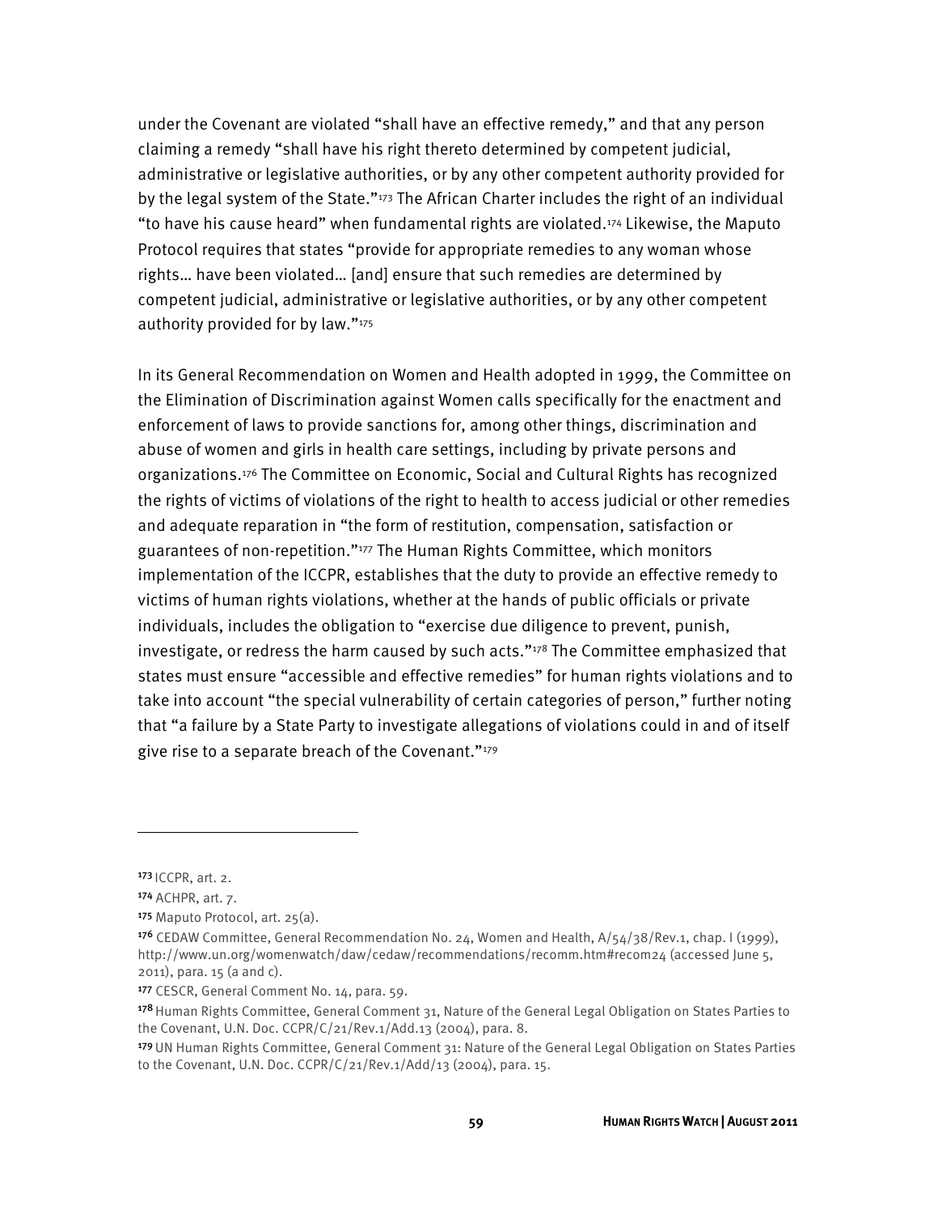under the Covenant are violated "shall have an effective remedy," and that any person claiming a remedy "shall have his right thereto determined by competent judicial, administrative or legislative authorities, or by any other competent authority provided for by the legal system of the State."[173] The African Charter includes the right of an individual "to have his cause heard" when fundamental rights are violated.[174] Likewise, the Maputo Protocol requires that states "provide for appropriate remedies to any woman whose rights… have been violated… [and] ensure that such remedies are determined by competent judicial, administrative or legislative authorities, or by any other competent authority provided for by law."[175]

In its General Recommendation on Women and Health adopted in 1999, the Committee on the Elimination of Discrimination against Women calls specifically for the enactment and enforcement of laws to provide sanctions for, among other things, discrimination and abuse of women and girls in health care settings, including by private persons and organizations.[176] The Committee on Economic, Social and Cultural Rights has recognized the rights of victims of violations of the right to health to access judicial or other remedies and adequate reparation in "the form of restitution, compensation, satisfaction or guarantees of non-repetition."[177] The Human Rights Committee, which monitors implementation of the ICCPR, establishes that the duty to provide an effective remedy to victims of human rights violations, whether at the hands of public officials or private individuals, includes the obligation to "exercise due diligence to prevent, punish, investigate, or redress the harm caused by such acts."[178] The Committee emphasized that states must ensure "accessible and effective remedies" for human rights violations and to take into account "the special vulnerability of certain categories of person," further noting that "a failure by a State Party to investigate allegations of violations could in and of itself give rise to a separate breach of the Covenant."[179]

---

[173] ICCPR, art. 2.

[174] ACHPR, art. 7.

[175] Maputo Protocol, art. 25(a).

[176] CEDAW Committee, General Recommendation No. 24, Women and Health, A/54/38/Rev.1, chap. I (1999), http://www.un.org/womenwatch/daw/cedaw/recommendations/recomm.htm#recom24 (accessed June 5, 2011), para. 15 (a and c).

[177] CESCR, General Comment No. 14, para. 59.

[178] Human Rights Committee, General Comment 31, Nature of the General Legal Obligation on States Parties to the Covenant, U.N. Doc. CCPR/C/21/Rev.1/Add.13 (2004), para. 8.

[179] UN Human Rights Committee, General Comment 31: Nature of the General Legal Obligation on States Parties to the Covenant, U.N. Doc. CCPR/C/21/Rev.1/Add/13 (2004), para. 15.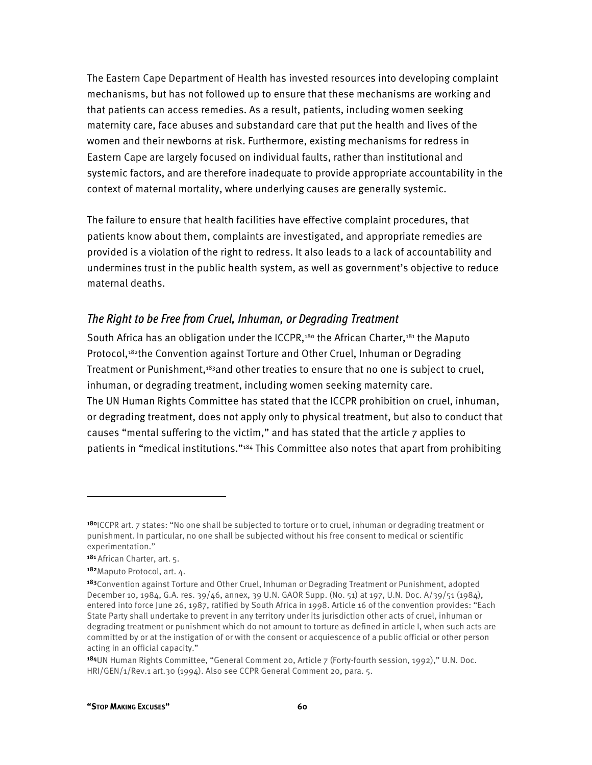The Eastern Cape Department of Health has invested resources into developing complaint mechanisms, but has not followed up to ensure that these mechanisms are working and that patients can access remedies. As a result, patients, including women seeking maternity care, face abuses and substandard care that put the health and lives of the women and their newborns at risk. Furthermore, existing mechanisms for redress in Eastern Cape are largely focused on individual faults, rather than institutional and systemic factors, and are therefore inadequate to provide appropriate accountability in the context of maternal mortality, where underlying causes are generally systemic.

The failure to ensure that health facilities have effective complaint procedures, that patients know about them, complaints are investigated, and appropriate remedies are provided is a violation of the right to redress. It also leads to a lack of accountability and undermines trust in the public health system, as well as government's objective to reduce maternal deaths.

### *The Right to be Free from Cruel, Inhuman, or Degrading Treatment*

South Africa has an obligation under the ICCPR,[180] the African Charter,[181] the Maputo Protocol,[182] the Convention against Torture and Other Cruel, Inhuman or Degrading Treatment or Punishment,[183] and other treaties to ensure that no one is subject to cruel, inhuman, or degrading treatment, including women seeking maternity care.

The UN Human Rights Committee has stated that the ICCPR prohibition on cruel, inhuman, or degrading treatment, does not apply only to physical treatment, but also to conduct that causes "mental suffering to the victim," and has stated that the article 7 applies to patients in "medical institutions."[184] This Committee also notes that apart from prohibiting

---

[180] ICCPR art. 7 states: "No one shall be subjected to torture or to cruel, inhuman or degrading treatment or punishment. In particular, no one shall be subjected without his free consent to medical or scientific experimentation."

[181] African Charter, art. 5.

[182] Maputo Protocol, art. 4.

[183] Convention against Torture and Other Cruel, Inhuman or Degrading Treatment or Punishment, adopted December 10, 1984, G.A. res. 39/46, annex, 39 U.N. GAOR Supp. (No. 51) at 197, U.N. Doc. A/39/51 (1984), entered into force June 26, 1987, ratified by South Africa in 1998. Article 16 of the convention provides: "Each State Party shall undertake to prevent in any territory under its jurisdiction other acts of cruel, inhuman or degrading treatment or punishment which do not amount to torture as defined in article I, when such acts are committed by or at the instigation of or with the consent or acquiescence of a public official or other person acting in an official capacity."

[184] UN Human Rights Committee, "General Comment 20, Article 7 (Forty-fourth session, 1992)," U.N. Doc. HRI/GEN/1/Rev.1 art.30 (1994). Also see CCPR General Comment 20, para. 5.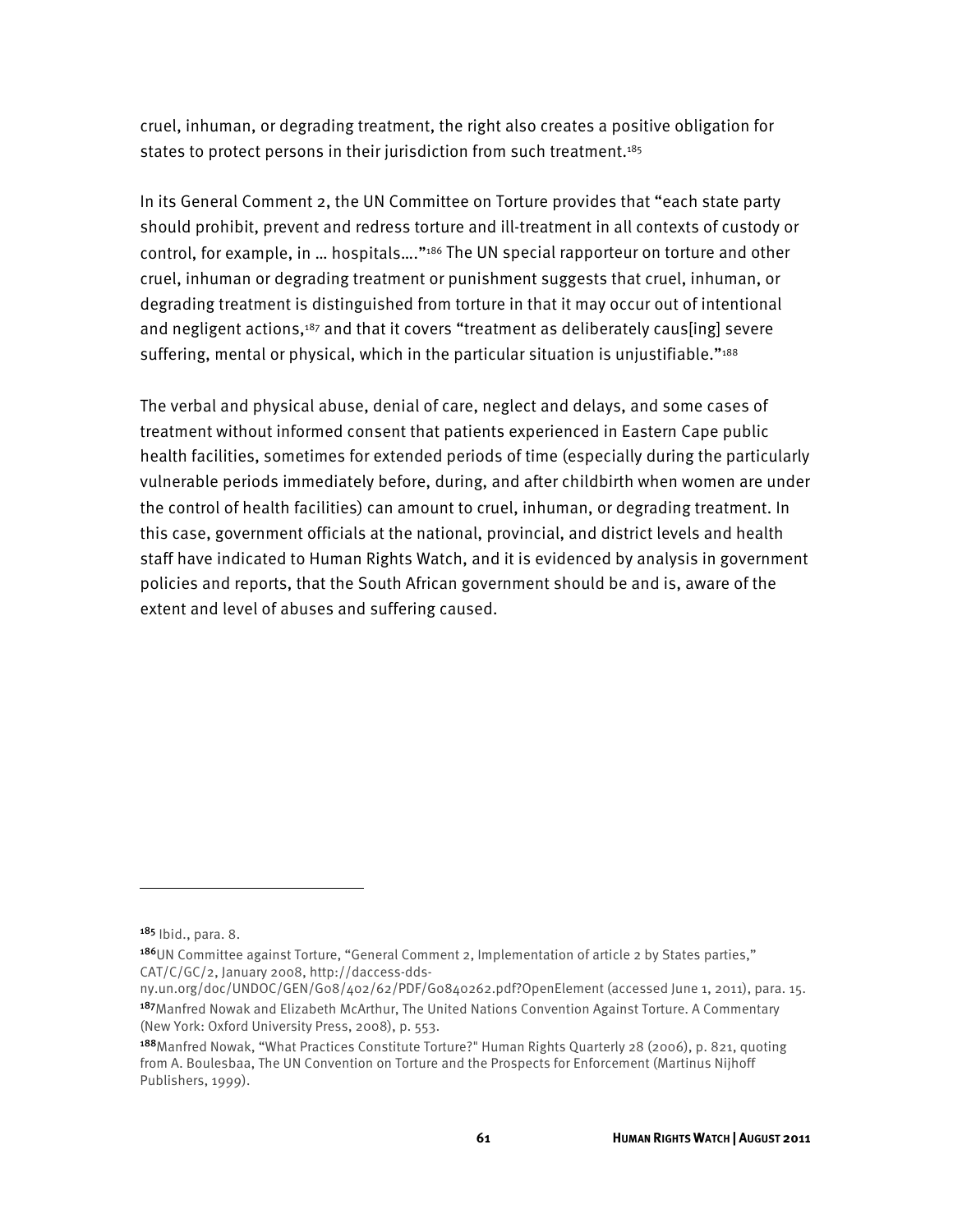cruel, inhuman, or degrading treatment, the right also creates a positive obligation for states to protect persons in their jurisdiction from such treatment.[185]

In its General Comment 2, the UN Committee on Torture provides that "each state party should prohibit, prevent and redress torture and ill-treatment in all contexts of custody or control, for example, in … hospitals…."[186] The UN special rapporteur on torture and other cruel, inhuman or degrading treatment or punishment suggests that cruel, inhuman, or degrading treatment is distinguished from torture in that it may occur out of intentional and negligent actions,[187] and that it covers "treatment as deliberately caus[ing] severe suffering, mental or physical, which in the particular situation is unjustifiable."[188]

The verbal and physical abuse, denial of care, neglect and delays, and some cases of treatment without informed consent that patients experienced in Eastern Cape public health facilities, sometimes for extended periods of time (especially during the particularly vulnerable periods immediately before, during, and after childbirth when women are under the control of health facilities) can amount to cruel, inhuman, or degrading treatment. In this case, government officials at the national, provincial, and district levels and health staff have indicated to Human Rights Watch, and it is evidenced by analysis in government policies and reports, that the South African government should be and is, aware of the extent and level of abuses and suffering caused.

---

[185] Ibid., para. 8.

[186] UN Committee against Torture, "General Comment 2, Implementation of article 2 by States parties," CAT/C/GC/2, January 2008, http://daccess-dds-ny.un.org/doc/UNDOC/GEN/G08/402/62/PDF/G0840262.pdf?OpenElement (accessed June 1, 2011), para. 15.

[187] Manfred Nowak and Elizabeth McArthur, The United Nations Convention Against Torture. A Commentary (New York: Oxford University Press, 2008), p. 553.

[188] Manfred Nowak, "What Practices Constitute Torture?" Human Rights Quarterly 28 (2006), p. 821, quoting from A. Boulesbaa, The UN Convention on Torture and the Prospects for Enforcement (Martinus Nijhoff Publishers, 1999).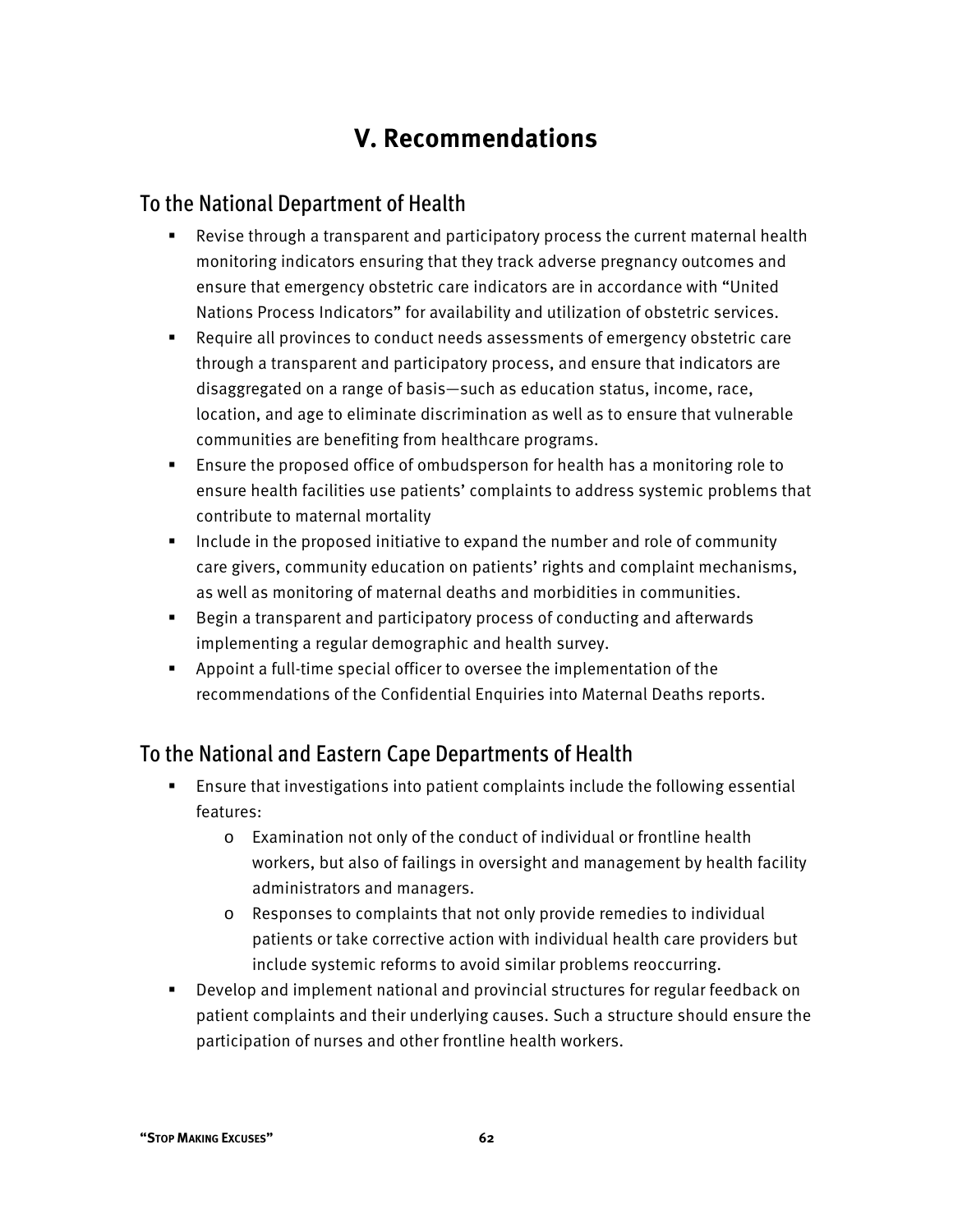# V. Recommendations

## To the National Department of Health

- Revise through a transparent and participatory process the current maternal health monitoring indicators ensuring that they track adverse pregnancy outcomes and ensure that emergency obstetric care indicators are in accordance with "United Nations Process Indicators" for availability and utilization of obstetric services.
- Require all provinces to conduct needs assessments of emergency obstetric care through a transparent and participatory process, and ensure that indicators are disaggregated on a range of basis—such as education status, income, race, location, and age to eliminate discrimination as well as to ensure that vulnerable communities are benefiting from healthcare programs.
- Ensure the proposed office of ombudsperson for health has a monitoring role to ensure health facilities use patients' complaints to address systemic problems that contribute to maternal mortality
- Include in the proposed initiative to expand the number and role of community care givers, community education on patients' rights and complaint mechanisms, as well as monitoring of maternal deaths and morbidities in communities.
- Begin a transparent and participatory process of conducting and afterwards implementing a regular demographic and health survey.
- Appoint a full-time special officer to oversee the implementation of the recommendations of the Confidential Enquiries into Maternal Deaths reports.

## To the National and Eastern Cape Departments of Health

- Ensure that investigations into patient complaints include the following essential features:
  - Examination not only of the conduct of individual or frontline health workers, but also of failings in oversight and management by health facility administrators and managers.
  - Responses to complaints that not only provide remedies to individual patients or take corrective action with individual health care providers but include systemic reforms to avoid similar problems reoccurring.
- Develop and implement national and provincial structures for regular feedback on patient complaints and their underlying causes. Such a structure should ensure the participation of nurses and other frontline health workers.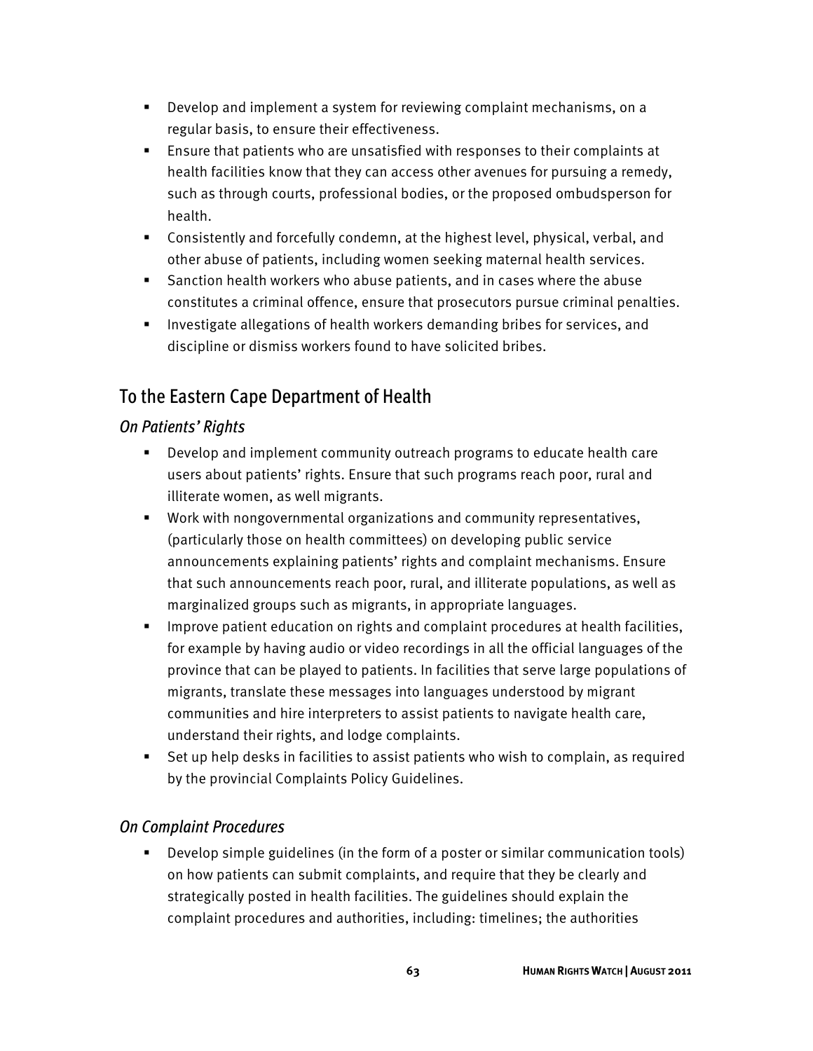- Develop and implement a system for reviewing complaint mechanisms, on a regular basis, to ensure their effectiveness.
- Ensure that patients who are unsatisfied with responses to their complaints at health facilities know that they can access other avenues for pursuing a remedy, such as through courts, professional bodies, or the proposed ombudsperson for health.
- Consistently and forcefully condemn, at the highest level, physical, verbal, and other abuse of patients, including women seeking maternal health services.
- Sanction health workers who abuse patients, and in cases where the abuse constitutes a criminal offence, ensure that prosecutors pursue criminal penalties.
- Investigate allegations of health workers demanding bribes for services, and discipline or dismiss workers found to have solicited bribes.

## To the Eastern Cape Department of Health

### *On Patients' Rights*

- Develop and implement community outreach programs to educate health care users about patients' rights. Ensure that such programs reach poor, rural and illiterate women, as well migrants.
- Work with nongovernmental organizations and community representatives, (particularly those on health committees) on developing public service announcements explaining patients' rights and complaint mechanisms. Ensure that such announcements reach poor, rural, and illiterate populations, as well as marginalized groups such as migrants, in appropriate languages.
- Improve patient education on rights and complaint procedures at health facilities, for example by having audio or video recordings in all the official languages of the province that can be played to patients. In facilities that serve large populations of migrants, translate these messages into languages understood by migrant communities and hire interpreters to assist patients to navigate health care, understand their rights, and lodge complaints.
- Set up help desks in facilities to assist patients who wish to complain, as required by the provincial Complaints Policy Guidelines.

### *On Complaint Procedures*

- Develop simple guidelines (in the form of a poster or similar communication tools) on how patients can submit complaints, and require that they be clearly and strategically posted in health facilities. The guidelines should explain the complaint procedures and authorities, including: timelines; the authorities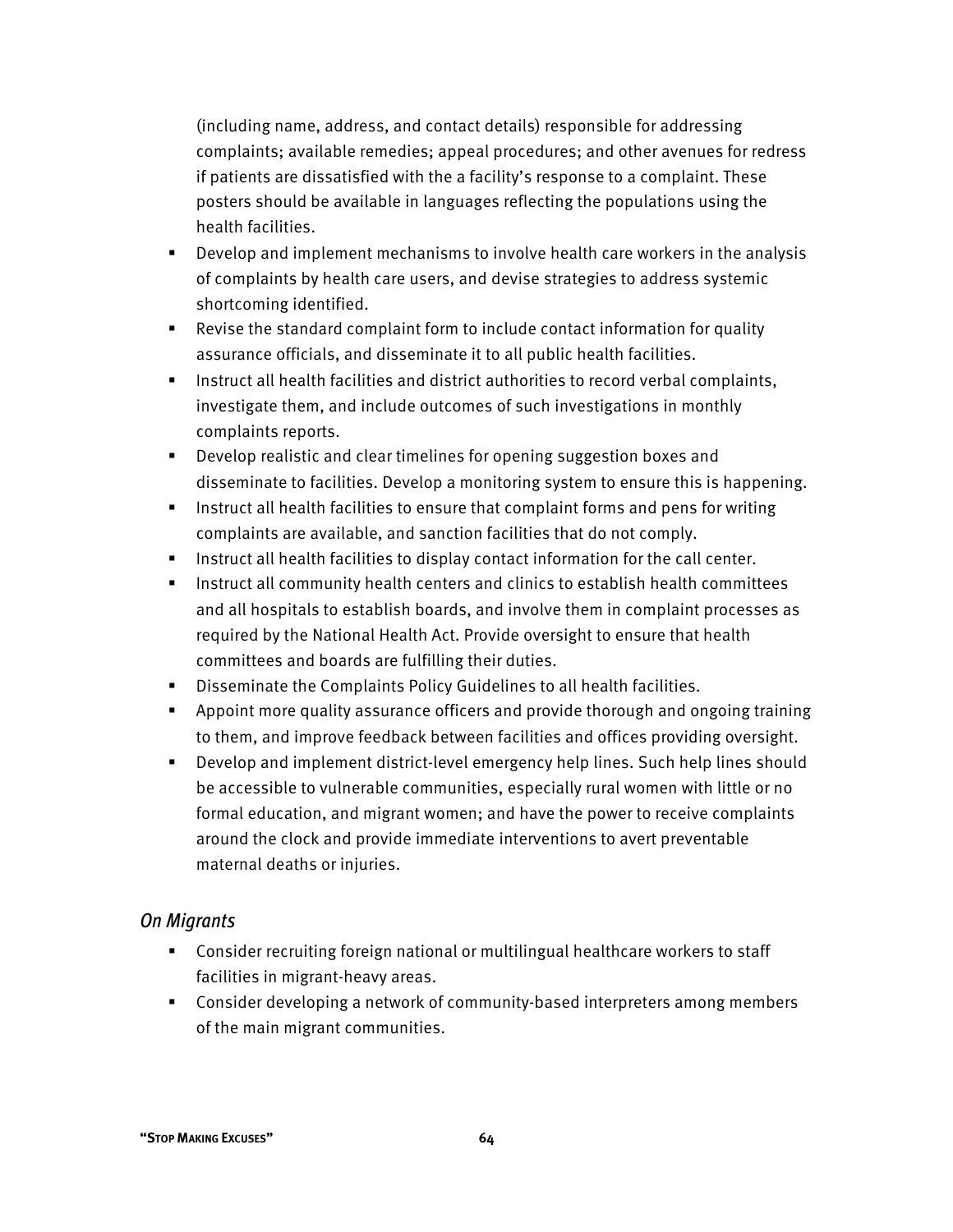(including name, address, and contact details) responsible for addressing complaints; available remedies; appeal procedures; and other avenues for redress if patients are dissatisfied with the a facility's response to a complaint. These posters should be available in languages reflecting the populations using the health facilities.

- Develop and implement mechanisms to involve health care workers in the analysis of complaints by health care users, and devise strategies to address systemic shortcoming identified.
- Revise the standard complaint form to include contact information for quality assurance officials, and disseminate it to all public health facilities.
- Instruct all health facilities and district authorities to record verbal complaints, investigate them, and include outcomes of such investigations in monthly complaints reports.
- Develop realistic and clear timelines for opening suggestion boxes and disseminate to facilities. Develop a monitoring system to ensure this is happening.
- Instruct all health facilities to ensure that complaint forms and pens for writing complaints are available, and sanction facilities that do not comply.
- Instruct all health facilities to display contact information for the call center.
- Instruct all community health centers and clinics to establish health committees and all hospitals to establish boards, and involve them in complaint processes as required by the National Health Act. Provide oversight to ensure that health committees and boards are fulfilling their duties.
- Disseminate the Complaints Policy Guidelines to all health facilities.
- Appoint more quality assurance officers and provide thorough and ongoing training to them, and improve feedback between facilities and offices providing oversight.
- Develop and implement district-level emergency help lines. Such help lines should be accessible to vulnerable communities, especially rural women with little or no formal education, and migrant women; and have the power to receive complaints around the clock and provide immediate interventions to avert preventable maternal deaths or injuries.

### *On Migrants*

- Consider recruiting foreign national or multilingual healthcare workers to staff facilities in migrant-heavy areas.
- Consider developing a network of community-based interpreters among members of the main migrant communities.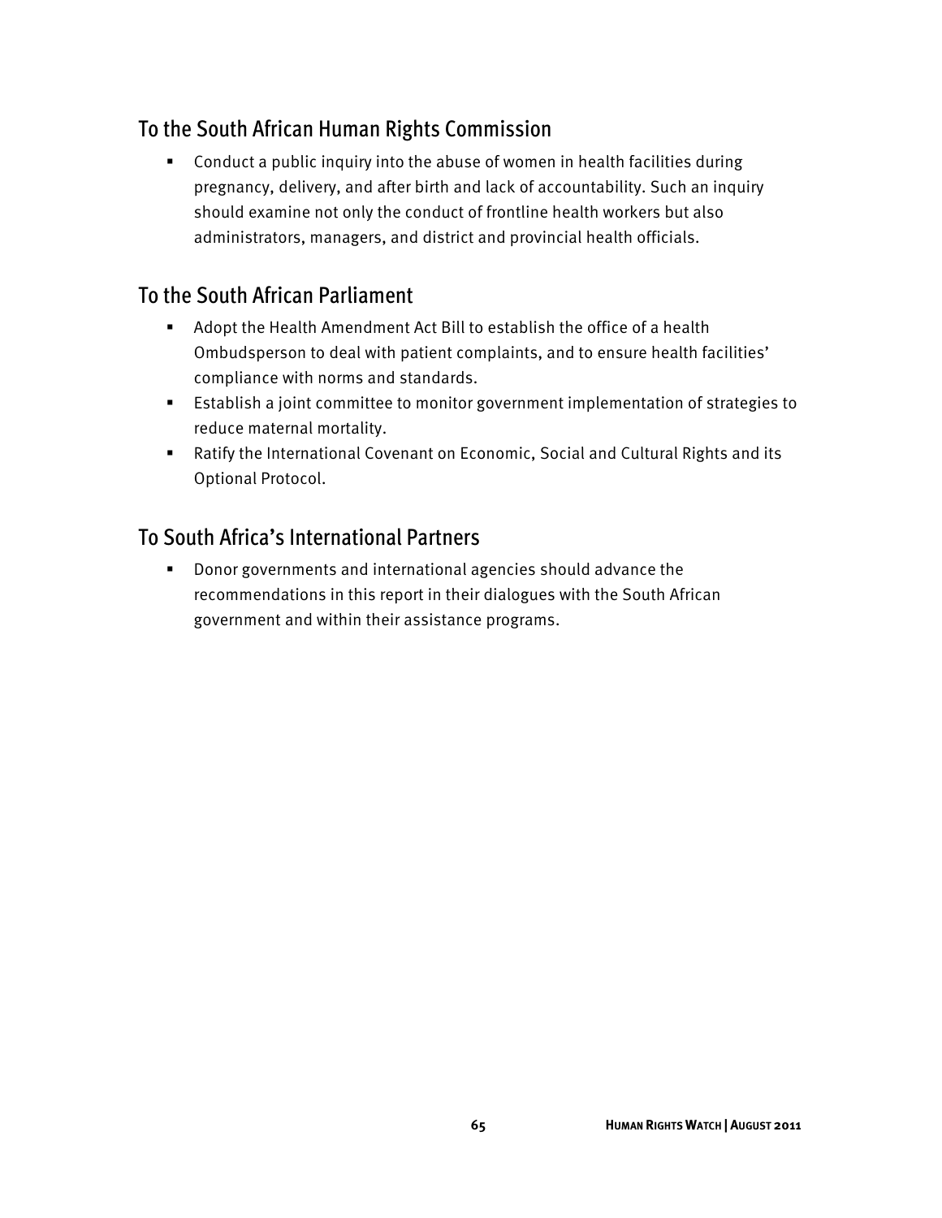## To the South African Human Rights Commission

- Conduct a public inquiry into the abuse of women in health facilities during pregnancy, delivery, and after birth and lack of accountability. Such an inquiry should examine not only the conduct of frontline health workers but also administrators, managers, and district and provincial health officials.

## To the South African Parliament

- Adopt the Health Amendment Act Bill to establish the office of a health Ombudsperson to deal with patient complaints, and to ensure health facilities' compliance with norms and standards.
- Establish a joint committee to monitor government implementation of strategies to reduce maternal mortality.
- Ratify the International Covenant on Economic, Social and Cultural Rights and its Optional Protocol.

## To South Africa's International Partners

- Donor governments and international agencies should advance the recommendations in this report in their dialogues with the South African government and within their assistance programs.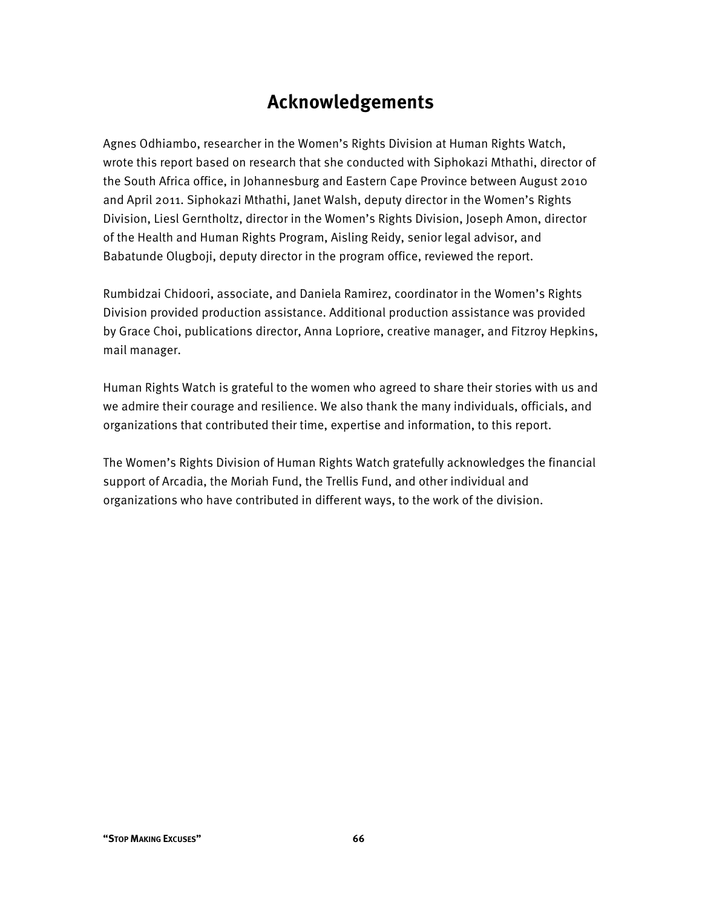# Acknowledgements

Agnes Odhiambo, researcher in the Women's Rights Division at Human Rights Watch, wrote this report based on research that she conducted with Siphokazi Mthathi, director of the South Africa office, in Johannesburg and Eastern Cape Province between August 2010 and April 2011. Siphokazi Mthathi, Janet Walsh, deputy director in the Women's Rights Division, Liesl Gerntholtz, director in the Women's Rights Division, Joseph Amon, director of the Health and Human Rights Program, Aisling Reidy, senior legal advisor, and Babatunde Olugboji, deputy director in the program office, reviewed the report.

Rumbidzai Chidoori, associate, and Daniela Ramirez, coordinator in the Women's Rights Division provided production assistance. Additional production assistance was provided by Grace Choi, publications director, Anna Lopriore, creative manager, and Fitzroy Hepkins, mail manager.

Human Rights Watch is grateful to the women who agreed to share their stories with us and we admire their courage and resilience. We also thank the many individuals, officials, and organizations that contributed their time, expertise and information, to this report.

The Women's Rights Division of Human Rights Watch gratefully acknowledges the financial support of Arcadia, the Moriah Fund, the Trellis Fund, and other individual and organizations who have contributed in different ways, to the work of the division.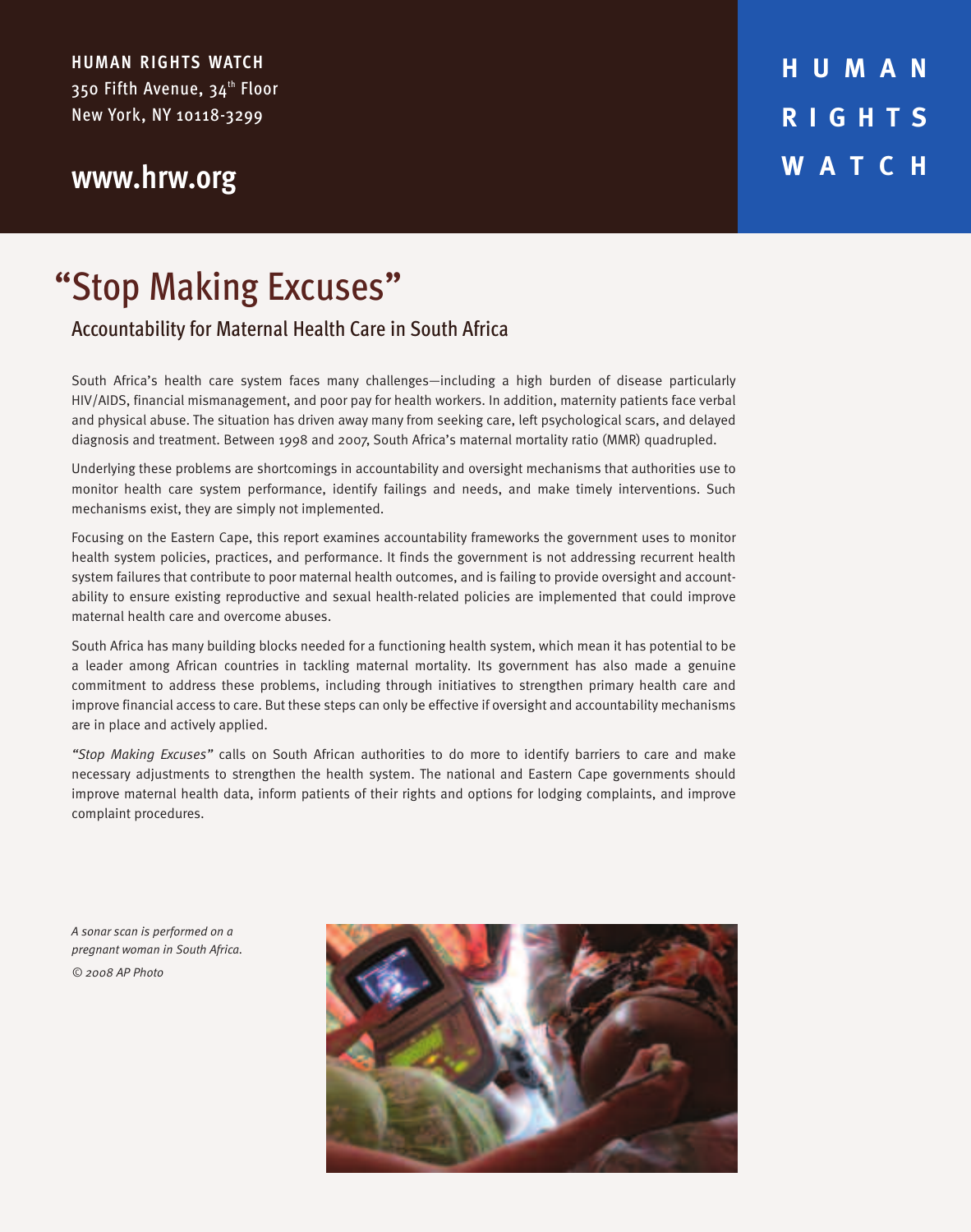**HUMAN RIGHTS WATCH**
350 Fifth Avenue, 34th Floor
New York, NY 10118-3299

**www.hrw.org**

**HUMAN RIGHTS WATCH**

# "Stop Making Excuses"

## Accountability for Maternal Health Care in South Africa

South Africa's health care system faces many challenges—including a high burden of disease particularly HIV/AIDS, financial mismanagement, and poor pay for health workers. In addition, maternity patients face verbal and physical abuse. The situation has driven away many from seeking care, left psychological scars, and delayed diagnosis and treatment. Between 1998 and 2007, South Africa's maternal mortality ratio (MMR) quadrupled.

Underlying these problems are shortcomings in accountability and oversight mechanisms that authorities use to monitor health care system performance, identify failings and needs, and make timely interventions. Such mechanisms exist, they are simply not implemented.

Focusing on the Eastern Cape, this report examines accountability frameworks the government uses to monitor health system policies, practices, and performance. It finds the government is not addressing recurrent health system failures that contribute to poor maternal health outcomes, and is failing to provide oversight and accountability to ensure existing reproductive and sexual health-related policies are implemented that could improve maternal health care and overcome abuses.

South Africa has many building blocks needed for a functioning health system, which mean it has potential to be a leader among African countries in tackling maternal mortality. Its government has also made a genuine commitment to address these problems, including through initiatives to strengthen primary health care and improve financial access to care. But these steps can only be effective if oversight and accountability mechanisms are in place and actively applied.

*"Stop Making Excuses"* calls on South African authorities to do more to identify barriers to care and make necessary adjustments to strengthen the health system. The national and Eastern Cape governments should improve maternal health data, inform patients of their rights and options for lodging complaints, and improve complaint procedures.

*A sonar scan is performed on a pregnant woman in South Africa.*
*© 2008 AP Photo*